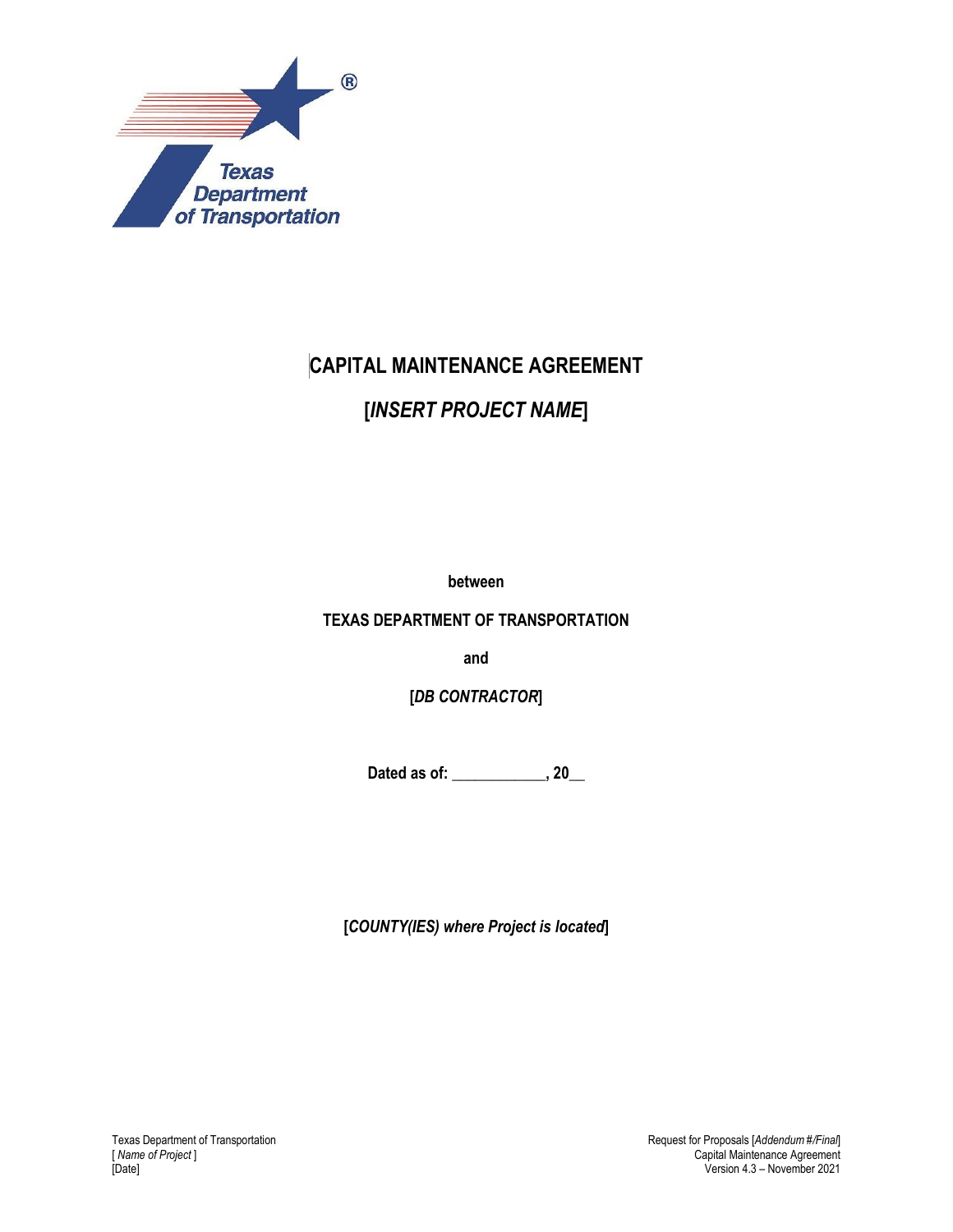# CAPITAL MAINTENANCE AGREEMENT

## [*INSERT PROJECT NAME*]

**between**

**TEXAS DEPARTMENT OF TRANSPORTATION**

**and**

**[*DB CONTRACTOR*]**

**Dated as of: ____________, 20__**

**[*COUNTY(IES) where Project is located*]**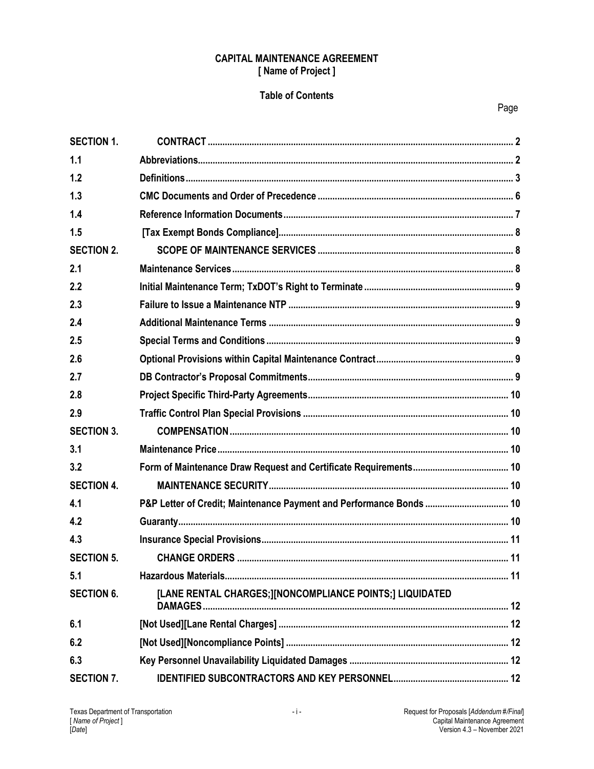**CAPITAL MAINTENANCE AGREEMENT**
**[ Name of Project ]**

**Table of Contents**

| | | Page |
|---|---|---|
| **SECTION 1.** | **CONTRACT** | **2** |
| **1.1** | **Abbreviations** | **2** |
| **1.2** | **Definitions** | **3** |
| **1.3** | **CMC Documents and Order of Precedence** | **6** |
| **1.4** | **Reference Information Documents** | **7** |
| **1.5** | **[Tax Exempt Bonds Compliance]** | **8** |
| **SECTION 2.** | **SCOPE OF MAINTENANCE SERVICES** | **8** |
| **2.1** | **Maintenance Services** | **8** |
| **2.2** | **Initial Maintenance Term; TxDOT's Right to Terminate** | **9** |
| **2.3** | **Failure to Issue a Maintenance NTP** | **9** |
| **2.4** | **Additional Maintenance Terms** | **9** |
| **2.5** | **Special Terms and Conditions** | **9** |
| **2.6** | **Optional Provisions within Capital Maintenance Contract** | **9** |
| **2.7** | **DB Contractor's Proposal Commitments** | **9** |
| **2.8** | **Project Specific Third-Party Agreements** | **10** |
| **2.9** | **Traffic Control Plan Special Provisions** | **10** |
| **SECTION 3.** | **COMPENSATION** | **10** |
| **3.1** | **Maintenance Price** | **10** |
| **3.2** | **Form of Maintenance Draw Request and Certificate Requirements** | **10** |
| **SECTION 4.** | **MAINTENANCE SECURITY** | **10** |
| **4.1** | **P&P Letter of Credit; Maintenance Payment and Performance Bonds** | **10** |
| **4.2** | **Guaranty** | **10** |
| **4.3** | **Insurance Special Provisions** | **11** |
| **SECTION 5.** | **CHANGE ORDERS** | **11** |
| **5.1** | **Hazardous Materials** | **11** |
| **SECTION 6.** | **[LANE RENTAL CHARGES;][NONCOMPLIANCE POINTS;] LIQUIDATED DAMAGES** | **12** |
| **6.1** | **[Not Used][Lane Rental Charges]** | **12** |
| **6.2** | **[Not Used][Noncompliance Points]** | **12** |
| **6.3** | **Key Personnel Unavailability Liquidated Damages** | **12** |
| **SECTION 7.** | **IDENTIFIED SUBCONTRACTORS AND KEY PERSONNEL** | **12** |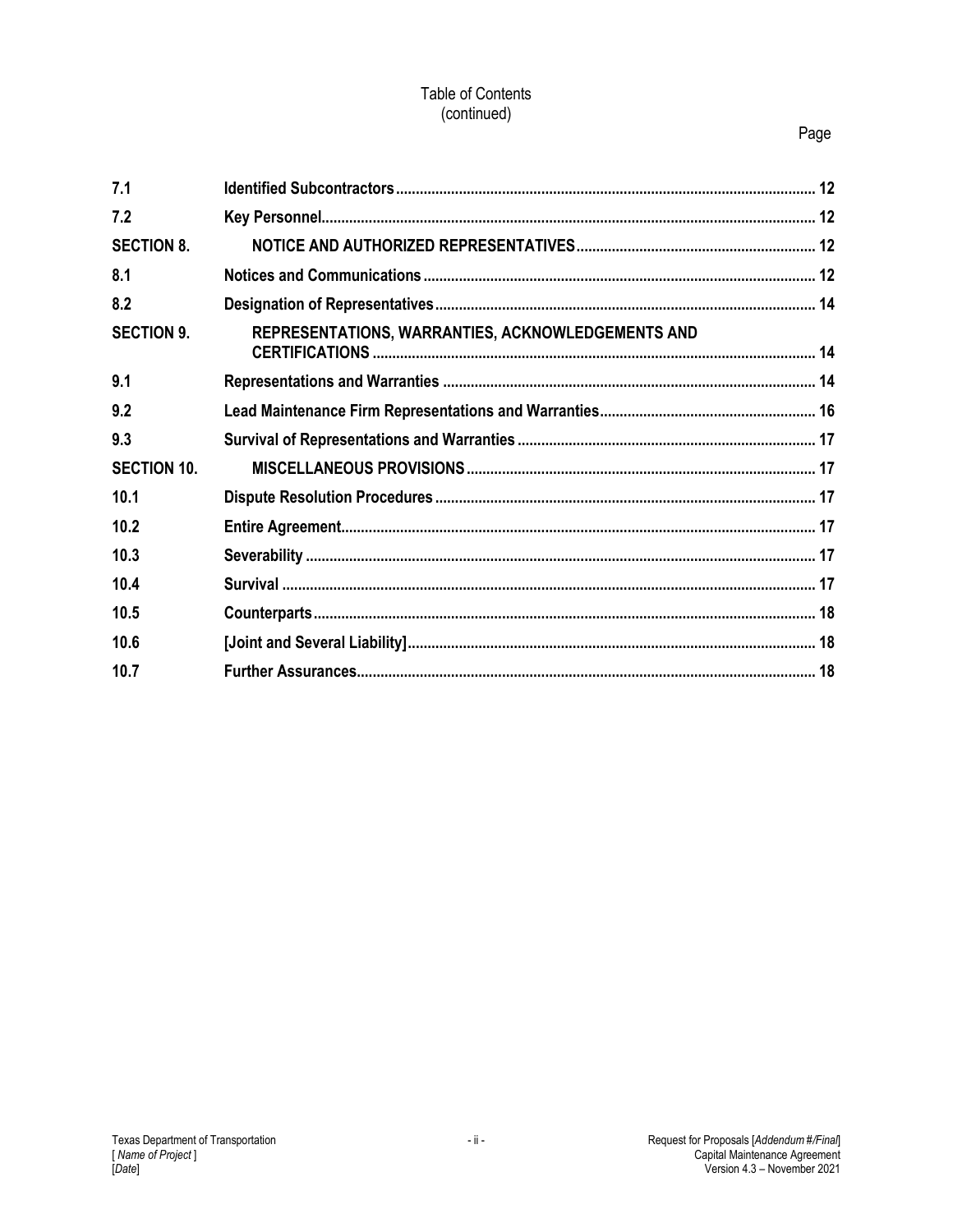Table of Contents
(continued)

| | | Page |
|---|---|---|
| **7.1** | **Identified Subcontractors** | **12** |
| **7.2** | **Key Personnel** | **12** |
| **SECTION 8.** | **NOTICE AND AUTHORIZED REPRESENTATIVES** | **12** |
| **8.1** | **Notices and Communications** | **12** |
| **8.2** | **Designation of Representatives** | **14** |
| **SECTION 9.** | **REPRESENTATIONS, WARRANTIES, ACKNOWLEDGEMENTS AND CERTIFICATIONS** | **14** |
| **9.1** | **Representations and Warranties** | **14** |
| **9.2** | **Lead Maintenance Firm Representations and Warranties** | **16** |
| **9.3** | **Survival of Representations and Warranties** | **17** |
| **SECTION 10.** | **MISCELLANEOUS PROVISIONS** | **17** |
| **10.1** | **Dispute Resolution Procedures** | **17** |
| **10.2** | **Entire Agreement** | **17** |
| **10.3** | **Severability** | **17** |
| **10.4** | **Survival** | **17** |
| **10.5** | **Counterparts** | **18** |
| **10.6** | **[Joint and Several Liability]** | **18** |
| **10.7** | **Further Assurances** | **18** |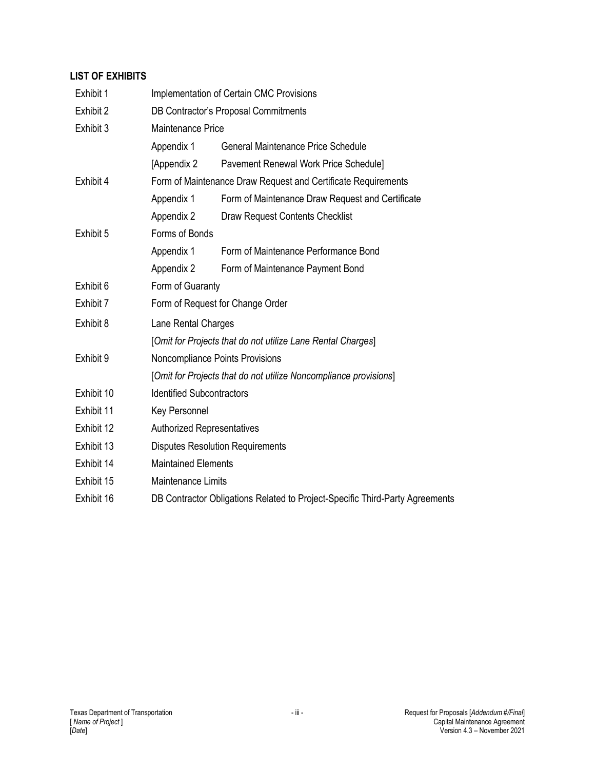**LIST OF EXHIBITS**

| | | |
|---|---|---|
| Exhibit 1 | Implementation of Certain CMC Provisions | |
| Exhibit 2 | DB Contractor's Proposal Commitments | |
| Exhibit 3 | Maintenance Price | |
| | Appendix 1 | General Maintenance Price Schedule |
| | [Appendix 2 | Pavement Renewal Work Price Schedule] |
| Exhibit 4 | Form of Maintenance Draw Request and Certificate Requirements | |
| | Appendix 1 | Form of Maintenance Draw Request and Certificate |
| | Appendix 2 | Draw Request Contents Checklist |
| Exhibit 5 | Forms of Bonds | |
| | Appendix 1 | Form of Maintenance Performance Bond |
| | Appendix 2 | Form of Maintenance Payment Bond |
| Exhibit 6 | Form of Guaranty | |
| Exhibit 7 | Form of Request for Change Order | |
| Exhibit 8 | Lane Rental Charges | |
| | [*Omit for Projects that do not utilize Lane Rental Charges*] | |
| Exhibit 9 | Noncompliance Points Provisions | |
| | [*Omit for Projects that do not utilize Noncompliance provisions*] | |
| Exhibit 10 | Identified Subcontractors | |
| Exhibit 11 | Key Personnel | |
| Exhibit 12 | Authorized Representatives | |
| Exhibit 13 | Disputes Resolution Requirements | |
| Exhibit 14 | Maintained Elements | |
| Exhibit 15 | Maintenance Limits | |
| Exhibit 16 | DB Contractor Obligations Related to Project-Specific Third-Party Agreements | |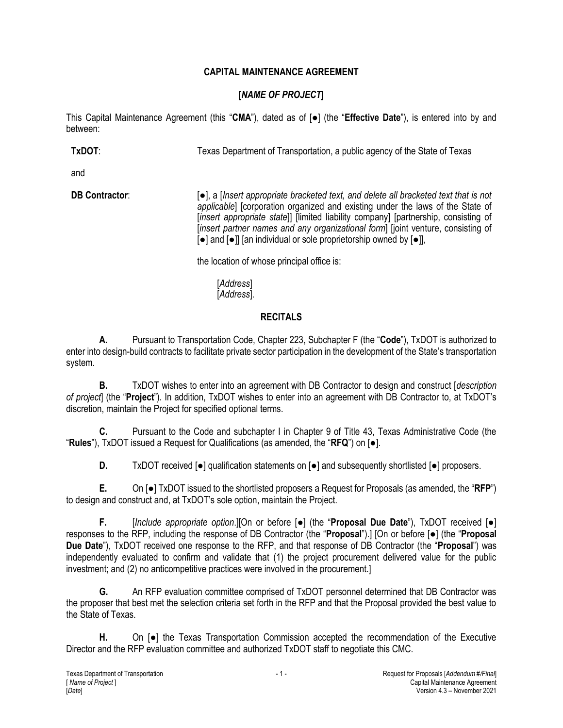# CAPITAL MAINTENANCE AGREEMENT

## [*NAME OF PROJECT*]

This Capital Maintenance Agreement (this "**CMA**"), dated as of [●] (the "**Effective Date**"), is entered into by and between:

**TxDOT**: Texas Department of Transportation, a public agency of the State of Texas

and

**DB Contractor**: [●], a [*Insert appropriate bracketed text, and delete all bracketed text that is not applicable*] [corporation organized and existing under the laws of the State of [*insert appropriate state*]] [limited liability company] [partnership, consisting of [*insert partner names and any organizational form*] [joint venture, consisting of [●] and [●]] [an individual or sole proprietorship owned by [●]],

the location of whose principal office is:

[*Address*]
[*Address*].

## RECITALS

**A.** Pursuant to Transportation Code, Chapter 223, Subchapter F (the "**Code**"), TxDOT is authorized to enter into design-build contracts to facilitate private sector participation in the development of the State's transportation system.

**B.** TxDOT wishes to enter into an agreement with DB Contractor to design and construct [*description of project*] (the "**Project**"). In addition, TxDOT wishes to enter into an agreement with DB Contractor to, at TxDOT's discretion, maintain the Project for specified optional terms.

**C.** Pursuant to the Code and subchapter I in Chapter 9 of Title 43, Texas Administrative Code (the "**Rules**"), TxDOT issued a Request for Qualifications (as amended, the "**RFQ**") on [●].

**D.** TxDOT received [●] qualification statements on [●] and subsequently shortlisted [●] proposers.

**E.** On [●] TxDOT issued to the shortlisted proposers a Request for Proposals (as amended, the "**RFP**") to design and construct and, at TxDOT's sole option, maintain the Project.

**F.** [*Include appropriate option*.][On or before [●] (the "**Proposal Due Date**"), TxDOT received [●] responses to the RFP, including the response of DB Contractor (the "**Proposal**").] [On or before [●] (the "**Proposal Due Date**"), TxDOT received one response to the RFP, and that response of DB Contractor (the "**Proposal**") was independently evaluated to confirm and validate that (1) the project procurement delivered value for the public investment; and (2) no anticompetitive practices were involved in the procurement.]

**G.** An RFP evaluation committee comprised of TxDOT personnel determined that DB Contractor was the proposer that best met the selection criteria set forth in the RFP and that the Proposal provided the best value to the State of Texas.

**H.** On [●] the Texas Transportation Commission accepted the recommendation of the Executive Director and the RFP evaluation committee and authorized TxDOT staff to negotiate this CMC.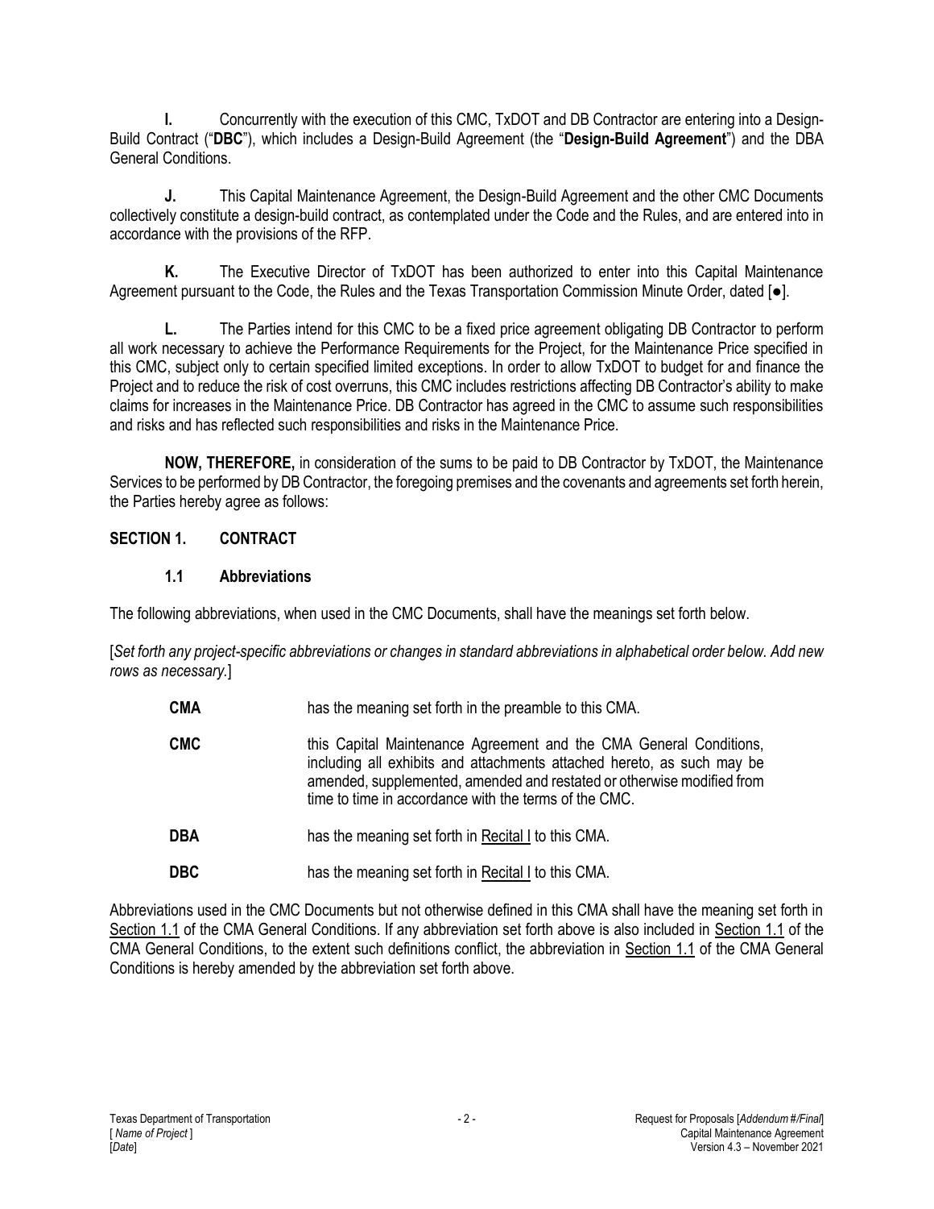**I.** Concurrently with the execution of this CMC, TxDOT and DB Contractor are entering into a Design-Build Contract ("**DBC**"), which includes a Design-Build Agreement (the "**Design-Build Agreement**") and the DBA General Conditions.

**J.** This Capital Maintenance Agreement, the Design-Build Agreement and the other CMC Documents collectively constitute a design-build contract, as contemplated under the Code and the Rules, and are entered into in accordance with the provisions of the RFP.

**K.** The Executive Director of TxDOT has been authorized to enter into this Capital Maintenance Agreement pursuant to the Code, the Rules and the Texas Transportation Commission Minute Order, dated [●].

**L.** The Parties intend for this CMC to be a fixed price agreement obligating DB Contractor to perform all work necessary to achieve the Performance Requirements for the Project, for the Maintenance Price specified in this CMC, subject only to certain specified limited exceptions. In order to allow TxDOT to budget for and finance the Project and to reduce the risk of cost overruns, this CMC includes restrictions affecting DB Contractor's ability to make claims for increases in the Maintenance Price. DB Contractor has agreed in the CMC to assume such responsibilities and risks and has reflected such responsibilities and risks in the Maintenance Price.

**NOW, THEREFORE,** in consideration of the sums to be paid to DB Contractor by TxDOT, the Maintenance Services to be performed by DB Contractor, the foregoing premises and the covenants and agreements set forth herein, the Parties hereby agree as follows:

## SECTION 1. CONTRACT

### 1.1 Abbreviations

The following abbreviations, when used in the CMC Documents, shall have the meanings set forth below.

[*Set forth any project-specific abbreviations or changes in standard abbreviations in alphabetical order below. Add new rows as necessary.*]

| | |
|---|---|
| **CMA** | has the meaning set forth in the preamble to this CMA. |
| **CMC** | this Capital Maintenance Agreement and the CMA General Conditions, including all exhibits and attachments attached hereto, as such may be amended, supplemented, amended and restated or otherwise modified from time to time in accordance with the terms of the CMC. |
| **DBA** | has the meaning set forth in Recital I to this CMA. |
| **DBC** | has the meaning set forth in Recital I to this CMA. |

Abbreviations used in the CMC Documents but not otherwise defined in this CMA shall have the meaning set forth in Section 1.1 of the CMA General Conditions. If any abbreviation set forth above is also included in Section 1.1 of the CMA General Conditions, to the extent such definitions conflict, the abbreviation in Section 1.1 of the CMA General Conditions is hereby amended by the abbreviation set forth above.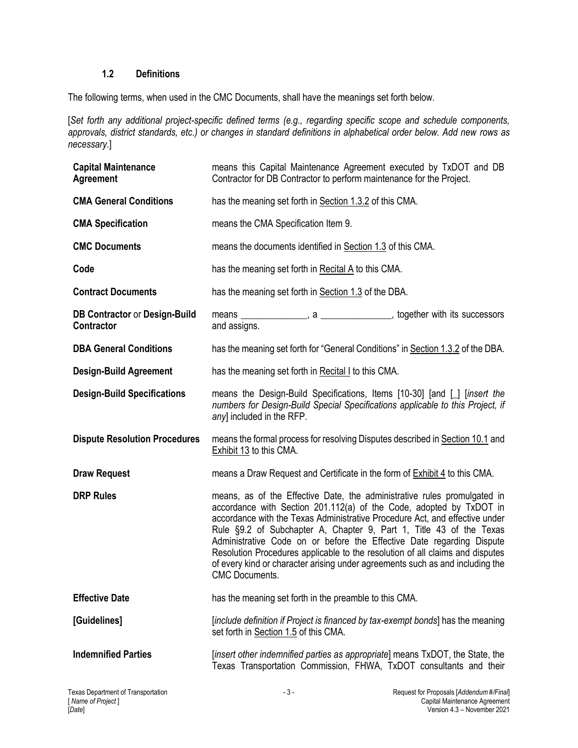### 1.2 Definitions

The following terms, when used in the CMC Documents, shall have the meanings set forth below.

[*Set forth any additional project-specific defined terms (e.g., regarding specific scope and schedule components, approvals, district standards, etc.) or changes in standard definitions in alphabetical order below. Add new rows as necessary.*]

| | |
|---|---|
| **Capital Maintenance Agreement** | means this Capital Maintenance Agreement executed by TxDOT and DB Contractor for DB Contractor to perform maintenance for the Project. |
| **CMA General Conditions** | has the meaning set forth in Section 1.3.2 of this CMA. |
| **CMA Specification** | means the CMA Specification Item 9. |
| **CMC Documents** | means the documents identified in Section 1.3 of this CMA. |
| **Code** | has the meaning set forth in Recital A to this CMA. |
| **Contract Documents** | has the meaning set forth in Section 1.3 of the DBA. |
| **DB Contractor** or **Design-Build Contractor** | means ______________, a _______________, together with its successors and assigns. |
| **DBA General Conditions** | has the meaning set forth for "General Conditions" in Section 1.3.2 of the DBA. |
| **Design-Build Agreement** | has the meaning set forth in Recital I to this CMA. |
| **Design-Build Specifications** | means the Design-Build Specifications, Items [10-30] [and [_] [*insert the numbers for Design-Build Special Specifications applicable to this Project, if any*] included in the RFP. |
| **Dispute Resolution Procedures** | means the formal process for resolving Disputes described in Section 10.1 and Exhibit 13 to this CMA. |
| **Draw Request** | means a Draw Request and Certificate in the form of Exhibit 4 to this CMA. |
| **DRP Rules** | means, as of the Effective Date, the administrative rules promulgated in accordance with Section 201.112(a) of the Code, adopted by TxDOT in accordance with the Texas Administrative Procedure Act, and effective under Rule §9.2 of Subchapter A, Chapter 9, Part 1, Title 43 of the Texas Administrative Code on or before the Effective Date regarding Dispute Resolution Procedures applicable to the resolution of all claims and disputes of every kind or character arising under agreements such as and including the CMC Documents. |
| **Effective Date** | has the meaning set forth in the preamble to this CMA. |
| **[Guidelines]** | [*include definition if Project is financed by tax-exempt bonds*] has the meaning set forth in Section 1.5 of this CMA. |
| **Indemnified Parties** | [*insert other indemnified parties as appropriate*] means TxDOT, the State, the Texas Transportation Commission, FHWA, TxDOT consultants and their |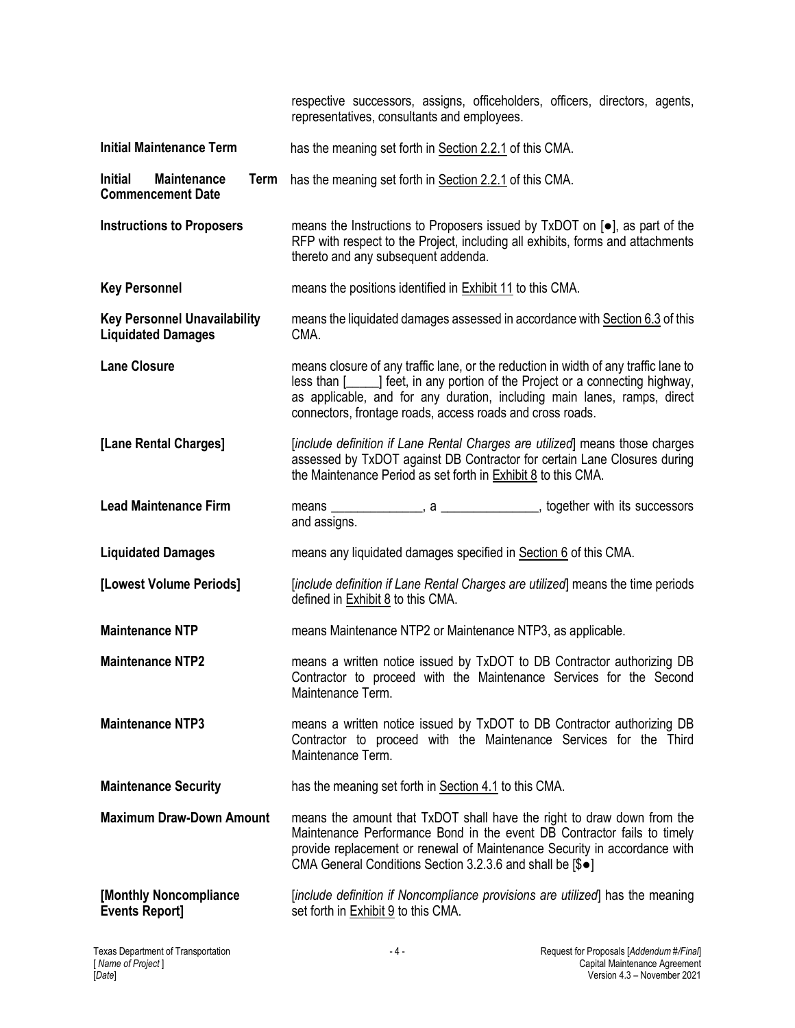respective successors, assigns, officeholders, officers, directors, agents, representatives, consultants and employees.

**Initial Maintenance Term** has the meaning set forth in Section 2.2.1 of this CMA.

**Initial Maintenance Term Commencement Date** has the meaning set forth in Section 2.2.1 of this CMA.

**Instructions to Proposers** means the Instructions to Proposers issued by TxDOT on [●], as part of the RFP with respect to the Project, including all exhibits, forms and attachments thereto and any subsequent addenda.

**Key Personnel** means the positions identified in Exhibit 11 to this CMA.

**Key Personnel Unavailability Liquidated Damages** means the liquidated damages assessed in accordance with Section 6.3 of this CMA.

**Lane Closure** means closure of any traffic lane, or the reduction in width of any traffic lane to less than [_____] feet, in any portion of the Project or a connecting highway, as applicable, and for any duration, including main lanes, ramps, direct connectors, frontage roads, access roads and cross roads.

**[Lane Rental Charges]** [*include definition if Lane Rental Charges are utilized*] means those charges assessed by TxDOT against DB Contractor for certain Lane Closures during the Maintenance Period as set forth in Exhibit 8 to this CMA.

**Lead Maintenance Firm** means ______________, a ______________, together with its successors and assigns.

**Liquidated Damages** means any liquidated damages specified in Section 6 of this CMA.

**[Lowest Volume Periods]** [*include definition if Lane Rental Charges are utilized*] means the time periods defined in Exhibit 8 to this CMA.

**Maintenance NTP** means Maintenance NTP2 or Maintenance NTP3, as applicable.

**Maintenance NTP2** means a written notice issued by TxDOT to DB Contractor authorizing DB Contractor to proceed with the Maintenance Services for the Second Maintenance Term.

**Maintenance NTP3** means a written notice issued by TxDOT to DB Contractor authorizing DB Contractor to proceed with the Maintenance Services for the Third Maintenance Term.

**Maintenance Security** has the meaning set forth in Section 4.1 to this CMA.

**Maximum Draw-Down Amount** means the amount that TxDOT shall have the right to draw down from the Maintenance Performance Bond in the event DB Contractor fails to timely provide replacement or renewal of Maintenance Security in accordance with CMA General Conditions Section 3.2.3.6 and shall be [$●]

**[Monthly Noncompliance Events Report]** [*include definition if Noncompliance provisions are utilized*] has the meaning set forth in Exhibit 9 to this CMA.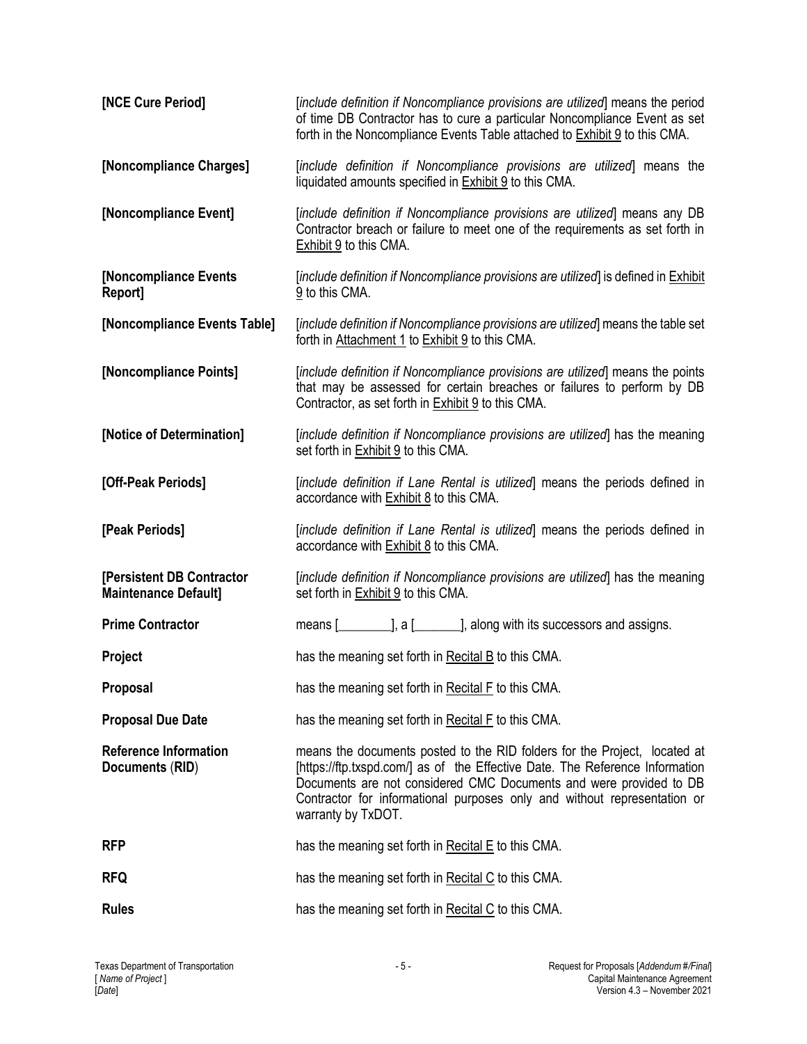| | |
|---|---|
| **[NCE Cure Period]** | [*include definition if Noncompliance provisions are utilized*] means the period of time DB Contractor has to cure a particular Noncompliance Event as set forth in the Noncompliance Events Table attached to Exhibit 9 to this CMA. |
| **[Noncompliance Charges]** | [*include definition if Noncompliance provisions are utilized*] means the liquidated amounts specified in Exhibit 9 to this CMA. |
| **[Noncompliance Event]** | [*include definition if Noncompliance provisions are utilized*] means any DB Contractor breach or failure to meet one of the requirements as set forth in Exhibit 9 to this CMA. |
| **[Noncompliance Events Report]** | [*include definition if Noncompliance provisions are utilized*] is defined in Exhibit 9 to this CMA. |
| **[Noncompliance Events Table]** | [*include definition if Noncompliance provisions are utilized*] means the table set forth in Attachment 1 to Exhibit 9 to this CMA. |
| **[Noncompliance Points]** | [*include definition if Noncompliance provisions are utilized*] means the points that may be assessed for certain breaches or failures to perform by DB Contractor, as set forth in Exhibit 9 to this CMA. |
| **[Notice of Determination]** | [*include definition if Noncompliance provisions are utilized*] has the meaning set forth in Exhibit 9 to this CMA. |
| **[Off-Peak Periods]** | [*include definition if Lane Rental is utilized*] means the periods defined in accordance with Exhibit 8 to this CMA. |
| **[Peak Periods]** | [*include definition if Lane Rental is utilized*] means the periods defined in accordance with Exhibit 8 to this CMA. |
| **[Persistent DB Contractor Maintenance Default]** | [*include definition if Noncompliance provisions are utilized*] has the meaning set forth in Exhibit 9 to this CMA. |
| **Prime Contractor** | means [________], a [_______], along with its successors and assigns. |
| **Project** | has the meaning set forth in Recital B to this CMA. |
| **Proposal** | has the meaning set forth in Recital F to this CMA. |
| **Proposal Due Date** | has the meaning set forth in Recital F to this CMA. |
| **Reference Information Documents** (**RID**) | means the documents posted to the RID folders for the Project, located at [https://ftp.txspd.com/] as of the Effective Date. The Reference Information Documents are not considered CMC Documents and were provided to DB Contractor for informational purposes only and without representation or warranty by TxDOT. |
| **RFP** | has the meaning set forth in Recital E to this CMA. |
| **RFQ** | has the meaning set forth in Recital C to this CMA. |
| **Rules** | has the meaning set forth in Recital C to this CMA. |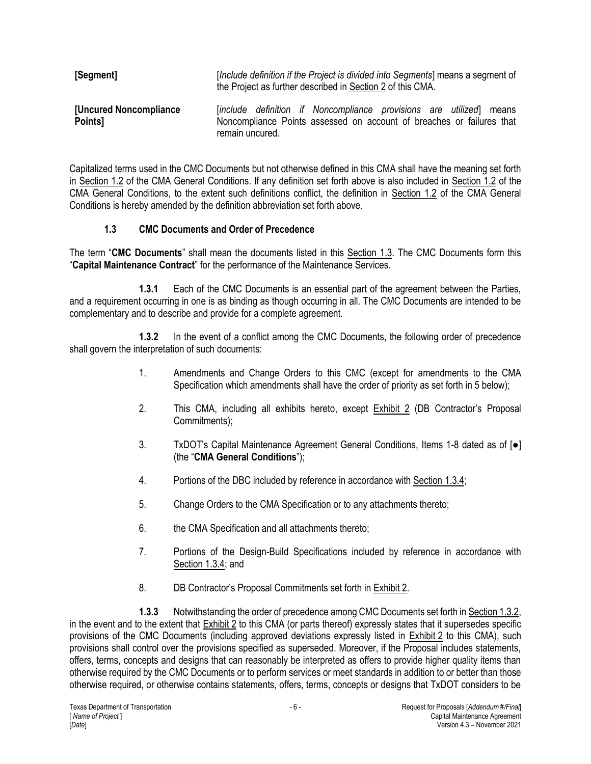| | |
|---|---|
| **[Segment]** | [*Include definition if the Project is divided into Segments*] means a segment of the Project as further described in Section 2 of this CMA. |
| **[Uncured Noncompliance Points]** | [*include definition if Noncompliance provisions are utilized*] means Noncompliance Points assessed on account of breaches or failures that remain uncured. |

Capitalized terms used in the CMC Documents but not otherwise defined in this CMA shall have the meaning set forth in Section 1.2 of the CMA General Conditions. If any definition set forth above is also included in Section 1.2 of the CMA General Conditions, to the extent such definitions conflict, the definition in Section 1.2 of the CMA General Conditions is hereby amended by the definition abbreviation set forth above.

### 1.3 CMC Documents and Order of Precedence

The term "**CMC Documents**" shall mean the documents listed in this Section 1.3. The CMC Documents form this "**Capital Maintenance Contract**" for the performance of the Maintenance Services.

**1.3.1** Each of the CMC Documents is an essential part of the agreement between the Parties, and a requirement occurring in one is as binding as though occurring in all. The CMC Documents are intended to be complementary and to describe and provide for a complete agreement.

**1.3.2** In the event of a conflict among the CMC Documents, the following order of precedence shall govern the interpretation of such documents:

1. Amendments and Change Orders to this CMC (except for amendments to the CMA Specification which amendments shall have the order of priority as set forth in 5 below);
2. This CMA, including all exhibits hereto, except Exhibit 2 (DB Contractor's Proposal Commitments);
3. TxDOT's Capital Maintenance Agreement General Conditions, Items 1-8 dated as of [●] (the "**CMA General Conditions**");
4. Portions of the DBC included by reference in accordance with Section 1.3.4;
5. Change Orders to the CMA Specification or to any attachments thereto;
6. the CMA Specification and all attachments thereto;
7. Portions of the Design-Build Specifications included by reference in accordance with Section 1.3.4; and
8. DB Contractor's Proposal Commitments set forth in Exhibit 2.

**1.3.3** Notwithstanding the order of precedence among CMC Documents set forth in Section 1.3.2, in the event and to the extent that Exhibit 2 to this CMA (or parts thereof) expressly states that it supersedes specific provisions of the CMC Documents (including approved deviations expressly listed in Exhibit 2 to this CMA), such provisions shall control over the provisions specified as superseded. Moreover, if the Proposal includes statements, offers, terms, concepts and designs that can reasonably be interpreted as offers to provide higher quality items than otherwise required by the CMC Documents or to perform services or meet standards in addition to or better than those otherwise required, or otherwise contains statements, offers, terms, concepts or designs that TxDOT considers to be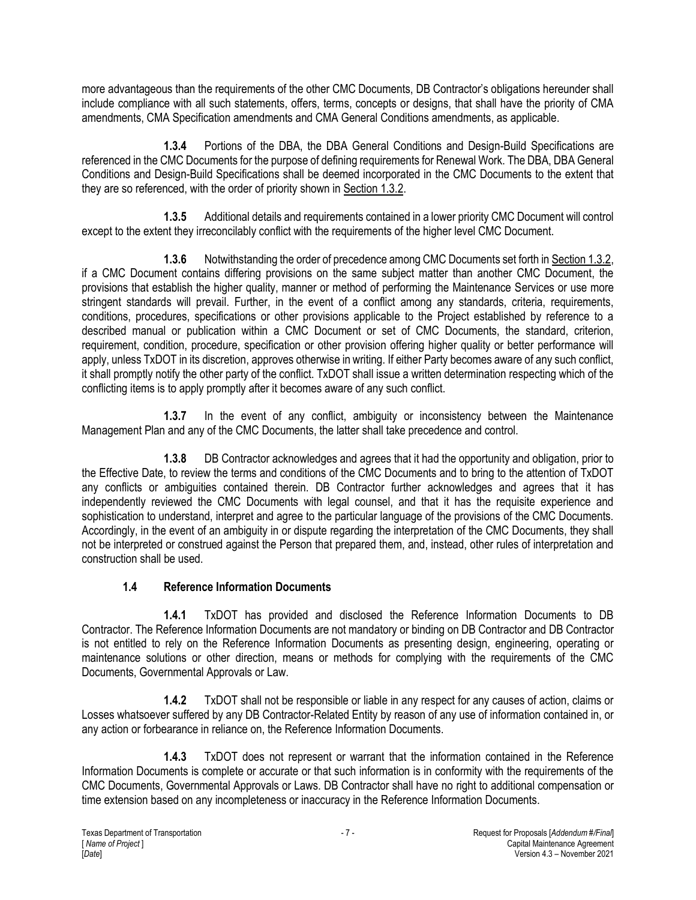more advantageous than the requirements of the other CMC Documents, DB Contractor's obligations hereunder shall include compliance with all such statements, offers, terms, concepts or designs, that shall have the priority of CMA amendments, CMA Specification amendments and CMA General Conditions amendments, as applicable.

**1.3.4** Portions of the DBA, the DBA General Conditions and Design-Build Specifications are referenced in the CMC Documents for the purpose of defining requirements for Renewal Work. The DBA, DBA General Conditions and Design-Build Specifications shall be deemed incorporated in the CMC Documents to the extent that they are so referenced, with the order of priority shown in Section 1.3.2.

**1.3.5** Additional details and requirements contained in a lower priority CMC Document will control except to the extent they irreconcilably conflict with the requirements of the higher level CMC Document.

**1.3.6** Notwithstanding the order of precedence among CMC Documents set forth in Section 1.3.2, if a CMC Document contains differing provisions on the same subject matter than another CMC Document, the provisions that establish the higher quality, manner or method of performing the Maintenance Services or use more stringent standards will prevail. Further, in the event of a conflict among any standards, criteria, requirements, conditions, procedures, specifications or other provisions applicable to the Project established by reference to a described manual or publication within a CMC Document or set of CMC Documents, the standard, criterion, requirement, condition, procedure, specification or other provision offering higher quality or better performance will apply, unless TxDOT in its discretion, approves otherwise in writing. If either Party becomes aware of any such conflict, it shall promptly notify the other party of the conflict. TxDOT shall issue a written determination respecting which of the conflicting items is to apply promptly after it becomes aware of any such conflict.

**1.3.7** In the event of any conflict, ambiguity or inconsistency between the Maintenance Management Plan and any of the CMC Documents, the latter shall take precedence and control.

**1.3.8** DB Contractor acknowledges and agrees that it had the opportunity and obligation, prior to the Effective Date, to review the terms and conditions of the CMC Documents and to bring to the attention of TxDOT any conflicts or ambiguities contained therein. DB Contractor further acknowledges and agrees that it has independently reviewed the CMC Documents with legal counsel, and that it has the requisite experience and sophistication to understand, interpret and agree to the particular language of the provisions of the CMC Documents. Accordingly, in the event of an ambiguity in or dispute regarding the interpretation of the CMC Documents, they shall not be interpreted or construed against the Person that prepared them, and, instead, other rules of interpretation and construction shall be used.

### 1.4 Reference Information Documents

**1.4.1** TxDOT has provided and disclosed the Reference Information Documents to DB Contractor. The Reference Information Documents are not mandatory or binding on DB Contractor and DB Contractor is not entitled to rely on the Reference Information Documents as presenting design, engineering, operating or maintenance solutions or other direction, means or methods for complying with the requirements of the CMC Documents, Governmental Approvals or Law.

**1.4.2** TxDOT shall not be responsible or liable in any respect for any causes of action, claims or Losses whatsoever suffered by any DB Contractor-Related Entity by reason of any use of information contained in, or any action or forbearance in reliance on, the Reference Information Documents.

**1.4.3** TxDOT does not represent or warrant that the information contained in the Reference Information Documents is complete or accurate or that such information is in conformity with the requirements of the CMC Documents, Governmental Approvals or Laws. DB Contractor shall have no right to additional compensation or time extension based on any incompleteness or inaccuracy in the Reference Information Documents.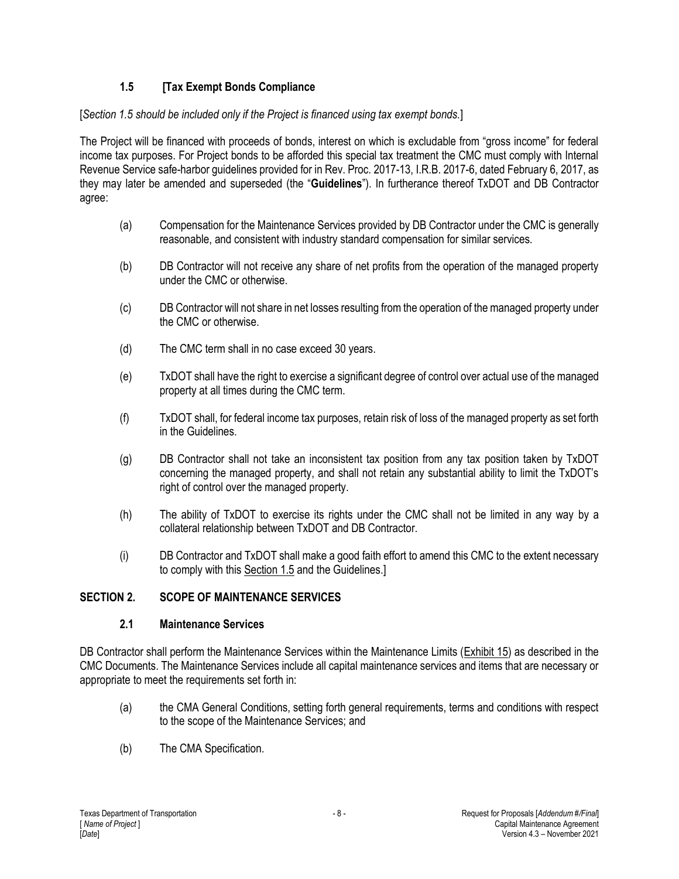### 1.5 [Tax Exempt Bonds Compliance

[*Section 1.5 should be included only if the Project is financed using tax exempt bonds.*]

The Project will be financed with proceeds of bonds, interest on which is excludable from "gross income" for federal income tax purposes. For Project bonds to be afforded this special tax treatment the CMC must comply with Internal Revenue Service safe-harbor guidelines provided for in Rev. Proc. 2017-13, I.R.B. 2017-6, dated February 6, 2017, as they may later be amended and superseded (the "**Guidelines**"). In furtherance thereof TxDOT and DB Contractor agree:

(a) Compensation for the Maintenance Services provided by DB Contractor under the CMC is generally reasonable, and consistent with industry standard compensation for similar services.

(b) DB Contractor will not receive any share of net profits from the operation of the managed property under the CMC or otherwise.

(c) DB Contractor will not share in net losses resulting from the operation of the managed property under the CMC or otherwise.

(d) The CMC term shall in no case exceed 30 years.

(e) TxDOT shall have the right to exercise a significant degree of control over actual use of the managed property at all times during the CMC term.

(f) TxDOT shall, for federal income tax purposes, retain risk of loss of the managed property as set forth in the Guidelines.

(g) DB Contractor shall not take an inconsistent tax position from any tax position taken by TxDOT concerning the managed property, and shall not retain any substantial ability to limit the TxDOT's right of control over the managed property.

(h) The ability of TxDOT to exercise its rights under the CMC shall not be limited in any way by a collateral relationship between TxDOT and DB Contractor.

(i) DB Contractor and TxDOT shall make a good faith effort to amend this CMC to the extent necessary to comply with this Section 1.5 and the Guidelines.]

## SECTION 2. SCOPE OF MAINTENANCE SERVICES

### 2.1 Maintenance Services

DB Contractor shall perform the Maintenance Services within the Maintenance Limits (Exhibit 15) as described in the CMC Documents. The Maintenance Services include all capital maintenance services and items that are necessary or appropriate to meet the requirements set forth in:

(a) the CMA General Conditions, setting forth general requirements, terms and conditions with respect to the scope of the Maintenance Services; and

(b) The CMA Specification.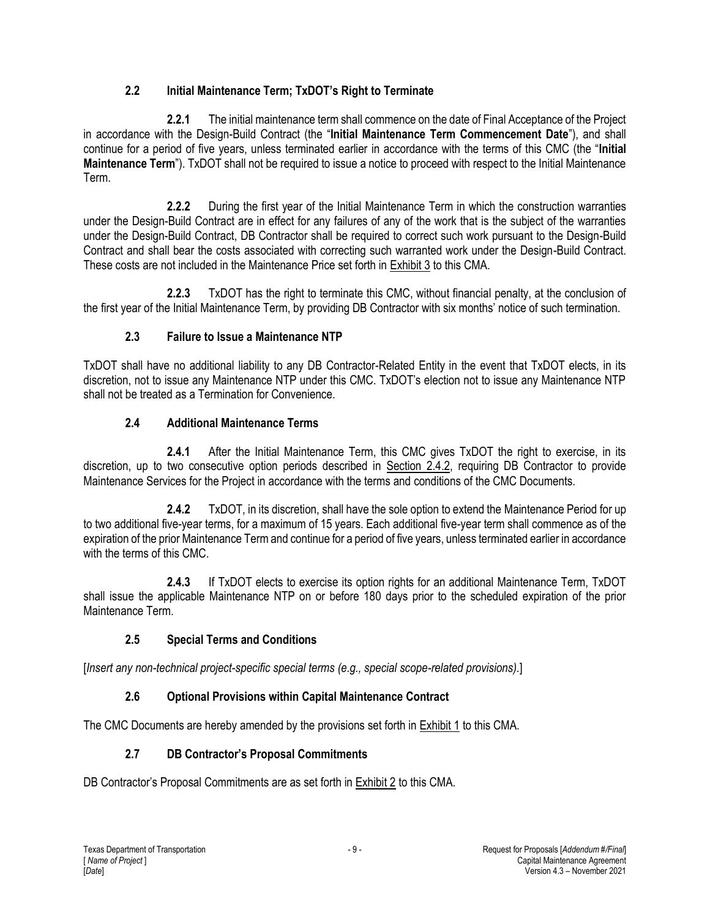### 2.2 Initial Maintenance Term; TxDOT's Right to Terminate

**2.2.1** The initial maintenance term shall commence on the date of Final Acceptance of the Project in accordance with the Design-Build Contract (the "**Initial Maintenance Term Commencement Date**"), and shall continue for a period of five years, unless terminated earlier in accordance with the terms of this CMC (the "**Initial Maintenance Term**"). TxDOT shall not be required to issue a notice to proceed with respect to the Initial Maintenance Term.

**2.2.2** During the first year of the Initial Maintenance Term in which the construction warranties under the Design-Build Contract are in effect for any failures of any of the work that is the subject of the warranties under the Design-Build Contract, DB Contractor shall be required to correct such work pursuant to the Design-Build Contract and shall bear the costs associated with correcting such warranted work under the Design-Build Contract. These costs are not included in the Maintenance Price set forth in Exhibit 3 to this CMA.

**2.2.3** TxDOT has the right to terminate this CMC, without financial penalty, at the conclusion of the first year of the Initial Maintenance Term, by providing DB Contractor with six months' notice of such termination.

### 2.3 Failure to Issue a Maintenance NTP

TxDOT shall have no additional liability to any DB Contractor-Related Entity in the event that TxDOT elects, in its discretion, not to issue any Maintenance NTP under this CMC. TxDOT's election not to issue any Maintenance NTP shall not be treated as a Termination for Convenience.

### 2.4 Additional Maintenance Terms

**2.4.1** After the Initial Maintenance Term, this CMC gives TxDOT the right to exercise, in its discretion, up to two consecutive option periods described in Section 2.4.2, requiring DB Contractor to provide Maintenance Services for the Project in accordance with the terms and conditions of the CMC Documents.

**2.4.2** TxDOT, in its discretion, shall have the sole option to extend the Maintenance Period for up to two additional five-year terms, for a maximum of 15 years. Each additional five-year term shall commence as of the expiration of the prior Maintenance Term and continue for a period of five years, unless terminated earlier in accordance with the terms of this CMC.

**2.4.3** If TxDOT elects to exercise its option rights for an additional Maintenance Term, TxDOT shall issue the applicable Maintenance NTP on or before 180 days prior to the scheduled expiration of the prior Maintenance Term.

### 2.5 Special Terms and Conditions

[*Insert any non-technical project-specific special terms (e.g., special scope-related provisions).*]

### 2.6 Optional Provisions within Capital Maintenance Contract

The CMC Documents are hereby amended by the provisions set forth in Exhibit 1 to this CMA.

### 2.7 DB Contractor's Proposal Commitments

DB Contractor's Proposal Commitments are as set forth in Exhibit 2 to this CMA.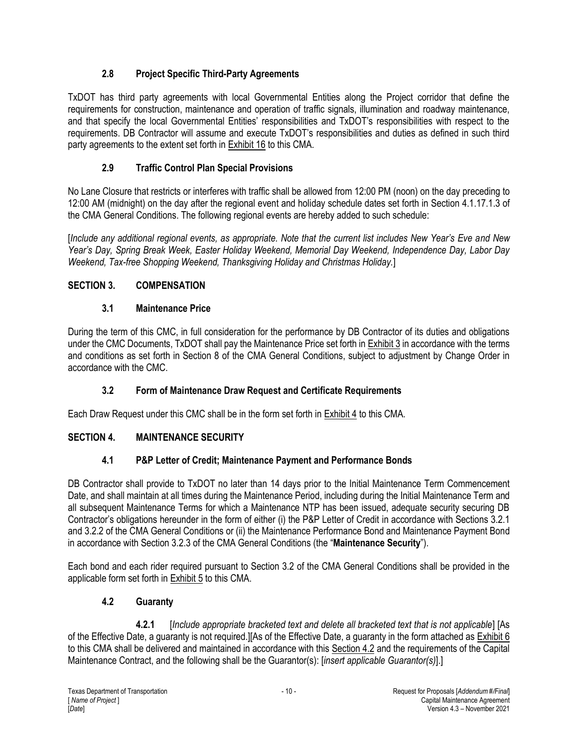### 2.8 Project Specific Third-Party Agreements

TxDOT has third party agreements with local Governmental Entities along the Project corridor that define the requirements for construction, maintenance and operation of traffic signals, illumination and roadway maintenance, and that specify the local Governmental Entities' responsibilities and TxDOT's responsibilities with respect to the requirements. DB Contractor will assume and execute TxDOT's responsibilities and duties as defined in such third party agreements to the extent set forth in Exhibit 16 to this CMA.

### 2.9 Traffic Control Plan Special Provisions

No Lane Closure that restricts or interferes with traffic shall be allowed from 12:00 PM (noon) on the day preceding to 12:00 AM (midnight) on the day after the regional event and holiday schedule dates set forth in Section 4.1.17.1.3 of the CMA General Conditions. The following regional events are hereby added to such schedule:

[*Include any additional regional events, as appropriate. Note that the current list includes New Year's Eve and New Year's Day, Spring Break Week, Easter Holiday Weekend, Memorial Day Weekend, Independence Day, Labor Day Weekend, Tax-free Shopping Weekend, Thanksgiving Holiday and Christmas Holiday.*]

## SECTION 3. COMPENSATION

### 3.1 Maintenance Price

During the term of this CMC, in full consideration for the performance by DB Contractor of its duties and obligations under the CMC Documents, TxDOT shall pay the Maintenance Price set forth in Exhibit 3 in accordance with the terms and conditions as set forth in Section 8 of the CMA General Conditions, subject to adjustment by Change Order in accordance with the CMC.

### 3.2 Form of Maintenance Draw Request and Certificate Requirements

Each Draw Request under this CMC shall be in the form set forth in Exhibit 4 to this CMA.

## SECTION 4. MAINTENANCE SECURITY

### 4.1 P&P Letter of Credit; Maintenance Payment and Performance Bonds

DB Contractor shall provide to TxDOT no later than 14 days prior to the Initial Maintenance Term Commencement Date, and shall maintain at all times during the Maintenance Period, including during the Initial Maintenance Term and all subsequent Maintenance Terms for which a Maintenance NTP has been issued, adequate security securing DB Contractor's obligations hereunder in the form of either (i) the P&P Letter of Credit in accordance with Sections 3.2.1 and 3.2.2 of the CMA General Conditions or (ii) the Maintenance Performance Bond and Maintenance Payment Bond in accordance with Section 3.2.3 of the CMA General Conditions (the "**Maintenance Security**").

Each bond and each rider required pursuant to Section 3.2 of the CMA General Conditions shall be provided in the applicable form set forth in Exhibit 5 to this CMA.

### 4.2 Guaranty

**4.2.1** [*Include appropriate bracketed text and delete all bracketed text that is not applicable*] [As of the Effective Date, a guaranty is not required.][As of the Effective Date, a guaranty in the form attached as Exhibit 6 to this CMA shall be delivered and maintained in accordance with this Section 4.2 and the requirements of the Capital Maintenance Contract, and the following shall be the Guarantor(s): [*insert applicable Guarantor(s)*].]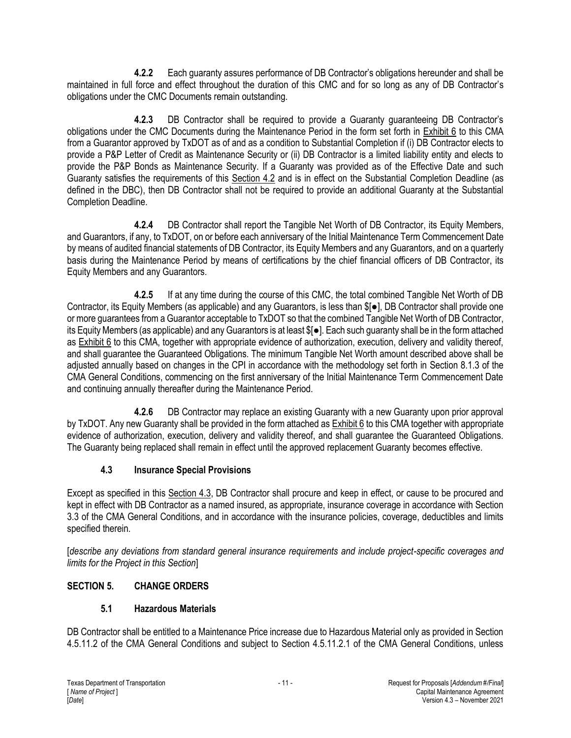**4.2.2** Each guaranty assures performance of DB Contractor's obligations hereunder and shall be maintained in full force and effect throughout the duration of this CMC and for so long as any of DB Contractor's obligations under the CMC Documents remain outstanding.

**4.2.3** DB Contractor shall be required to provide a Guaranty guaranteeing DB Contractor's obligations under the CMC Documents during the Maintenance Period in the form set forth in Exhibit 6 to this CMA from a Guarantor approved by TxDOT as of and as a condition to Substantial Completion if (i) DB Contractor elects to provide a P&P Letter of Credit as Maintenance Security or (ii) DB Contractor is a limited liability entity and elects to provide the P&P Bonds as Maintenance Security. If a Guaranty was provided as of the Effective Date and such Guaranty satisfies the requirements of this Section 4.2 and is in effect on the Substantial Completion Deadline (as defined in the DBC), then DB Contractor shall not be required to provide an additional Guaranty at the Substantial Completion Deadline.

**4.2.4** DB Contractor shall report the Tangible Net Worth of DB Contractor, its Equity Members, and Guarantors, if any, to TxDOT, on or before each anniversary of the Initial Maintenance Term Commencement Date by means of audited financial statements of DB Contractor, its Equity Members and any Guarantors, and on a quarterly basis during the Maintenance Period by means of certifications by the chief financial officers of DB Contractor, its Equity Members and any Guarantors.

**4.2.5** If at any time during the course of this CMC, the total combined Tangible Net Worth of DB Contractor, its Equity Members (as applicable) and any Guarantors, is less than $[●], DB Contractor shall provide one or more guarantees from a Guarantor acceptable to TxDOT so that the combined Tangible Net Worth of DB Contractor, its Equity Members (as applicable) and any Guarantors is at least $[●]. Each such guaranty shall be in the form attached as Exhibit 6 to this CMA, together with appropriate evidence of authorization, execution, delivery and validity thereof, and shall guarantee the Guaranteed Obligations. The minimum Tangible Net Worth amount described above shall be adjusted annually based on changes in the CPI in accordance with the methodology set forth in Section 8.1.3 of the CMA General Conditions, commencing on the first anniversary of the Initial Maintenance Term Commencement Date and continuing annually thereafter during the Maintenance Period.

**4.2.6** DB Contractor may replace an existing Guaranty with a new Guaranty upon prior approval by TxDOT. Any new Guaranty shall be provided in the form attached as Exhibit 6 to this CMA together with appropriate evidence of authorization, execution, delivery and validity thereof, and shall guarantee the Guaranteed Obligations. The Guaranty being replaced shall remain in effect until the approved replacement Guaranty becomes effective.

### 4.3 Insurance Special Provisions

Except as specified in this Section 4.3, DB Contractor shall procure and keep in effect, or cause to be procured and kept in effect with DB Contractor as a named insured, as appropriate, insurance coverage in accordance with Section 3.3 of the CMA General Conditions, and in accordance with the insurance policies, coverage, deductibles and limits specified therein.

[*describe any deviations from standard general insurance requirements and include project-specific coverages and limits for the Project in this Section*]

## SECTION 5. CHANGE ORDERS

### 5.1 Hazardous Materials

DB Contractor shall be entitled to a Maintenance Price increase due to Hazardous Material only as provided in Section 4.5.11.2 of the CMA General Conditions and subject to Section 4.5.11.2.1 of the CMA General Conditions, unless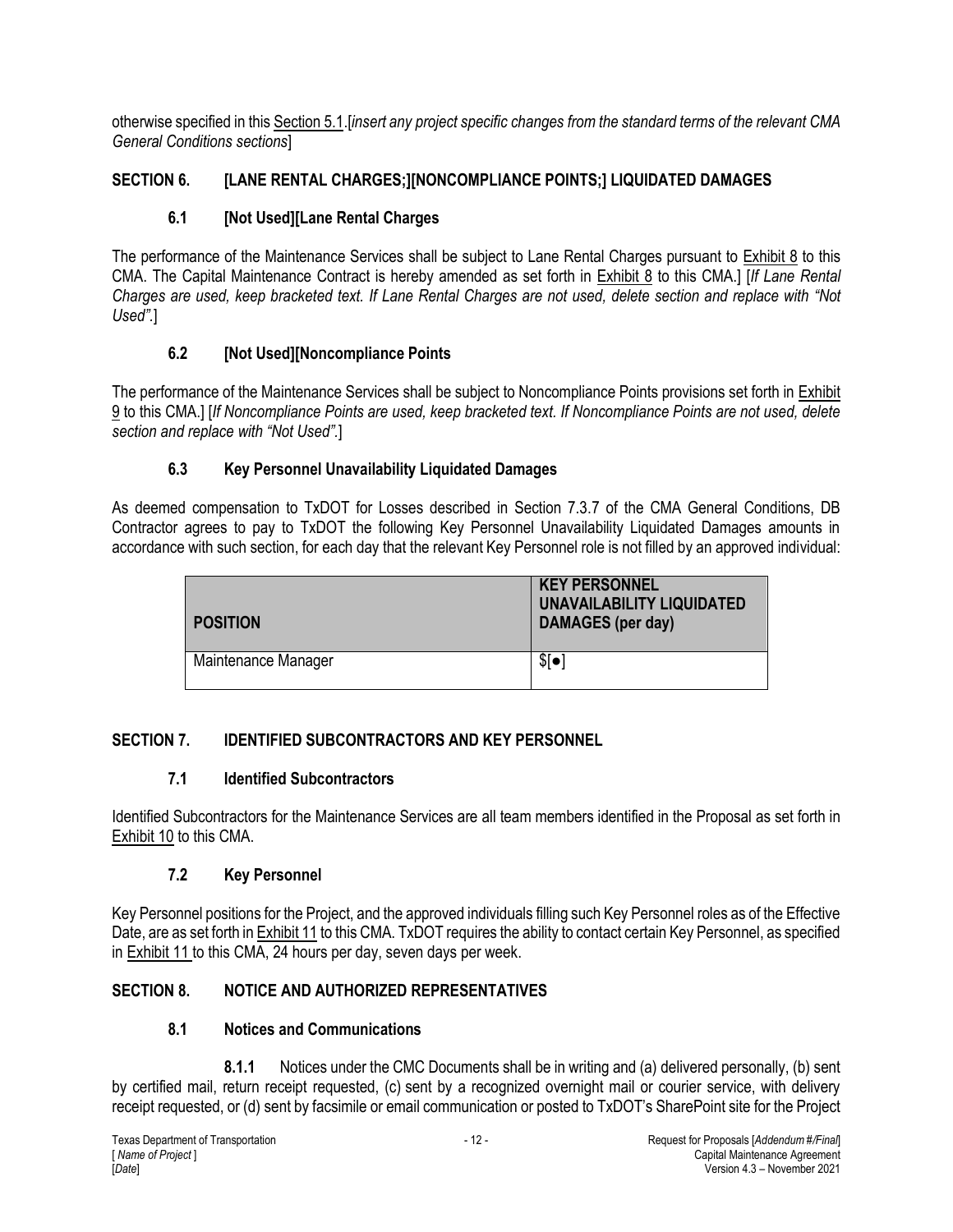otherwise specified in this Section 5.1.[*insert any project specific changes from the standard terms of the relevant CMA General Conditions sections*]

## SECTION 6. [LANE RENTAL CHARGES;][NONCOMPLIANCE POINTS;] LIQUIDATED DAMAGES

### 6.1 [Not Used][Lane Rental Charges

The performance of the Maintenance Services shall be subject to Lane Rental Charges pursuant to Exhibit 8 to this CMA. The Capital Maintenance Contract is hereby amended as set forth in Exhibit 8 to this CMA.] [*If Lane Rental Charges are used, keep bracketed text. If Lane Rental Charges are not used, delete section and replace with "Not Used".*]

### 6.2 [Not Used][Noncompliance Points

The performance of the Maintenance Services shall be subject to Noncompliance Points provisions set forth in Exhibit 9 to this CMA.] [*If Noncompliance Points are used, keep bracketed text. If Noncompliance Points are not used, delete section and replace with "Not Used".*]

### 6.3 Key Personnel Unavailability Liquidated Damages

As deemed compensation to TxDOT for Losses described in Section 7.3.7 of the CMA General Conditions, DB Contractor agrees to pay to TxDOT the following Key Personnel Unavailability Liquidated Damages amounts in accordance with such section, for each day that the relevant Key Personnel role is not filled by an approved individual:

| POSITION | KEY PERSONNEL UNAVAILABILITY LIQUIDATED DAMAGES (per day) |
|---|---|
| Maintenance Manager | $[●] |

## SECTION 7. IDENTIFIED SUBCONTRACTORS AND KEY PERSONNEL

### 7.1 Identified Subcontractors

Identified Subcontractors for the Maintenance Services are all team members identified in the Proposal as set forth in Exhibit 10 to this CMA.

### 7.2 Key Personnel

Key Personnel positions for the Project, and the approved individuals filling such Key Personnel roles as of the Effective Date, are as set forth in Exhibit 11 to this CMA. TxDOT requires the ability to contact certain Key Personnel, as specified in Exhibit 11 to this CMA, 24 hours per day, seven days per week.

## SECTION 8. NOTICE AND AUTHORIZED REPRESENTATIVES

### 8.1 Notices and Communications

**8.1.1** Notices under the CMC Documents shall be in writing and (a) delivered personally, (b) sent by certified mail, return receipt requested, (c) sent by a recognized overnight mail or courier service, with delivery receipt requested, or (d) sent by facsimile or email communication or posted to TxDOT's SharePoint site for the Project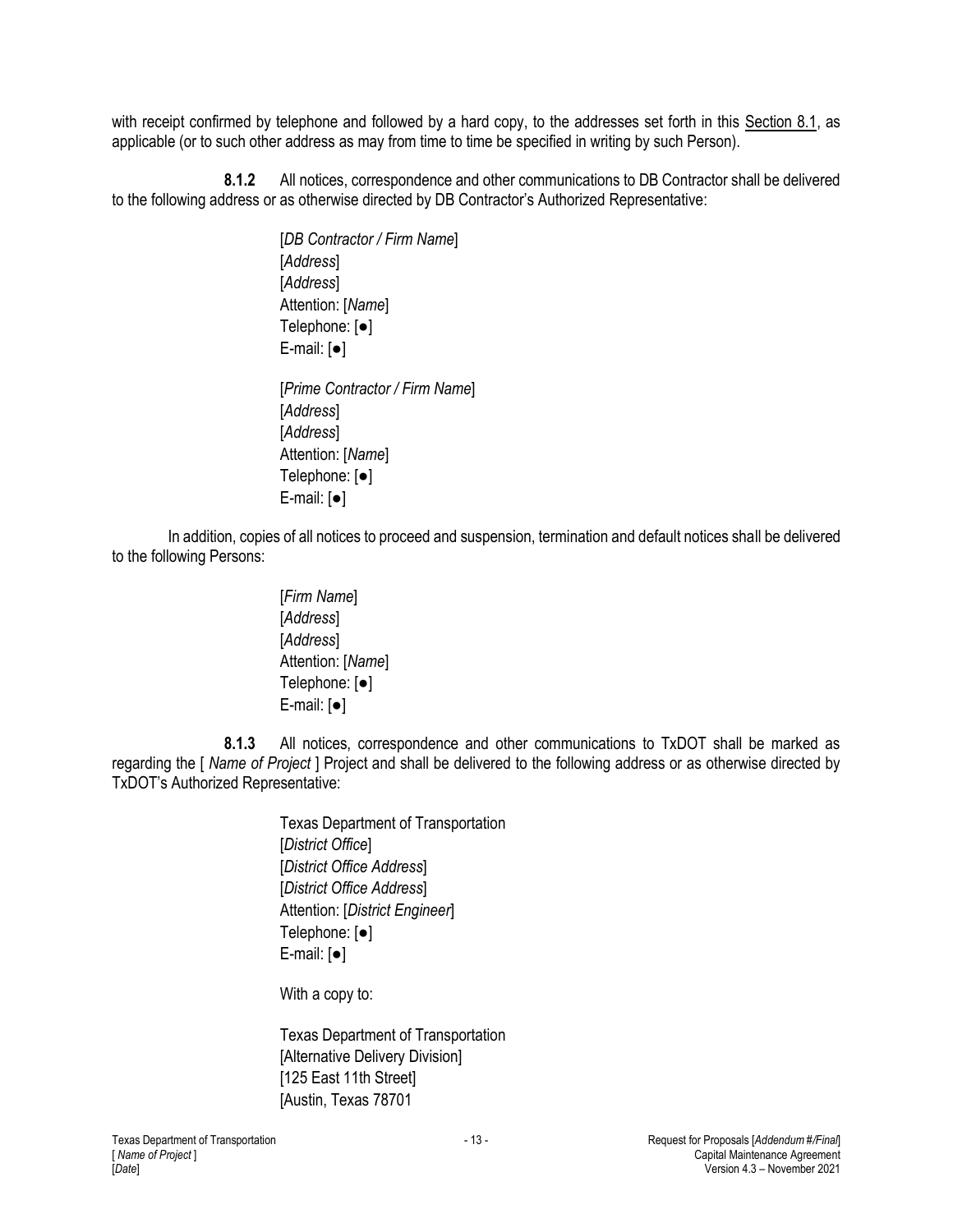with receipt confirmed by telephone and followed by a hard copy, to the addresses set forth in this Section 8.1, as applicable (or to such other address as may from time to time be specified in writing by such Person).

**8.1.2** All notices, correspondence and other communications to DB Contractor shall be delivered to the following address or as otherwise directed by DB Contractor's Authorized Representative:

> [*DB Contractor / Firm Name*]
> [*Address*]
> [*Address*]
> Attention: [*Name*]
> Telephone: [●]
> E-mail: [●]
>
> [*Prime Contractor / Firm Name*]
> [*Address*]
> [*Address*]
> Attention: [*Name*]
> Telephone: [●]
> E-mail: [●]

In addition, copies of all notices to proceed and suspension, termination and default notices shall be delivered to the following Persons:

> [*Firm Name*]
> [*Address*]
> [*Address*]
> Attention: [*Name*]
> Telephone: [●]
> E-mail: [●]

**8.1.3** All notices, correspondence and other communications to TxDOT shall be marked as regarding the [ *Name of Project* ] Project and shall be delivered to the following address or as otherwise directed by TxDOT's Authorized Representative:

> Texas Department of Transportation
> [*District Office*]
> [*District Office Address*]
> [*District Office Address*]
> Attention: [*District Engineer*]
> Telephone: [●]
> E-mail: [●]
>
> With a copy to:
>
> Texas Department of Transportation
> [Alternative Delivery Division]
> [125 East 11th Street]
> [Austin, Texas 78701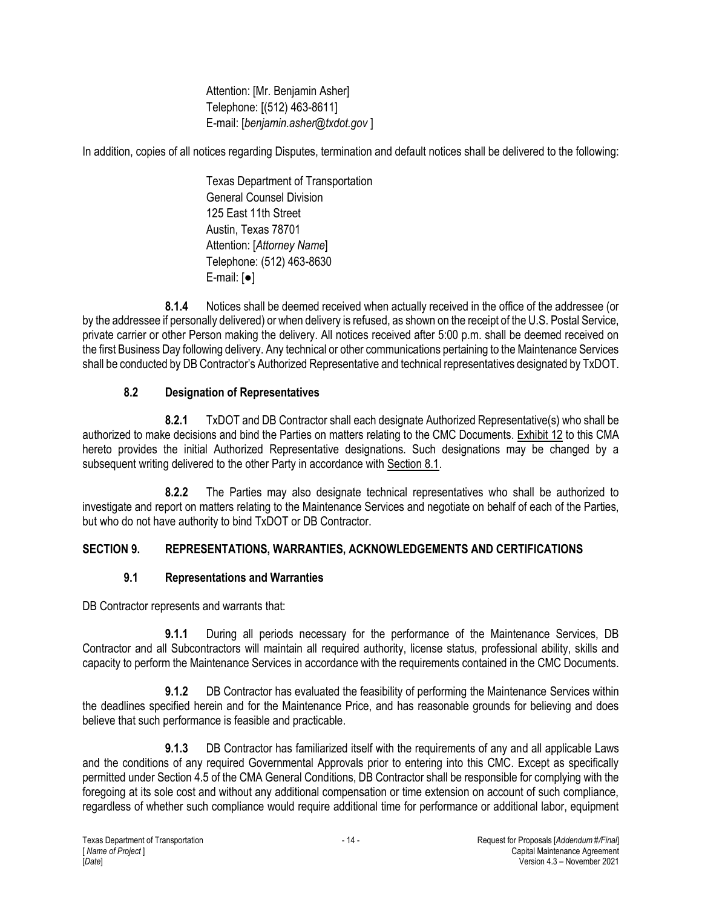Attention: [Mr. Benjamin Asher]
Telephone: [(512) 463-8611]
E-mail: [*benjamin.asher@txdot.gov* ]

In addition, copies of all notices regarding Disputes, termination and default notices shall be delivered to the following:

Texas Department of Transportation
General Counsel Division
125 East 11th Street
Austin, Texas 78701
Attention: [*Attorney Name*]
Telephone: (512) 463-8630
E-mail: [●]

**8.1.4** Notices shall be deemed received when actually received in the office of the addressee (or by the addressee if personally delivered) or when delivery is refused, as shown on the receipt of the U.S. Postal Service, private carrier or other Person making the delivery. All notices received after 5:00 p.m. shall be deemed received on the first Business Day following delivery. Any technical or other communications pertaining to the Maintenance Services shall be conducted by DB Contractor's Authorized Representative and technical representatives designated by TxDOT.

### 8.2 Designation of Representatives

**8.2.1** TxDOT and DB Contractor shall each designate Authorized Representative(s) who shall be authorized to make decisions and bind the Parties on matters relating to the CMC Documents. Exhibit 12 to this CMA hereto provides the initial Authorized Representative designations. Such designations may be changed by a subsequent writing delivered to the other Party in accordance with Section 8.1.

**8.2.2** The Parties may also designate technical representatives who shall be authorized to investigate and report on matters relating to the Maintenance Services and negotiate on behalf of each of the Parties, but who do not have authority to bind TxDOT or DB Contractor.

## SECTION 9. REPRESENTATIONS, WARRANTIES, ACKNOWLEDGEMENTS AND CERTIFICATIONS

### 9.1 Representations and Warranties

DB Contractor represents and warrants that:

**9.1.1** During all periods necessary for the performance of the Maintenance Services, DB Contractor and all Subcontractors will maintain all required authority, license status, professional ability, skills and capacity to perform the Maintenance Services in accordance with the requirements contained in the CMC Documents.

**9.1.2** DB Contractor has evaluated the feasibility of performing the Maintenance Services within the deadlines specified herein and for the Maintenance Price, and has reasonable grounds for believing and does believe that such performance is feasible and practicable.

**9.1.3** DB Contractor has familiarized itself with the requirements of any and all applicable Laws and the conditions of any required Governmental Approvals prior to entering into this CMC. Except as specifically permitted under Section 4.5 of the CMA General Conditions, DB Contractor shall be responsible for complying with the foregoing at its sole cost and without any additional compensation or time extension on account of such compliance, regardless of whether such compliance would require additional time for performance or additional labor, equipment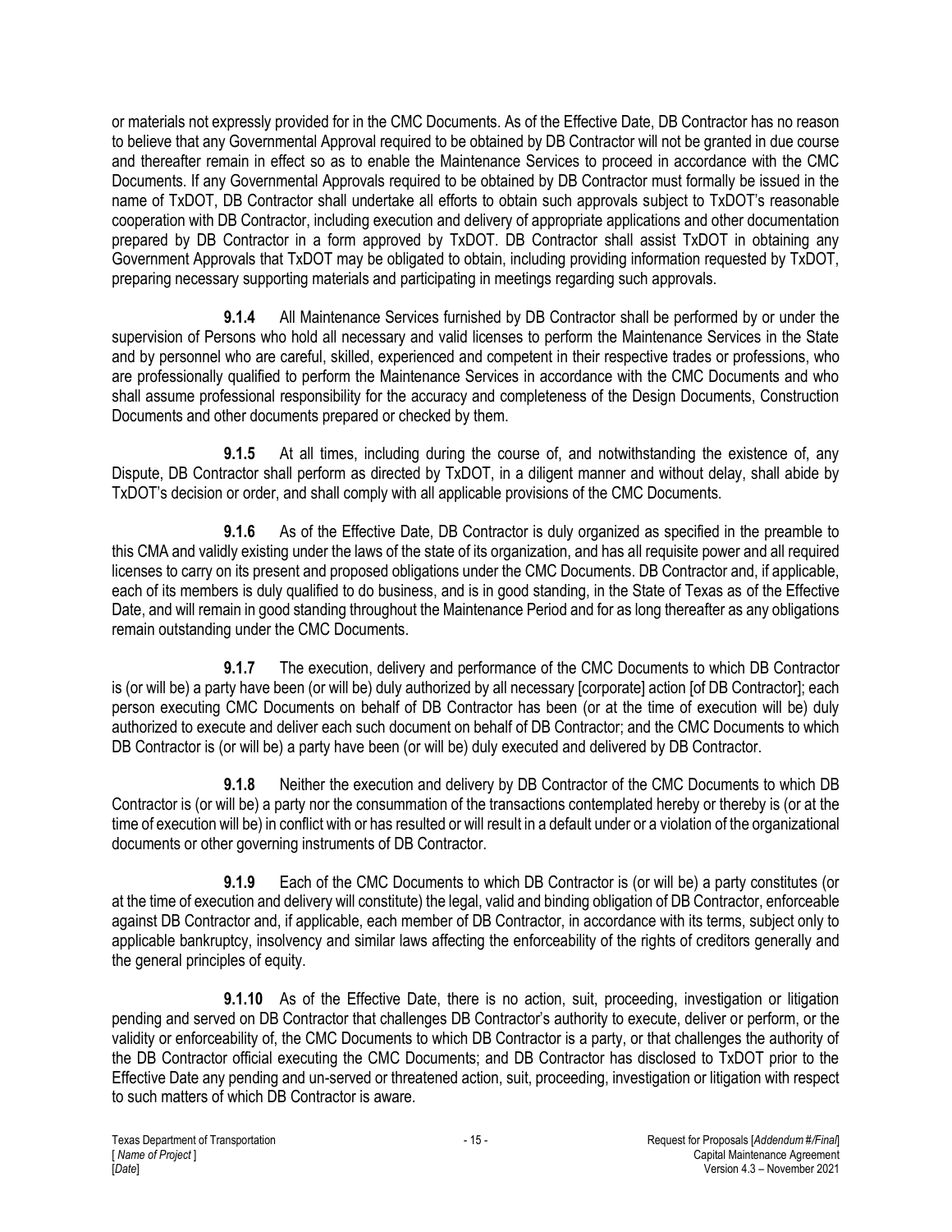or materials not expressly provided for in the CMC Documents. As of the Effective Date, DB Contractor has no reason to believe that any Governmental Approval required to be obtained by DB Contractor will not be granted in due course and thereafter remain in effect so as to enable the Maintenance Services to proceed in accordance with the CMC Documents. If any Governmental Approvals required to be obtained by DB Contractor must formally be issued in the name of TxDOT, DB Contractor shall undertake all efforts to obtain such approvals subject to TxDOT's reasonable cooperation with DB Contractor, including execution and delivery of appropriate applications and other documentation prepared by DB Contractor in a form approved by TxDOT. DB Contractor shall assist TxDOT in obtaining any Government Approvals that TxDOT may be obligated to obtain, including providing information requested by TxDOT, preparing necessary supporting materials and participating in meetings regarding such approvals.

**9.1.4** All Maintenance Services furnished by DB Contractor shall be performed by or under the supervision of Persons who hold all necessary and valid licenses to perform the Maintenance Services in the State and by personnel who are careful, skilled, experienced and competent in their respective trades or professions, who are professionally qualified to perform the Maintenance Services in accordance with the CMC Documents and who shall assume professional responsibility for the accuracy and completeness of the Design Documents, Construction Documents and other documents prepared or checked by them.

**9.1.5** At all times, including during the course of, and notwithstanding the existence of, any Dispute, DB Contractor shall perform as directed by TxDOT, in a diligent manner and without delay, shall abide by TxDOT's decision or order, and shall comply with all applicable provisions of the CMC Documents.

**9.1.6** As of the Effective Date, DB Contractor is duly organized as specified in the preamble to this CMA and validly existing under the laws of the state of its organization, and has all requisite power and all required licenses to carry on its present and proposed obligations under the CMC Documents. DB Contractor and, if applicable, each of its members is duly qualified to do business, and is in good standing, in the State of Texas as of the Effective Date, and will remain in good standing throughout the Maintenance Period and for as long thereafter as any obligations remain outstanding under the CMC Documents.

**9.1.7** The execution, delivery and performance of the CMC Documents to which DB Contractor is (or will be) a party have been (or will be) duly authorized by all necessary [corporate] action [of DB Contractor]; each person executing CMC Documents on behalf of DB Contractor has been (or at the time of execution will be) duly authorized to execute and deliver each such document on behalf of DB Contractor; and the CMC Documents to which DB Contractor is (or will be) a party have been (or will be) duly executed and delivered by DB Contractor.

**9.1.8** Neither the execution and delivery by DB Contractor of the CMC Documents to which DB Contractor is (or will be) a party nor the consummation of the transactions contemplated hereby or thereby is (or at the time of execution will be) in conflict with or has resulted or will result in a default under or a violation of the organizational documents or other governing instruments of DB Contractor.

**9.1.9** Each of the CMC Documents to which DB Contractor is (or will be) a party constitutes (or at the time of execution and delivery will constitute) the legal, valid and binding obligation of DB Contractor, enforceable against DB Contractor and, if applicable, each member of DB Contractor, in accordance with its terms, subject only to applicable bankruptcy, insolvency and similar laws affecting the enforceability of the rights of creditors generally and the general principles of equity.

**9.1.10** As of the Effective Date, there is no action, suit, proceeding, investigation or litigation pending and served on DB Contractor that challenges DB Contractor's authority to execute, deliver or perform, or the validity or enforceability of, the CMC Documents to which DB Contractor is a party, or that challenges the authority of the DB Contractor official executing the CMC Documents; and DB Contractor has disclosed to TxDOT prior to the Effective Date any pending and un-served or threatened action, suit, proceeding, investigation or litigation with respect to such matters of which DB Contractor is aware.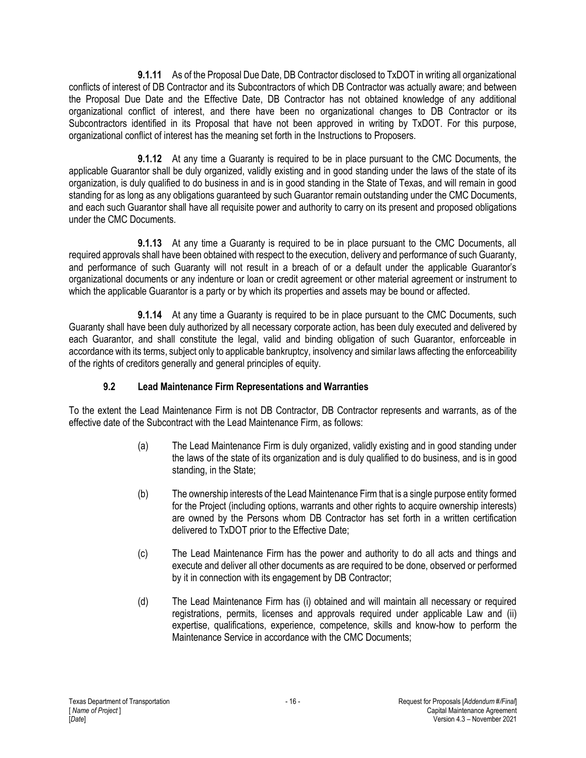**9.1.11** As of the Proposal Due Date, DB Contractor disclosed to TxDOT in writing all organizational conflicts of interest of DB Contractor and its Subcontractors of which DB Contractor was actually aware; and between the Proposal Due Date and the Effective Date, DB Contractor has not obtained knowledge of any additional organizational conflict of interest, and there have been no organizational changes to DB Contractor or its Subcontractors identified in its Proposal that have not been approved in writing by TxDOT. For this purpose, organizational conflict of interest has the meaning set forth in the Instructions to Proposers.

**9.1.12** At any time a Guaranty is required to be in place pursuant to the CMC Documents, the applicable Guarantor shall be duly organized, validly existing and in good standing under the laws of the state of its organization, is duly qualified to do business in and is in good standing in the State of Texas, and will remain in good standing for as long as any obligations guaranteed by such Guarantor remain outstanding under the CMC Documents, and each such Guarantor shall have all requisite power and authority to carry on its present and proposed obligations under the CMC Documents.

**9.1.13** At any time a Guaranty is required to be in place pursuant to the CMC Documents, all required approvals shall have been obtained with respect to the execution, delivery and performance of such Guaranty, and performance of such Guaranty will not result in a breach of or a default under the applicable Guarantor's organizational documents or any indenture or loan or credit agreement or other material agreement or instrument to which the applicable Guarantor is a party or by which its properties and assets may be bound or affected.

**9.1.14** At any time a Guaranty is required to be in place pursuant to the CMC Documents, such Guaranty shall have been duly authorized by all necessary corporate action, has been duly executed and delivered by each Guarantor, and shall constitute the legal, valid and binding obligation of such Guarantor, enforceable in accordance with its terms, subject only to applicable bankruptcy, insolvency and similar laws affecting the enforceability of the rights of creditors generally and general principles of equity.

### 9.2 Lead Maintenance Firm Representations and Warranties

To the extent the Lead Maintenance Firm is not DB Contractor, DB Contractor represents and warrants, as of the effective date of the Subcontract with the Lead Maintenance Firm, as follows:

(a) The Lead Maintenance Firm is duly organized, validly existing and in good standing under the laws of the state of its organization and is duly qualified to do business, and is in good standing, in the State;

(b) The ownership interests of the Lead Maintenance Firm that is a single purpose entity formed for the Project (including options, warrants and other rights to acquire ownership interests) are owned by the Persons whom DB Contractor has set forth in a written certification delivered to TxDOT prior to the Effective Date;

(c) The Lead Maintenance Firm has the power and authority to do all acts and things and execute and deliver all other documents as are required to be done, observed or performed by it in connection with its engagement by DB Contractor;

(d) The Lead Maintenance Firm has (i) obtained and will maintain all necessary or required registrations, permits, licenses and approvals required under applicable Law and (ii) expertise, qualifications, experience, competence, skills and know-how to perform the Maintenance Service in accordance with the CMC Documents;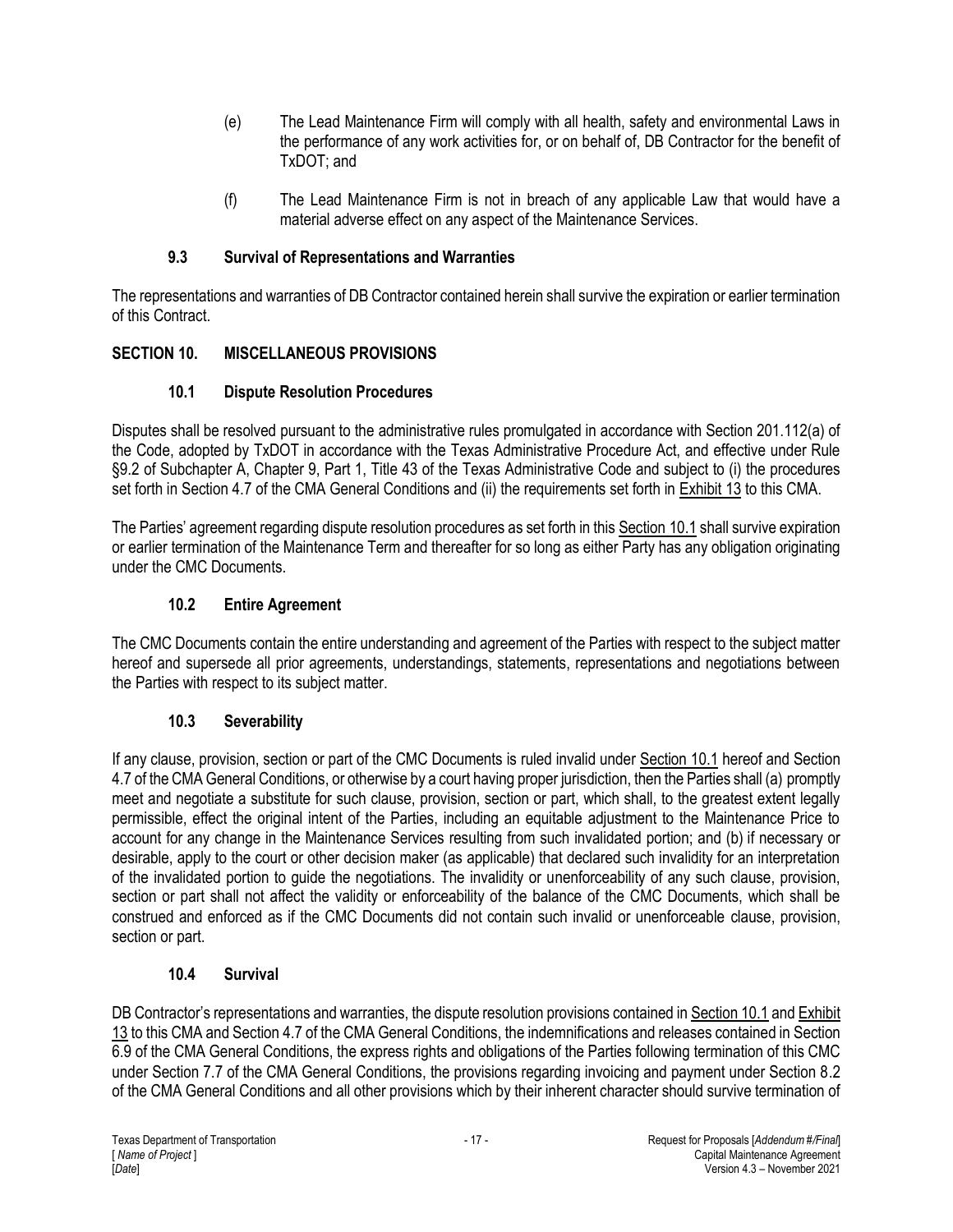(e) The Lead Maintenance Firm will comply with all health, safety and environmental Laws in the performance of any work activities for, or on behalf of, DB Contractor for the benefit of TxDOT; and

(f) The Lead Maintenance Firm is not in breach of any applicable Law that would have a material adverse effect on any aspect of the Maintenance Services.

### 9.3 Survival of Representations and Warranties

The representations and warranties of DB Contractor contained herein shall survive the expiration or earlier termination of this Contract.

## SECTION 10. MISCELLANEOUS PROVISIONS

### 10.1 Dispute Resolution Procedures

Disputes shall be resolved pursuant to the administrative rules promulgated in accordance with Section 201.112(a) of the Code, adopted by TxDOT in accordance with the Texas Administrative Procedure Act, and effective under Rule §9.2 of Subchapter A, Chapter 9, Part 1, Title 43 of the Texas Administrative Code and subject to (i) the procedures set forth in Section 4.7 of the CMA General Conditions and (ii) the requirements set forth in Exhibit 13 to this CMA.

The Parties' agreement regarding dispute resolution procedures as set forth in this Section 10.1 shall survive expiration or earlier termination of the Maintenance Term and thereafter for so long as either Party has any obligation originating under the CMC Documents.

### 10.2 Entire Agreement

The CMC Documents contain the entire understanding and agreement of the Parties with respect to the subject matter hereof and supersede all prior agreements, understandings, statements, representations and negotiations between the Parties with respect to its subject matter.

### 10.3 Severability

If any clause, provision, section or part of the CMC Documents is ruled invalid under Section 10.1 hereof and Section 4.7 of the CMA General Conditions, or otherwise by a court having proper jurisdiction, then the Parties shall (a) promptly meet and negotiate a substitute for such clause, provision, section or part, which shall, to the greatest extent legally permissible, effect the original intent of the Parties, including an equitable adjustment to the Maintenance Price to account for any change in the Maintenance Services resulting from such invalidated portion; and (b) if necessary or desirable, apply to the court or other decision maker (as applicable) that declared such invalidity for an interpretation of the invalidated portion to guide the negotiations. The invalidity or unenforceability of any such clause, provision, section or part shall not affect the validity or enforceability of the balance of the CMC Documents, which shall be construed and enforced as if the CMC Documents did not contain such invalid or unenforceable clause, provision, section or part.

### 10.4 Survival

DB Contractor's representations and warranties, the dispute resolution provisions contained in Section 10.1 and Exhibit 13 to this CMA and Section 4.7 of the CMA General Conditions, the indemnifications and releases contained in Section 6.9 of the CMA General Conditions, the express rights and obligations of the Parties following termination of this CMC under Section 7.7 of the CMA General Conditions, the provisions regarding invoicing and payment under Section 8.2 of the CMA General Conditions and all other provisions which by their inherent character should survive termination of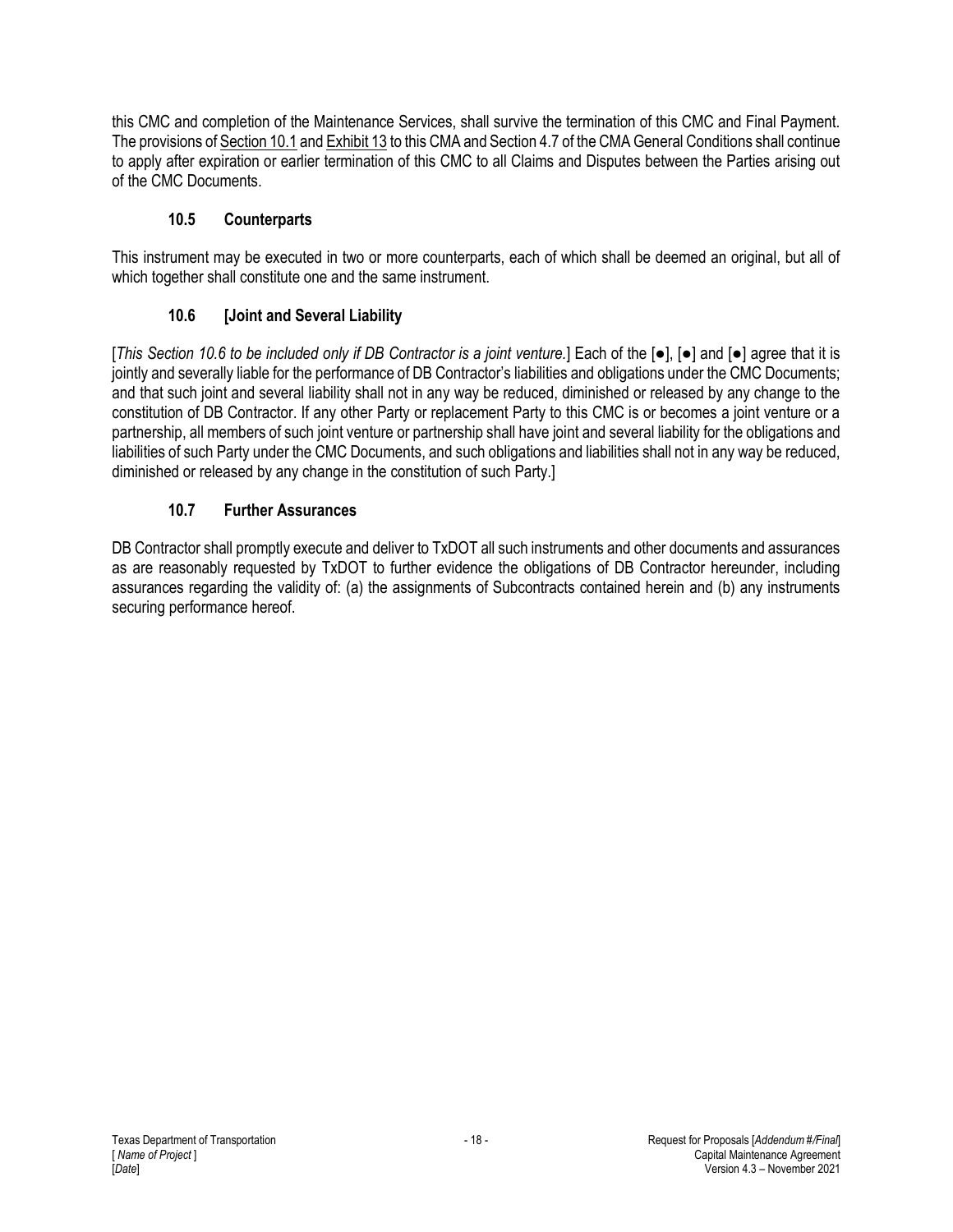this CMC and completion of the Maintenance Services, shall survive the termination of this CMC and Final Payment. The provisions of Section 10.1 and Exhibit 13 to this CMA and Section 4.7 of the CMA General Conditions shall continue to apply after expiration or earlier termination of this CMC to all Claims and Disputes between the Parties arising out of the CMC Documents.

### 10.5 Counterparts

This instrument may be executed in two or more counterparts, each of which shall be deemed an original, but all of which together shall constitute one and the same instrument.

### 10.6 [Joint and Several Liability

[*This Section 10.6 to be included only if DB Contractor is a joint venture.*] Each of the [●], [●] and [●] agree that it is jointly and severally liable for the performance of DB Contractor's liabilities and obligations under the CMC Documents; and that such joint and several liability shall not in any way be reduced, diminished or released by any change to the constitution of DB Contractor. If any other Party or replacement Party to this CMC is or becomes a joint venture or a partnership, all members of such joint venture or partnership shall have joint and several liability for the obligations and liabilities of such Party under the CMC Documents, and such obligations and liabilities shall not in any way be reduced, diminished or released by any change in the constitution of such Party.]

### 10.7 Further Assurances

DB Contractor shall promptly execute and deliver to TxDOT all such instruments and other documents and assurances as are reasonably requested by TxDOT to further evidence the obligations of DB Contractor hereunder, including assurances regarding the validity of: (a) the assignments of Subcontracts contained herein and (b) any instruments securing performance hereof.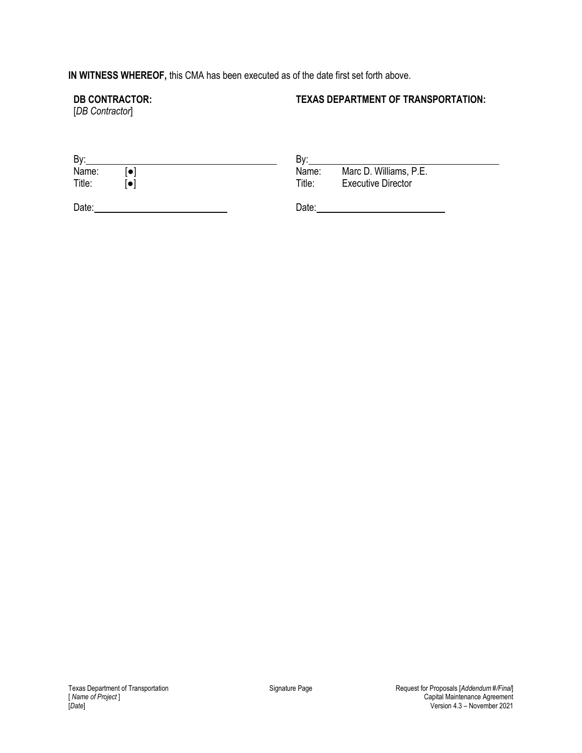**IN WITNESS WHEREOF,** this CMA has been executed as of the date first set forth above.

| **DB CONTRACTOR:** | **TEXAS DEPARTMENT OF TRANSPORTATION:** |
|---|---|
| [*DB Contractor*] | |
| By:\_\_\_\_\_\_\_\_\_\_\_\_\_\_\_\_\_\_\_\_\_\_\_\_\_\_\_\_\_\_\_\_ | By:\_\_\_\_\_\_\_\_\_\_\_\_\_\_\_\_\_\_\_\_\_\_\_\_\_\_\_\_\_\_\_\_ |
| Name: [●] | Name: Marc D. Williams, P.E. |
| Title: [●] | Title: Executive Director |
| Date:\_\_\_\_\_\_\_\_\_\_\_\_\_\_\_\_\_\_\_\_\_\_\_\_ | Date:\_\_\_\_\_\_\_\_\_\_\_\_\_\_\_\_\_\_\_\_\_\_\_\_ |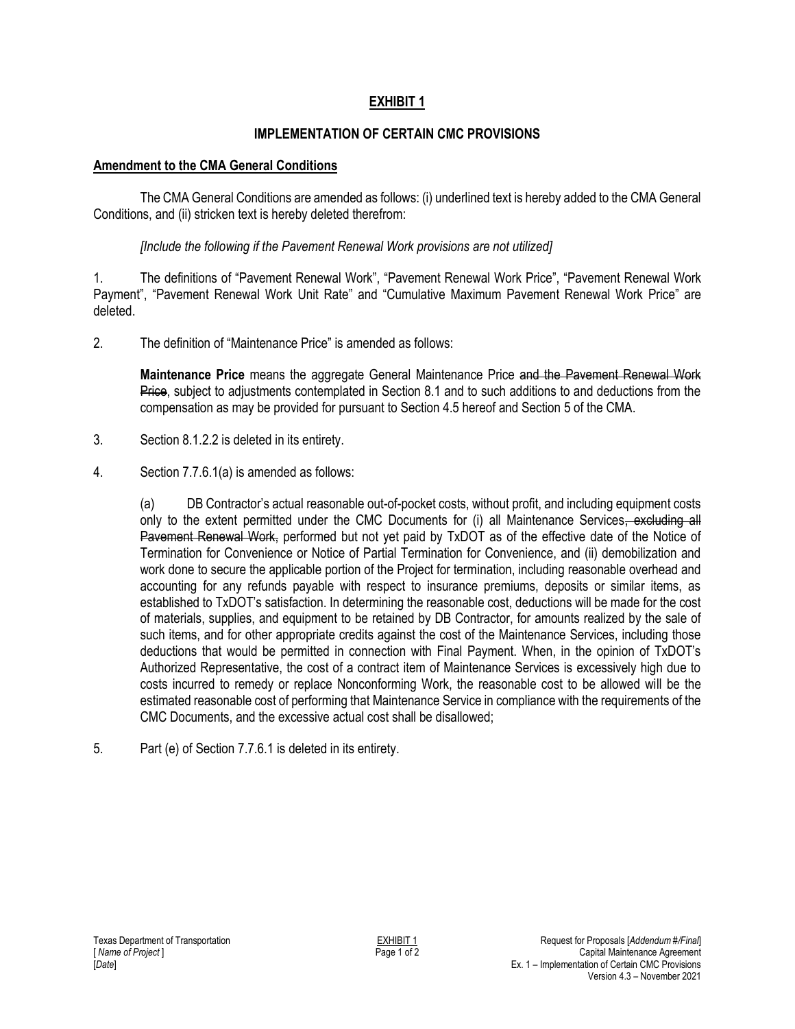# EXHIBIT 1

## IMPLEMENTATION OF CERTAIN CMC PROVISIONS

### Amendment to the CMA General Conditions

The CMA General Conditions are amended as follows: (i) underlined text is hereby added to the CMA General Conditions, and (ii) stricken text is hereby deleted therefrom:

*[Include the following if the Pavement Renewal Work provisions are not utilized]*

1. The definitions of "Pavement Renewal Work", "Pavement Renewal Work Price", "Pavement Renewal Work Payment", "Pavement Renewal Work Unit Rate" and "Cumulative Maximum Pavement Renewal Work Price" are deleted.

2. The definition of "Maintenance Price" is amended as follows:

   **Maintenance Price** means the aggregate General Maintenance Price ~~and the Pavement Renewal Work Price~~, subject to adjustments contemplated in Section 8.1 and to such additions to and deductions from the compensation as may be provided for pursuant to Section 4.5 hereof and Section 5 of the CMA.

3. Section 8.1.2.2 is deleted in its entirety.

4. Section 7.7.6.1(a) is amended as follows:

   (a) DB Contractor's actual reasonable out-of-pocket costs, without profit, and including equipment costs only to the extent permitted under the CMC Documents for (i) all Maintenance Services~~, excluding all Pavement Renewal Work,~~ performed but not yet paid by TxDOT as of the effective date of the Notice of Termination for Convenience or Notice of Partial Termination for Convenience, and (ii) demobilization and work done to secure the applicable portion of the Project for termination, including reasonable overhead and accounting for any refunds payable with respect to insurance premiums, deposits or similar items, as established to TxDOT's satisfaction. In determining the reasonable cost, deductions will be made for the cost of materials, supplies, and equipment to be retained by DB Contractor, for amounts realized by the sale of such items, and for other appropriate credits against the cost of the Maintenance Services, including those deductions that would be permitted in connection with Final Payment. When, in the opinion of TxDOT's Authorized Representative, the cost of a contract item of Maintenance Services is excessively high due to costs incurred to remedy or replace Nonconforming Work, the reasonable cost to be allowed will be the estimated reasonable cost of performing that Maintenance Service in compliance with the requirements of the CMC Documents, and the excessive actual cost shall be disallowed;

5. Part (e) of Section 7.7.6.1 is deleted in its entirety.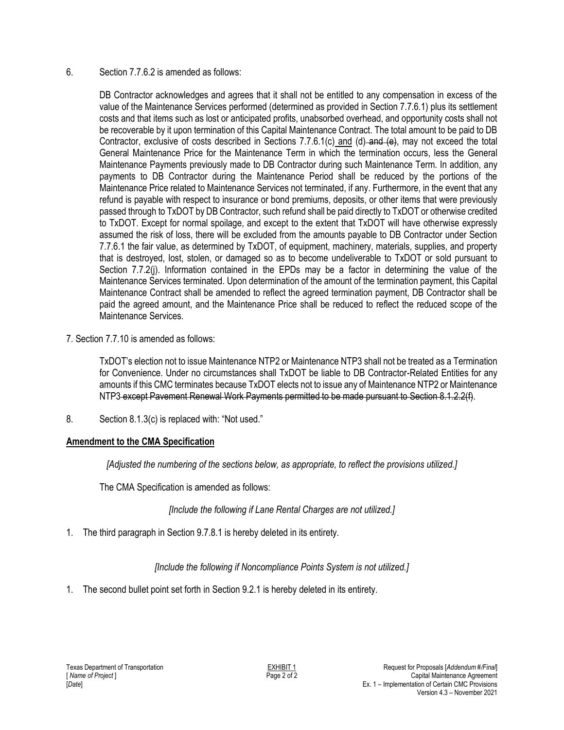6. Section 7.7.6.2 is amended as follows:

   DB Contractor acknowledges and agrees that it shall not be entitled to any compensation in excess of the value of the Maintenance Services performed (determined as provided in Section 7.7.6.1) plus its settlement costs and that items such as lost or anticipated profits, unabsorbed overhead, and opportunity costs shall not be recoverable by it upon termination of this Capital Maintenance Contract. The total amount to be paid to DB Contractor, exclusive of costs described in Sections 7.7.6.1(c) <u>and</u> (d)~~ and (e)~~, may not exceed the total General Maintenance Price for the Maintenance Term in which the termination occurs, less the General Maintenance Payments previously made to DB Contractor during such Maintenance Term. In addition, any payments to DB Contractor during the Maintenance Period shall be reduced by the portions of the Maintenance Price related to Maintenance Services not terminated, if any. Furthermore, in the event that any refund is payable with respect to insurance or bond premiums, deposits, or other items that were previously passed through to TxDOT by DB Contractor, such refund shall be paid directly to TxDOT or otherwise credited to TxDOT. Except for normal spoilage, and except to the extent that TxDOT will have otherwise expressly assumed the risk of loss, there will be excluded from the amounts payable to DB Contractor under Section 7.7.6.1 the fair value, as determined by TxDOT, of equipment, machinery, materials, supplies, and property that is destroyed, lost, stolen, or damaged so as to become undeliverable to TxDOT or sold pursuant to Section 7.7.2(j). Information contained in the EPDs may be a factor in determining the value of the Maintenance Services terminated. Upon determination of the amount of the termination payment, this Capital Maintenance Contract shall be amended to reflect the agreed termination payment, DB Contractor shall be paid the agreed amount, and the Maintenance Price shall be reduced to reflect the reduced scope of the Maintenance Services.

7. Section 7.7.10 is amended as follows:

   TxDOT's election not to issue Maintenance NTP2 or Maintenance NTP3 shall not be treated as a Termination for Convenience. Under no circumstances shall TxDOT be liable to DB Contractor-Related Entities for any amounts if this CMC terminates because TxDOT elects not to issue any of Maintenance NTP2 or Maintenance NTP3~~ except Pavement Renewal Work Payments permitted to be made pursuant to Section 8.1.2.2(f)~~.

8. Section 8.1.3(c) is replaced with: "Not used."

**<u>Amendment to the CMA Specification</u>**

*[Adjusted the numbering of the sections below, as appropriate, to reflect the provisions utilized.]*

The CMA Specification is amended as follows:

*[Include the following if Lane Rental Charges are not utilized.]*

1. The third paragraph in Section 9.7.8.1 is hereby deleted in its entirety.

*[Include the following if Noncompliance Points System is not utilized.]*

1. The second bullet point set forth in Section 9.2.1 is hereby deleted in its entirety.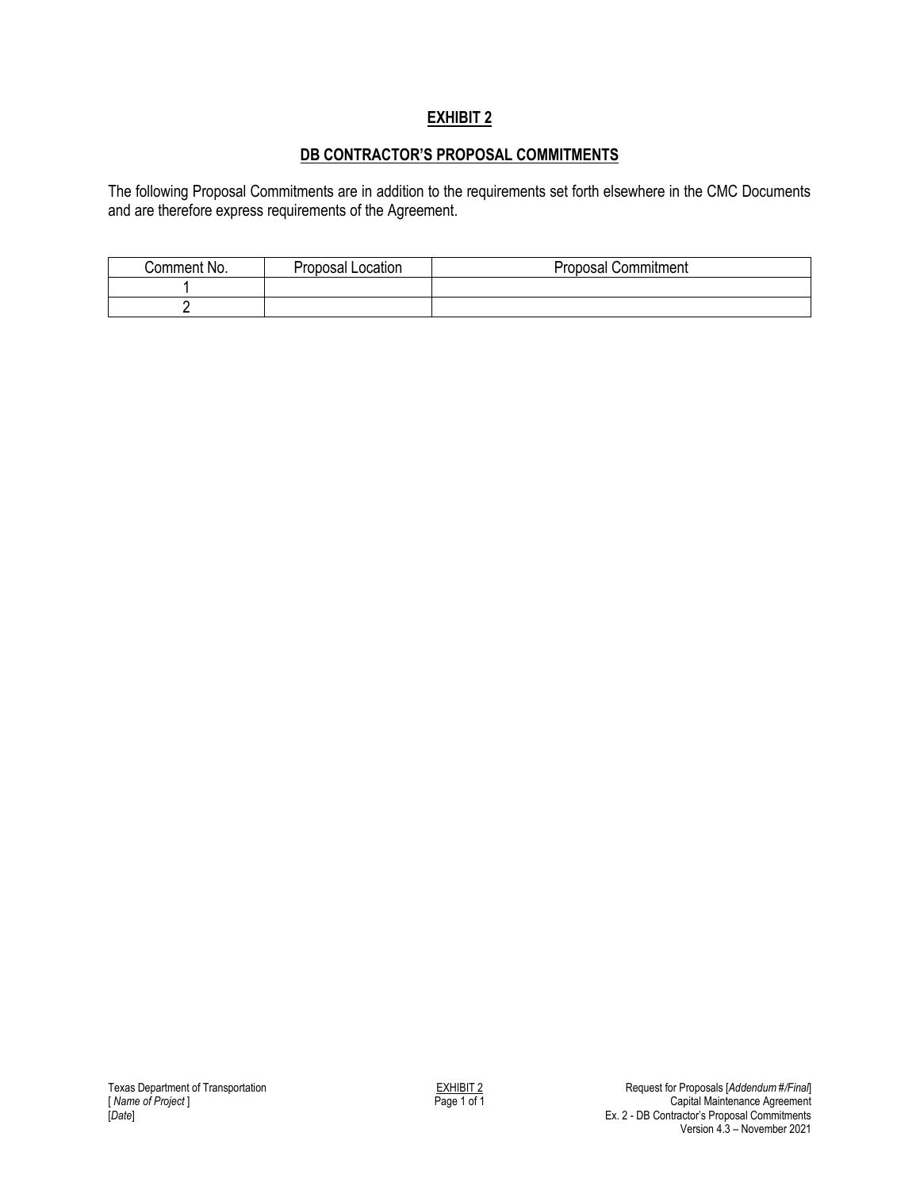# EXHIBIT 2

## DB CONTRACTOR'S PROPOSAL COMMITMENTS

The following Proposal Commitments are in addition to the requirements set forth elsewhere in the CMC Documents and are therefore express requirements of the Agreement.

| Comment No. | Proposal Location | Proposal Commitment |
|---|---|---|
| 1 | | |
| 2 | | |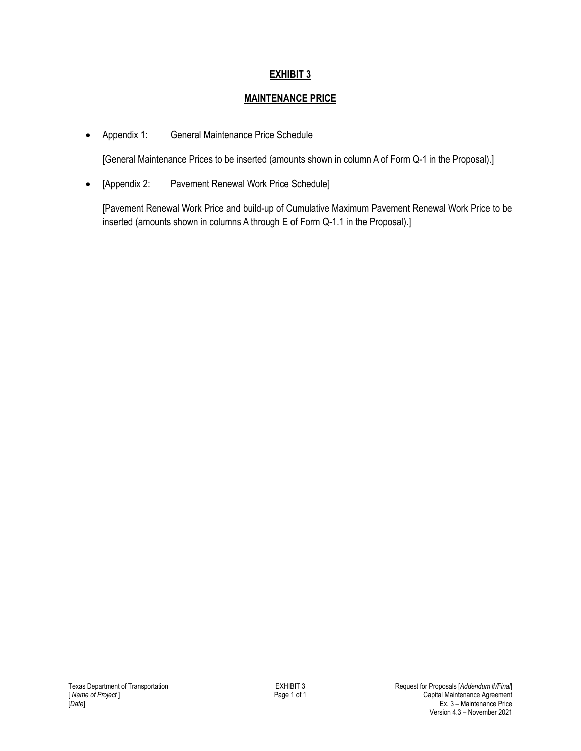# EXHIBIT 3

## MAINTENANCE PRICE

- Appendix 1: General Maintenance Price Schedule

  [General Maintenance Prices to be inserted (amounts shown in column A of Form Q-1 in the Proposal).]

- [Appendix 2: Pavement Renewal Work Price Schedule]

  [Pavement Renewal Work Price and build-up of Cumulative Maximum Pavement Renewal Work Price to be inserted (amounts shown in columns A through E of Form Q-1.1 in the Proposal).]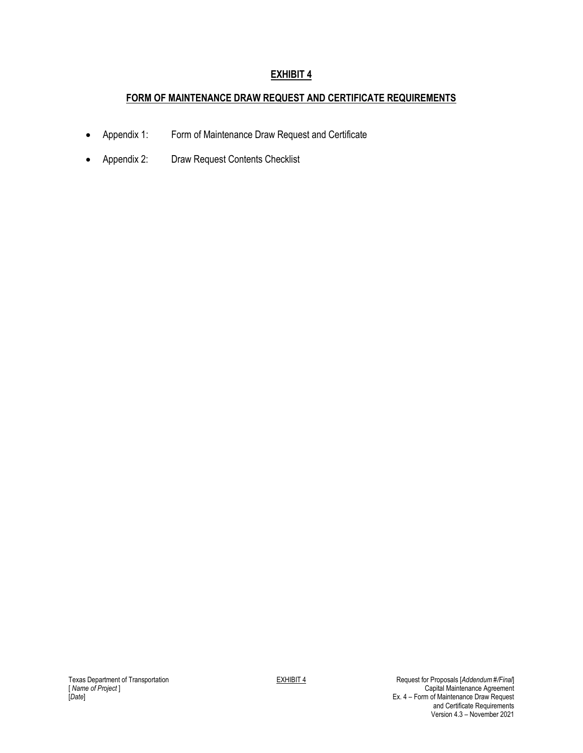# EXHIBIT 4

## FORM OF MAINTENANCE DRAW REQUEST AND CERTIFICATE REQUIREMENTS

- Appendix 1: Form of Maintenance Draw Request and Certificate
- Appendix 2: Draw Request Contents Checklist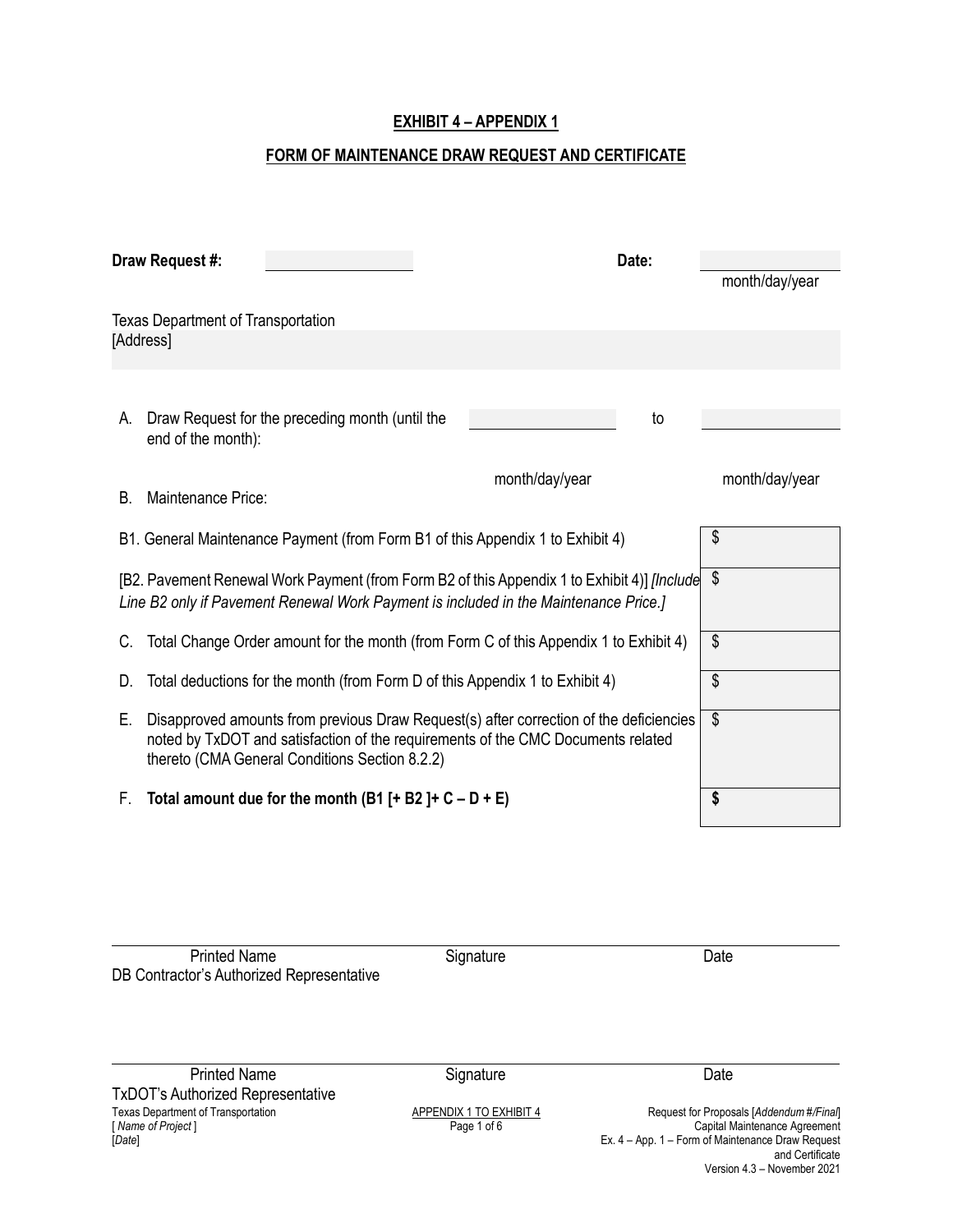## EXHIBIT 4 – APPENDIX 1

## FORM OF MAINTENANCE DRAW REQUEST AND CERTIFICATE

**Draw Request #:** ____________________ **Date:** ____________________
month/day/year

Texas Department of Transportation
[Address]

| | | |
|---|---|---|
| A. | Draw Request for the preceding month (until the end of the month): ____________ to ____________ (month/day/year to month/day/year) | |
| B. | Maintenance Price: | |
| B1. | General Maintenance Payment (from Form B1 of this Appendix 1 to Exhibit 4) | $ |
| [B2. | Pavement Renewal Work Payment (from Form B2 of this Appendix 1 to Exhibit 4)] *[Include Line B2 only if Pavement Renewal Work Payment is included in the Maintenance Price.]* | $ |
| C. | Total Change Order amount for the month (from Form C of this Appendix 1 to Exhibit 4) | $ |
| D. | Total deductions for the month (from Form D of this Appendix 1 to Exhibit 4) | $ |
| E. | Disapproved amounts from previous Draw Request(s) after correction of the deficiencies noted by TxDOT and satisfaction of the requirements of the CMC Documents related thereto (CMA General Conditions Section 8.2.2) | $ |
| F. | **Total amount due for the month (B1 [+ B2 ]+ C – D + E)** | **$** |

| | | |
|---|---|---|
| Printed Name | Signature | Date |

DB Contractor's Authorized Representative

| | | |
|---|---|---|
| Printed Name | Signature | Date |

TxDOT's Authorized Representative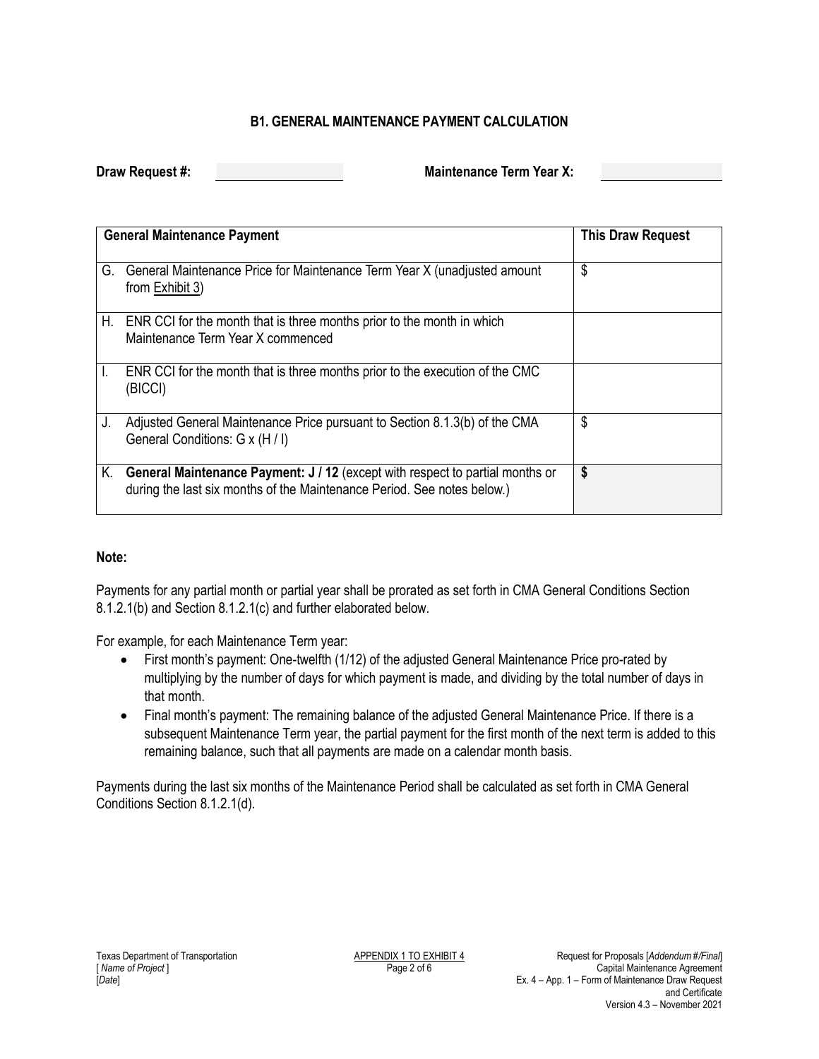### B1. GENERAL MAINTENANCE PAYMENT CALCULATION

**Draw Request #:** ____________ **Maintenance Term Year X:** ____________

| General Maintenance Payment | This Draw Request |
|---|---|
| G. General Maintenance Price for Maintenance Term Year X (unadjusted amount from Exhibit 3) | $ |
| H. ENR CCI for the month that is three months prior to the month in which Maintenance Term Year X commenced | |
| I. ENR CCI for the month that is three months prior to the execution of the CMC (BICCI) | |
| J. Adjusted General Maintenance Price pursuant to Section 8.1.3(b) of the CMA General Conditions: G x (H / I) | $ |
| K. **General Maintenance Payment: J / 12** (except with respect to partial months or during the last six months of the Maintenance Period. See notes below.) | **$** |

**Note:**

Payments for any partial month or partial year shall be prorated as set forth in CMA General Conditions Section 8.1.2.1(b) and Section 8.1.2.1(c) and further elaborated below.

For example, for each Maintenance Term year:

- First month's payment: One-twelfth (1/12) of the adjusted General Maintenance Price pro-rated by multiplying by the number of days for which payment is made, and dividing by the total number of days in that month.
- Final month's payment: The remaining balance of the adjusted General Maintenance Price. If there is a subsequent Maintenance Term year, the partial payment for the first month of the next term is added to this remaining balance, such that all payments are made on a calendar month basis.

Payments during the last six months of the Maintenance Period shall be calculated as set forth in CMA General Conditions Section 8.1.2.1(d).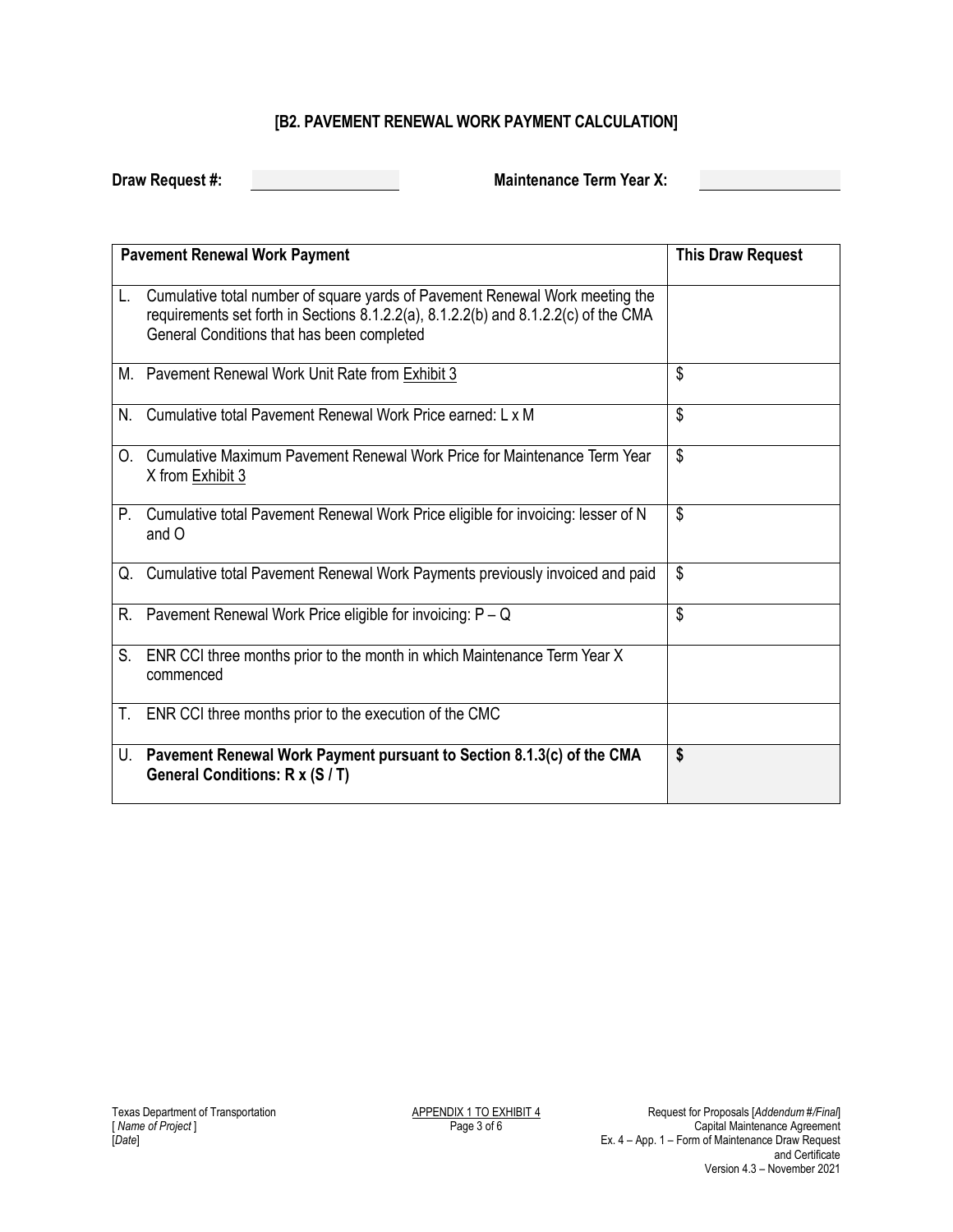## [B2. PAVEMENT RENEWAL WORK PAYMENT CALCULATION]

**Draw Request #:** \_\_\_\_\_\_\_\_\_\_\_\_ **Maintenance Term Year X:** \_\_\_\_\_\_\_\_\_\_\_\_

| **Pavement Renewal Work Payment** | **This Draw Request** |
|---|---|
| L. Cumulative total number of square yards of Pavement Renewal Work meeting the requirements set forth in Sections 8.1.2.2(a), 8.1.2.2(b) and 8.1.2.2(c) of the CMA General Conditions that has been completed | |
| M. Pavement Renewal Work Unit Rate from Exhibit 3 | $ |
| N. Cumulative total Pavement Renewal Work Price earned: L x M | $ |
| O. Cumulative Maximum Pavement Renewal Work Price for Maintenance Term Year X from Exhibit 3 | $ |
| P. Cumulative total Pavement Renewal Work Price eligible for invoicing: lesser of N and O | $ |
| Q. Cumulative total Pavement Renewal Work Payments previously invoiced and paid | $ |
| R. Pavement Renewal Work Price eligible for invoicing: P – Q | $ |
| S. ENR CCI three months prior to the month in which Maintenance Term Year X commenced | |
| T. ENR CCI three months prior to the execution of the CMC | |
| U. **Pavement Renewal Work Payment pursuant to Section 8.1.3(c) of the CMA General Conditions: R x (S / T)** | **$** |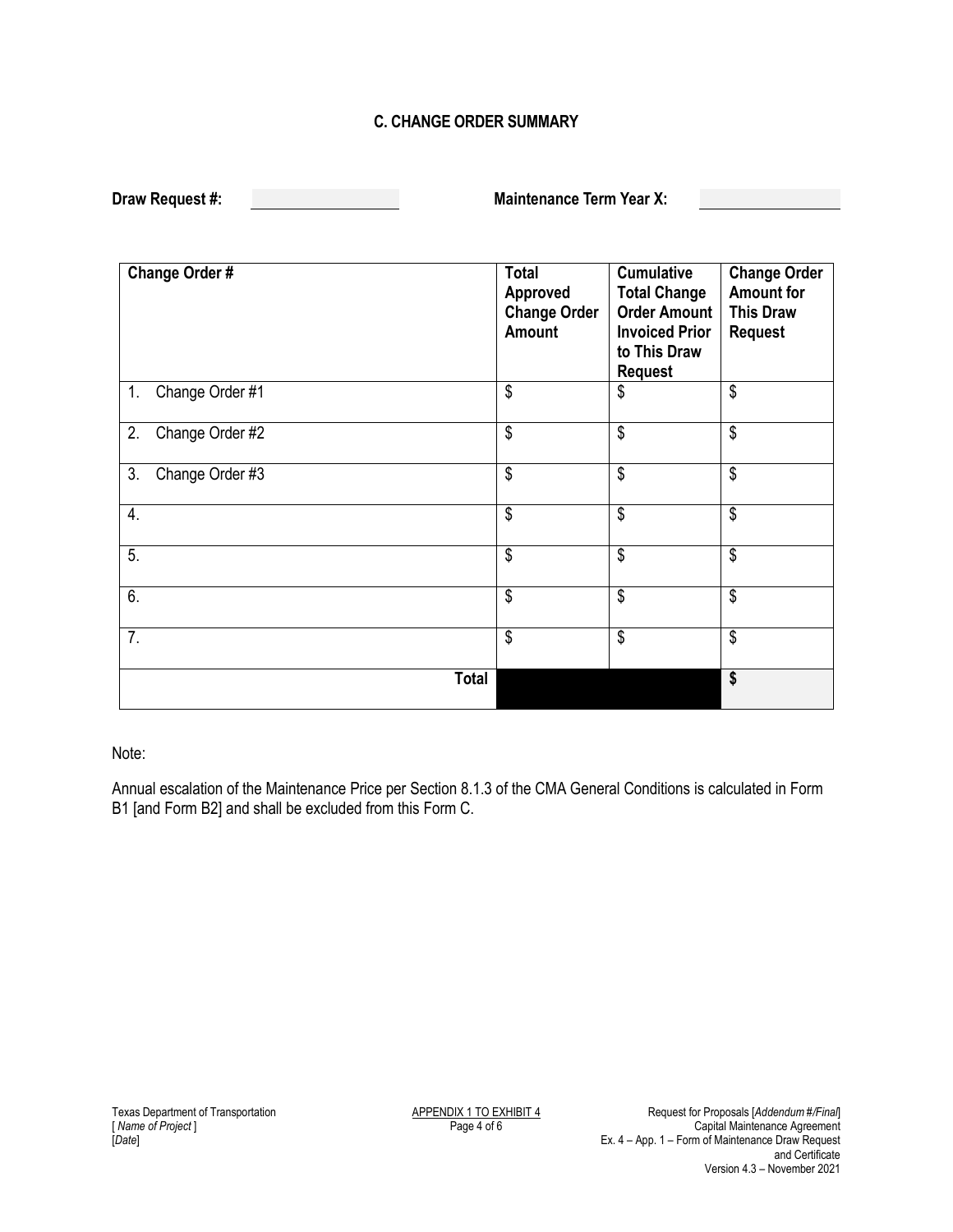### C. CHANGE ORDER SUMMARY

**Draw Request #:** ____________ **Maintenance Term Year X:** ____________

| **Change Order #** | **Total Approved Change Order Amount** | **Cumulative Total Change Order Amount Invoiced Prior to This Draw Request** | **Change Order Amount for This Draw Request** |
|---|---|---|---|
| 1. Change Order #1 | $ | $ | $ |
| 2. Change Order #2 | $ | $ | $ |
| 3. Change Order #3 | $ | $ | $ |
| 4. | $ | $ | $ |
| 5. | $ | $ | $ |
| 6. | $ | $ | $ |
| 7. | $ | $ | $ |
| **Total** | | | **$** |

Note:

Annual escalation of the Maintenance Price per Section 8.1.3 of the CMA General Conditions is calculated in Form B1 [and Form B2] and shall be excluded from this Form C.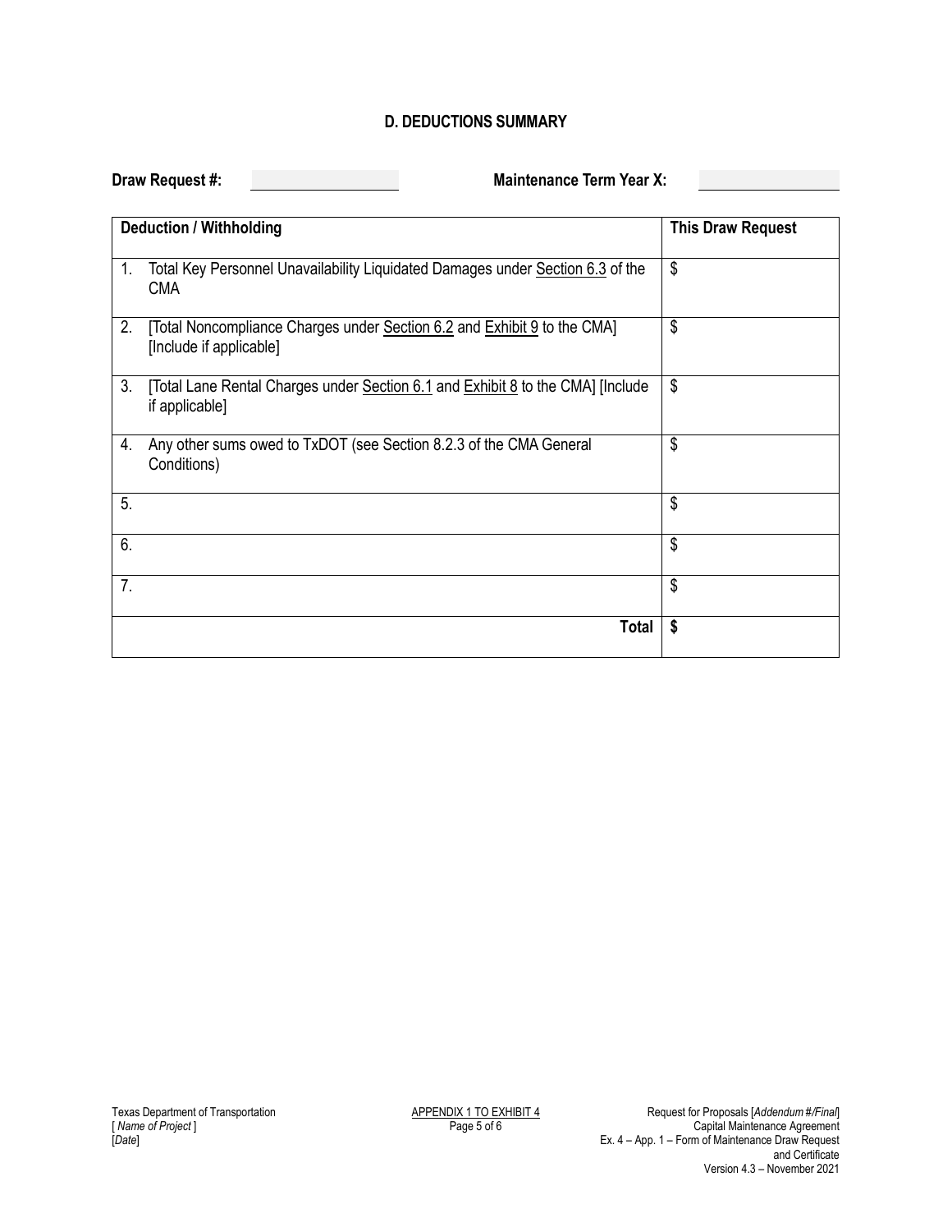## D. DEDUCTIONS SUMMARY

**Draw Request #:** ____________ **Maintenance Term Year X:** ____________

| Deduction / Withholding | This Draw Request |
|---|---|
| 1. Total Key Personnel Unavailability Liquidated Damages under Section 6.3 of the CMA | $ |
| 2. [Total Noncompliance Charges under Section 6.2 and Exhibit 9 to the CMA] [Include if applicable] | $ |
| 3. [Total Lane Rental Charges under Section 6.1 and Exhibit 8 to the CMA] [Include if applicable] | $ |
| 4. Any other sums owed to TxDOT (see Section 8.2.3 of the CMA General Conditions) | $ |
| 5. | $ |
| 6. | $ |
| 7. | $ |
| **Total** | **$** |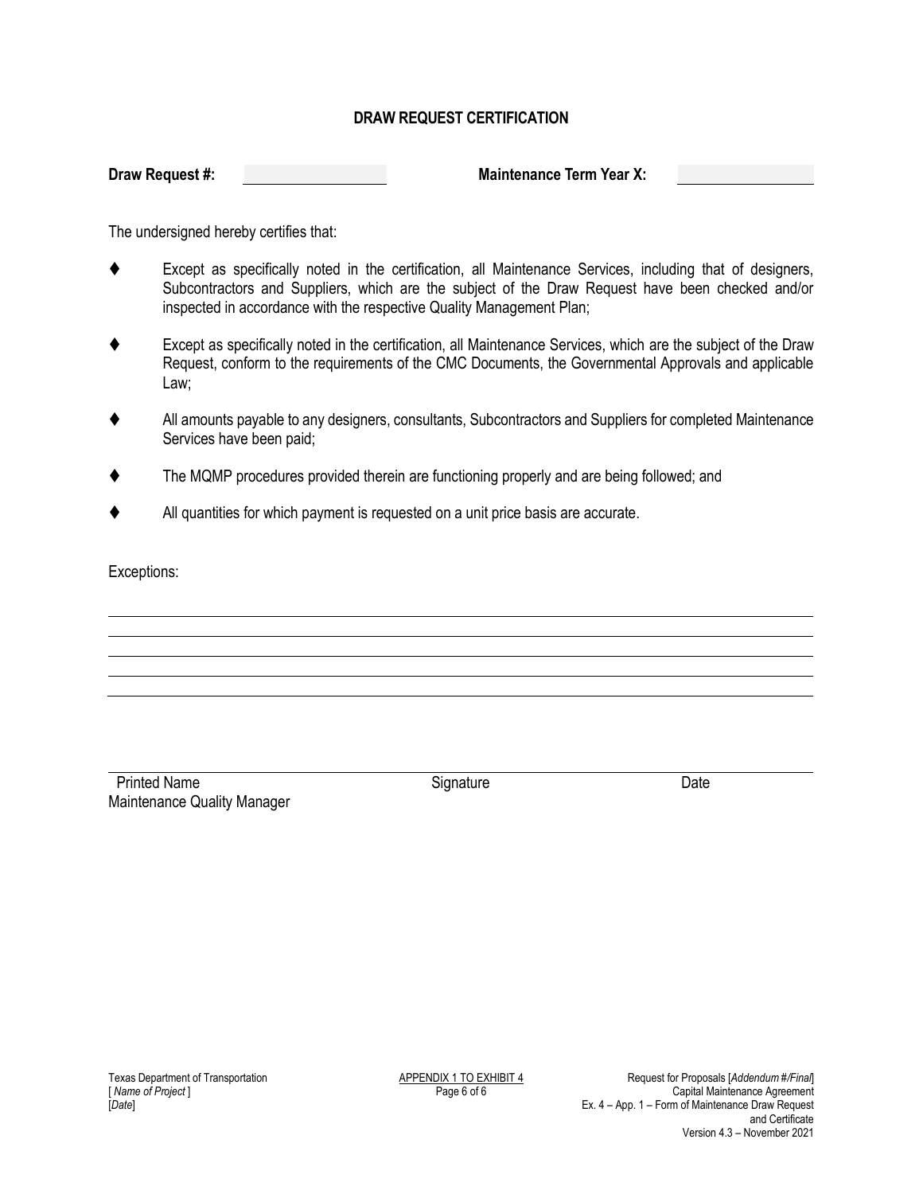# DRAW REQUEST CERTIFICATION

**Draw Request #:** \_\_\_\_\_\_\_\_\_\_\_\_\_\_\_\_ **Maintenance Term Year X:** \_\_\_\_\_\_\_\_\_\_\_\_\_\_\_\_

The undersigned hereby certifies that:

- Except as specifically noted in the certification, all Maintenance Services, including that of designers, Subcontractors and Suppliers, which are the subject of the Draw Request have been checked and/or inspected in accordance with the respective Quality Management Plan;
- Except as specifically noted in the certification, all Maintenance Services, which are the subject of the Draw Request, conform to the requirements of the CMC Documents, the Governmental Approvals and applicable Law;
- All amounts payable to any designers, consultants, Subcontractors and Suppliers for completed Maintenance Services have been paid;
- The MQMP procedures provided therein are functioning properly and are being followed; and
- All quantities for which payment is requested on a unit price basis are accurate.

Exceptions:

\_\_\_\_\_\_\_\_\_\_\_\_\_\_\_\_\_\_\_\_\_\_\_\_\_\_\_\_\_\_\_\_\_\_\_\_\_\_\_\_\_\_\_\_\_\_\_\_\_\_\_\_\_\_\_\_\_\_\_\_

\_\_\_\_\_\_\_\_\_\_\_\_\_\_\_\_\_\_\_\_\_\_\_\_\_\_\_\_\_\_\_\_\_\_\_\_\_\_\_\_\_\_\_\_\_\_\_\_\_\_\_\_\_\_\_\_\_\_\_\_

\_\_\_\_\_\_\_\_\_\_\_\_\_\_\_\_\_\_\_\_\_\_\_\_\_\_\_\_\_\_\_\_\_\_\_\_\_\_\_\_\_\_\_\_\_\_\_\_\_\_\_\_\_\_\_\_\_\_\_\_

\_\_\_\_\_\_\_\_\_\_\_\_\_\_\_\_\_\_\_\_\_\_\_\_\_\_\_\_\_\_\_\_\_\_\_\_\_\_\_\_\_\_\_\_\_\_\_\_\_\_\_\_\_\_\_\_\_\_\_\_

\_\_\_\_\_\_\_\_\_\_\_\_\_\_\_\_\_\_\_\_\_\_\_\_\_\_\_\_\_\_\_\_\_\_\_\_\_\_\_\_\_\_\_\_\_\_\_\_\_\_\_\_\_\_\_\_\_\_\_\_

\_\_\_\_\_\_\_\_\_\_\_\_\_\_\_\_\_\_\_\_\_\_\_\_\_\_\_\_\_\_\_\_\_\_\_\_\_\_\_\_\_\_\_\_\_\_\_\_\_\_\_\_\_\_\_\_\_\_\_\_

| Printed Name | Signature | Date |
|---|---|---|
| Maintenance Quality Manager | | |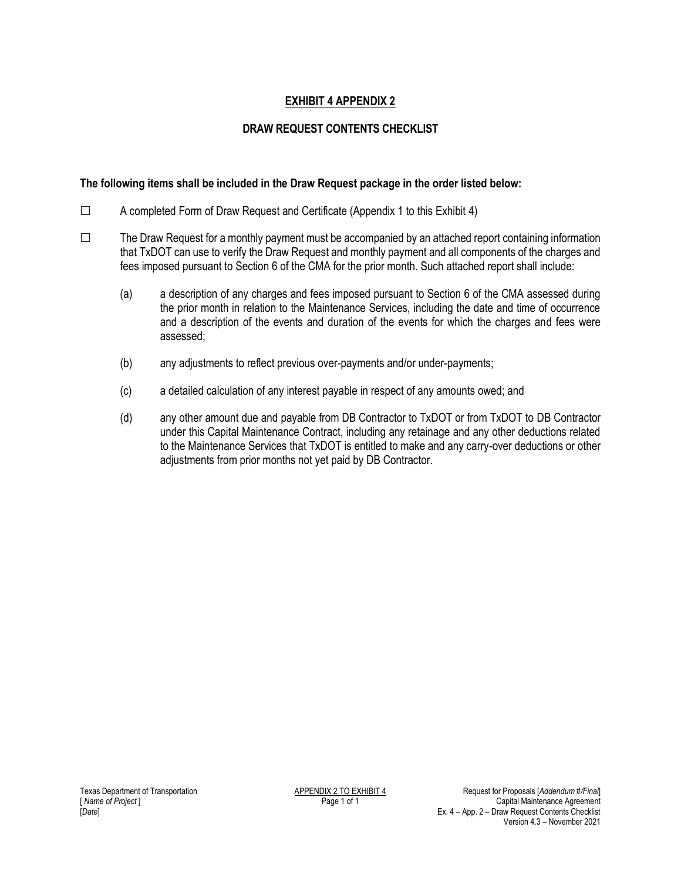# EXHIBIT 4 APPENDIX 2

## DRAW REQUEST CONTENTS CHECKLIST

**The following items shall be included in the Draw Request package in the order listed below:**

☐ A completed Form of Draw Request and Certificate (Appendix 1 to this Exhibit 4)

☐ The Draw Request for a monthly payment must be accompanied by an attached report containing information that TxDOT can use to verify the Draw Request and monthly payment and all components of the charges and fees imposed pursuant to Section 6 of the CMA for the prior month. Such attached report shall include:

(a) a description of any charges and fees imposed pursuant to Section 6 of the CMA assessed during the prior month in relation to the Maintenance Services, including the date and time of occurrence and a description of the events and duration of the events for which the charges and fees were assessed;

(b) any adjustments to reflect previous over-payments and/or under-payments;

(c) a detailed calculation of any interest payable in respect of any amounts owed; and

(d) any other amount due and payable from DB Contractor to TxDOT or from TxDOT to DB Contractor under this Capital Maintenance Contract, including any retainage and any other deductions related to the Maintenance Services that TxDOT is entitled to make and any carry-over deductions or other adjustments from prior months not yet paid by DB Contractor.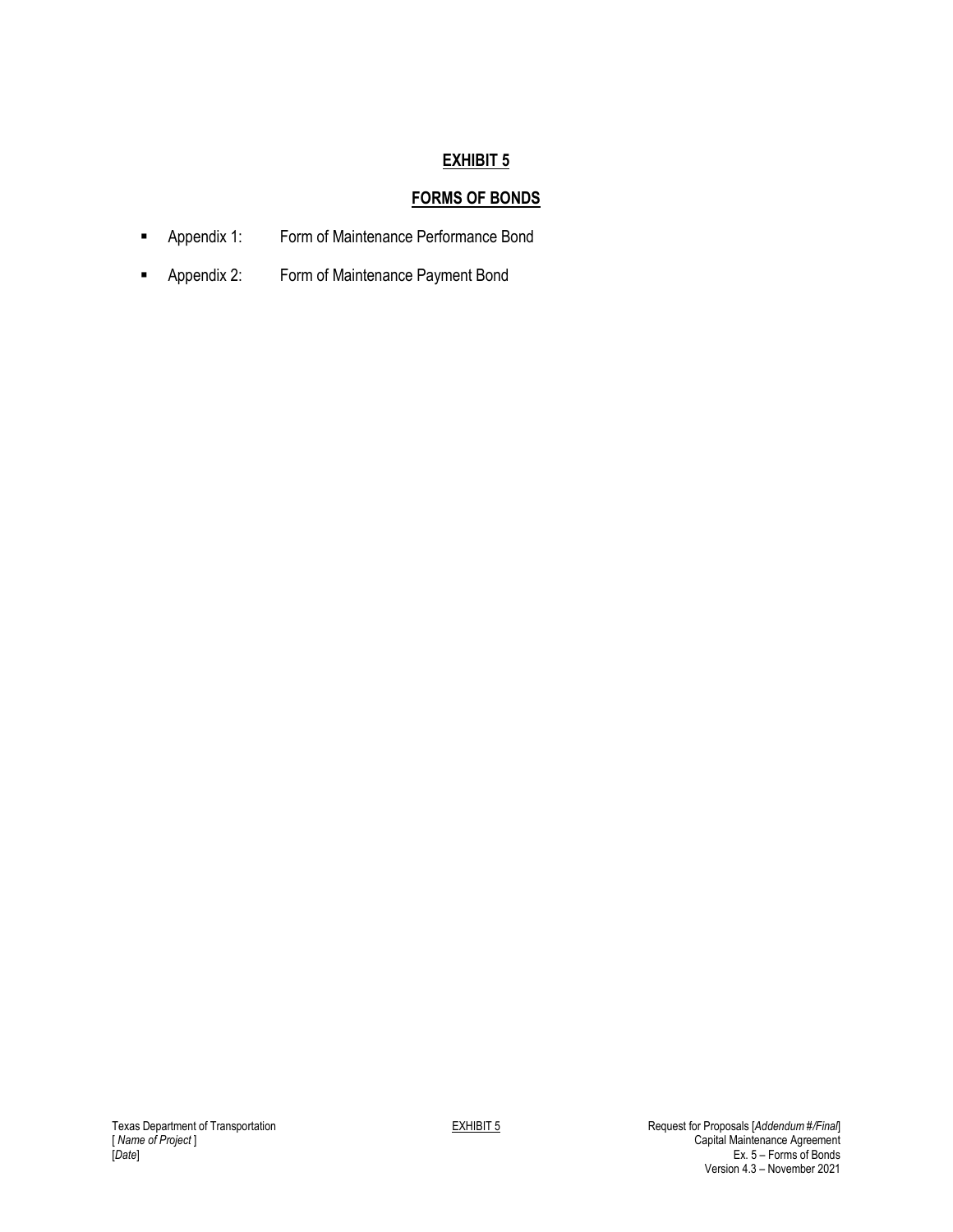# EXHIBIT 5

## FORMS OF BONDS

- Appendix 1: Form of Maintenance Performance Bond
- Appendix 2: Form of Maintenance Payment Bond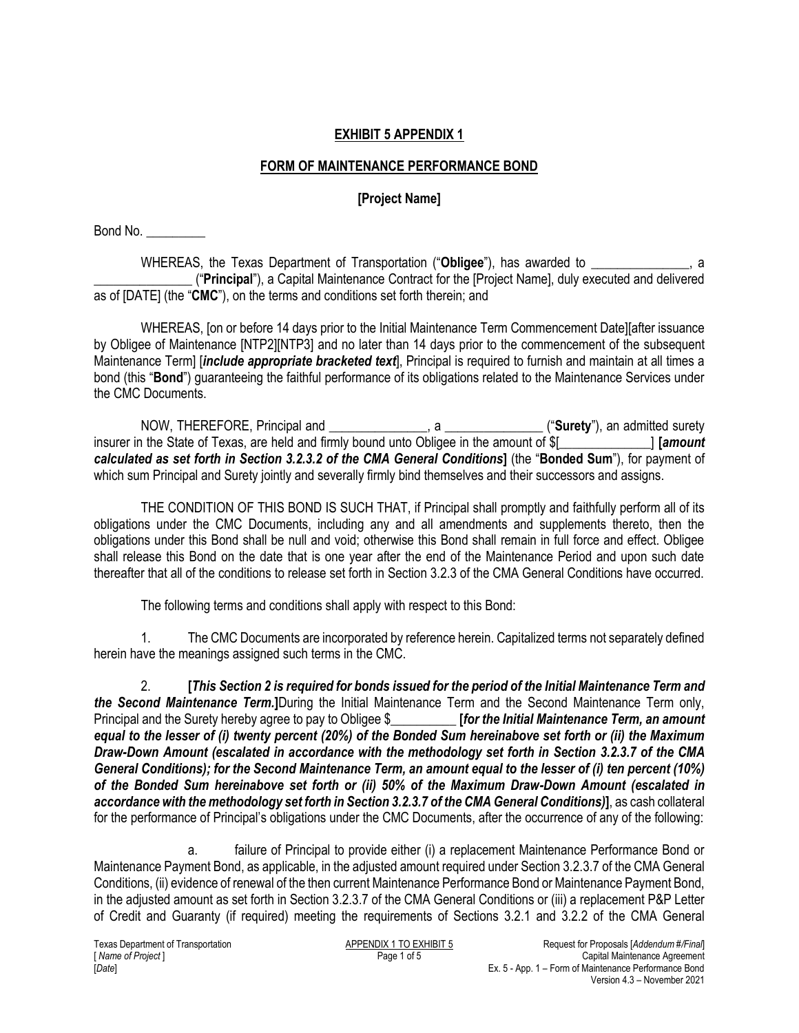**EXHIBIT 5 APPENDIX 1**

**FORM OF MAINTENANCE PERFORMANCE BOND**

**[Project Name]**

Bond No. _________

WHEREAS, the Texas Department of Transportation ("**Obligee**"), has awarded to _______________, a _______________ ("**Principal**"), a Capital Maintenance Contract for the [Project Name], duly executed and delivered as of [DATE] (the "**CMC**"), on the terms and conditions set forth therein; and

WHEREAS, [on or before 14 days prior to the Initial Maintenance Term Commencement Date][after issuance by Obligee of Maintenance [NTP2][NTP3] and no later than 14 days prior to the commencement of the subsequent Maintenance Term] [***include appropriate bracketed text***], Principal is required to furnish and maintain at all times a bond (this "**Bond**") guaranteeing the faithful performance of its obligations related to the Maintenance Services under the CMC Documents.

NOW, THEREFORE, Principal and _______________, a _______________ ("**Surety**"), an admitted surety insurer in the State of Texas, are held and firmly bound unto Obligee in the amount of $[______________] **[*amount calculated as set forth in Section 3.2.3.2 of the CMA General Conditions*]** (the "**Bonded Sum**"), for payment of which sum Principal and Surety jointly and severally firmly bind themselves and their successors and assigns.

THE CONDITION OF THIS BOND IS SUCH THAT, if Principal shall promptly and faithfully perform all of its obligations under the CMC Documents, including any and all amendments and supplements thereto, then the obligations under this Bond shall be null and void; otherwise this Bond shall remain in full force and effect. Obligee shall release this Bond on the date that is one year after the end of the Maintenance Period and upon such date thereafter that all of the conditions to release set forth in Section 3.2.3 of the CMA General Conditions have occurred.

The following terms and conditions shall apply with respect to this Bond:

1. The CMC Documents are incorporated by reference herein. Capitalized terms not separately defined herein have the meanings assigned such terms in the CMC.

2. **[*This Section 2 is required for bonds issued for the period of the Initial Maintenance Term and the Second Maintenance Term.*]**During the Initial Maintenance Term and the Second Maintenance Term only, Principal and the Surety hereby agree to pay to Obligee $_________ **[*for the Initial Maintenance Term, an amount equal to the lesser of (i) twenty percent (20%) of the Bonded Sum hereinabove set forth or (ii) the Maximum Draw-Down Amount (escalated in accordance with the methodology set forth in Section 3.2.3.7 of the CMA General Conditions); for the Second Maintenance Term, an amount equal to the lesser of (i) ten percent (10%) of the Bonded Sum hereinabove set forth or (ii) 50% of the Maximum Draw-Down Amount (escalated in accordance with the methodology set forth in Section 3.2.3.7 of the CMA General Conditions)*]**, as cash collateral for the performance of Principal's obligations under the CMC Documents, after the occurrence of any of the following:

   a. failure of Principal to provide either (i) a replacement Maintenance Performance Bond or Maintenance Payment Bond, as applicable, in the adjusted amount required under Section 3.2.3.7 of the CMA General Conditions, (ii) evidence of renewal of the then current Maintenance Performance Bond or Maintenance Payment Bond, in the adjusted amount as set forth in Section 3.2.3.7 of the CMA General Conditions or (iii) a replacement P&P Letter of Credit and Guaranty (if required) meeting the requirements of Sections 3.2.1 and 3.2.2 of the CMA General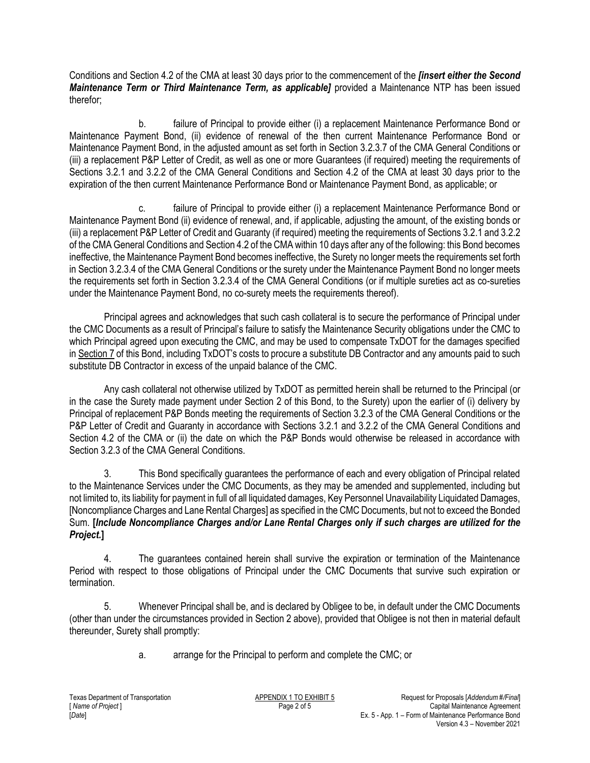Conditions and Section 4.2 of the CMA at least 30 days prior to the commencement of the ***[insert either the Second Maintenance Term or Third Maintenance Term, as applicable]*** provided a Maintenance NTP has been issued therefor;

b. failure of Principal to provide either (i) a replacement Maintenance Performance Bond or Maintenance Payment Bond, (ii) evidence of renewal of the then current Maintenance Performance Bond or Maintenance Payment Bond, in the adjusted amount as set forth in Section 3.2.3.7 of the CMA General Conditions or (iii) a replacement P&P Letter of Credit, as well as one or more Guarantees (if required) meeting the requirements of Sections 3.2.1 and 3.2.2 of the CMA General Conditions and Section 4.2 of the CMA at least 30 days prior to the expiration of the then current Maintenance Performance Bond or Maintenance Payment Bond, as applicable; or

c. failure of Principal to provide either (i) a replacement Maintenance Performance Bond or Maintenance Payment Bond (ii) evidence of renewal, and, if applicable, adjusting the amount, of the existing bonds or (iii) a replacement P&P Letter of Credit and Guaranty (if required) meeting the requirements of Sections 3.2.1 and 3.2.2 of the CMA General Conditions and Section 4.2 of the CMA within 10 days after any of the following: this Bond becomes ineffective, the Maintenance Payment Bond becomes ineffective, the Surety no longer meets the requirements set forth in Section 3.2.3.4 of the CMA General Conditions or the surety under the Maintenance Payment Bond no longer meets the requirements set forth in Section 3.2.3.4 of the CMA General Conditions (or if multiple sureties act as co-sureties under the Maintenance Payment Bond, no co-surety meets the requirements thereof).

Principal agrees and acknowledges that such cash collateral is to secure the performance of Principal under the CMC Documents as a result of Principal's failure to satisfy the Maintenance Security obligations under the CMC to which Principal agreed upon executing the CMC, and may be used to compensate TxDOT for the damages specified in Section 7 of this Bond, including TxDOT's costs to procure a substitute DB Contractor and any amounts paid to such substitute DB Contractor in excess of the unpaid balance of the CMC.

Any cash collateral not otherwise utilized by TxDOT as permitted herein shall be returned to the Principal (or in the case the Surety made payment under Section 2 of this Bond, to the Surety) upon the earlier of (i) delivery by Principal of replacement P&P Bonds meeting the requirements of Section 3.2.3 of the CMA General Conditions or the P&P Letter of Credit and Guaranty in accordance with Sections 3.2.1 and 3.2.2 of the CMA General Conditions and Section 4.2 of the CMA or (ii) the date on which the P&P Bonds would otherwise be released in accordance with Section 3.2.3 of the CMA General Conditions.

3. This Bond specifically guarantees the performance of each and every obligation of Principal related to the Maintenance Services under the CMC Documents, as they may be amended and supplemented, including but not limited to, its liability for payment in full of all liquidated damages, Key Personnel Unavailability Liquidated Damages, [Noncompliance Charges and Lane Rental Charges] as specified in the CMC Documents, but not to exceed the Bonded Sum. **[*Include Noncompliance Charges and/or Lane Rental Charges only if such charges are utilized for the Project.*]**

4. The guarantees contained herein shall survive the expiration or termination of the Maintenance Period with respect to those obligations of Principal under the CMC Documents that survive such expiration or termination.

5. Whenever Principal shall be, and is declared by Obligee to be, in default under the CMC Documents (other than under the circumstances provided in Section 2 above), provided that Obligee is not then in material default thereunder, Surety shall promptly:

a. arrange for the Principal to perform and complete the CMC; or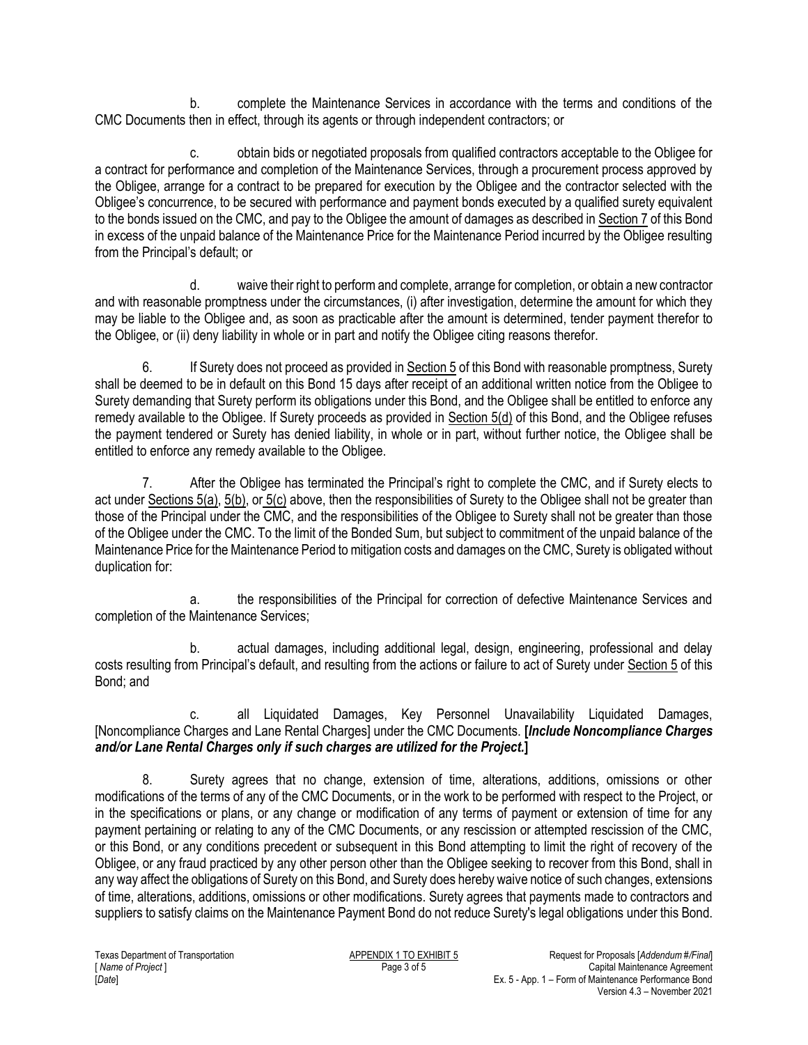b. complete the Maintenance Services in accordance with the terms and conditions of the CMC Documents then in effect, through its agents or through independent contractors; or

c. obtain bids or negotiated proposals from qualified contractors acceptable to the Obligee for a contract for performance and completion of the Maintenance Services, through a procurement process approved by the Obligee, arrange for a contract to be prepared for execution by the Obligee and the contractor selected with the Obligee's concurrence, to be secured with performance and payment bonds executed by a qualified surety equivalent to the bonds issued on the CMC, and pay to the Obligee the amount of damages as described in Section 7 of this Bond in excess of the unpaid balance of the Maintenance Price for the Maintenance Period incurred by the Obligee resulting from the Principal's default; or

d. waive their right to perform and complete, arrange for completion, or obtain a new contractor and with reasonable promptness under the circumstances, (i) after investigation, determine the amount for which they may be liable to the Obligee and, as soon as practicable after the amount is determined, tender payment therefor to the Obligee, or (ii) deny liability in whole or in part and notify the Obligee citing reasons therefor.

6. If Surety does not proceed as provided in Section 5 of this Bond with reasonable promptness, Surety shall be deemed to be in default on this Bond 15 days after receipt of an additional written notice from the Obligee to Surety demanding that Surety perform its obligations under this Bond, and the Obligee shall be entitled to enforce any remedy available to the Obligee. If Surety proceeds as provided in Section 5(d) of this Bond, and the Obligee refuses the payment tendered or Surety has denied liability, in whole or in part, without further notice, the Obligee shall be entitled to enforce any remedy available to the Obligee.

7. After the Obligee has terminated the Principal's right to complete the CMC, and if Surety elects to act under Sections 5(a), 5(b), or 5(c) above, then the responsibilities of Surety to the Obligee shall not be greater than those of the Principal under the CMC, and the responsibilities of the Obligee to Surety shall not be greater than those of the Obligee under the CMC. To the limit of the Bonded Sum, but subject to commitment of the unpaid balance of the Maintenance Price for the Maintenance Period to mitigation costs and damages on the CMC, Surety is obligated without duplication for:

a. the responsibilities of the Principal for correction of defective Maintenance Services and completion of the Maintenance Services;

b. actual damages, including additional legal, design, engineering, professional and delay costs resulting from Principal's default, and resulting from the actions or failure to act of Surety under Section 5 of this Bond; and

c. all Liquidated Damages, Key Personnel Unavailability Liquidated Damages, [Noncompliance Charges and Lane Rental Charges] under the CMC Documents. **[*Include Noncompliance Charges and/or Lane Rental Charges only if such charges are utilized for the Project.*]**

8. Surety agrees that no change, extension of time, alterations, additions, omissions or other modifications of the terms of any of the CMC Documents, or in the work to be performed with respect to the Project, or in the specifications or plans, or any change or modification of any terms of payment or extension of time for any payment pertaining or relating to any of the CMC Documents, or any rescission or attempted rescission of the CMC, or this Bond, or any conditions precedent or subsequent in this Bond attempting to limit the right of recovery of the Obligee, or any fraud practiced by any other person other than the Obligee seeking to recover from this Bond, shall in any way affect the obligations of Surety on this Bond, and Surety does hereby waive notice of such changes, extensions of time, alterations, additions, omissions or other modifications. Surety agrees that payments made to contractors and suppliers to satisfy claims on the Maintenance Payment Bond do not reduce Surety's legal obligations under this Bond.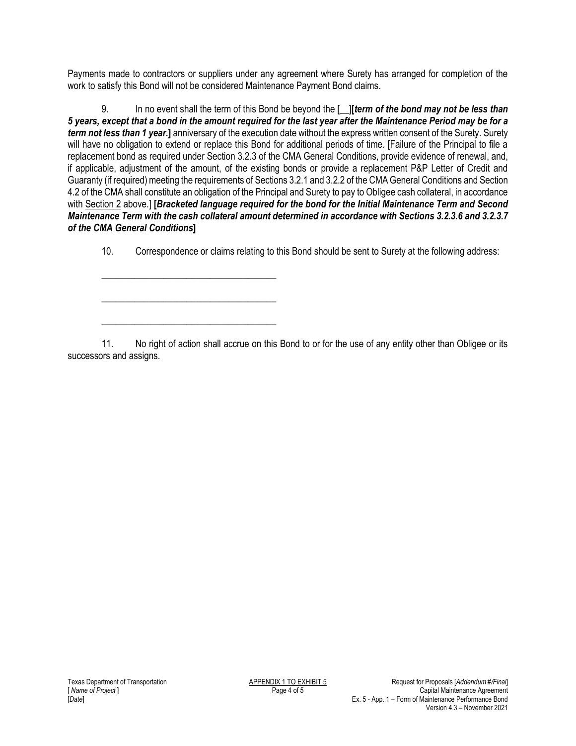Payments made to contractors or suppliers under any agreement where Surety has arranged for completion of the work to satisfy this Bond will not be considered Maintenance Payment Bond claims.

9. In no event shall the term of this Bond be beyond the [__]**[*term of the bond may not be less than 5 years, except that a bond in the amount required for the last year after the Maintenance Period may be for a term not less than 1 year.*]** anniversary of the execution date without the express written consent of the Surety. Surety will have no obligation to extend or replace this Bond for additional periods of time. [Failure of the Principal to file a replacement bond as required under Section 3.2.3 of the CMA General Conditions, provide evidence of renewal, and, if applicable, adjustment of the amount, of the existing bonds or provide a replacement P&P Letter of Credit and Guaranty (if required) meeting the requirements of Sections 3.2.1 and 3.2.2 of the CMA General Conditions and Section 4.2 of the CMA shall constitute an obligation of the Principal and Surety to pay to Obligee cash collateral, in accordance with Section 2 above.] **[*Bracketed language required for the bond for the Initial Maintenance Term and Second Maintenance Term with the cash collateral amount determined in accordance with Sections 3.2.3.6 and 3.2.3.7 of the CMA General Conditions*]**

10. Correspondence or claims relating to this Bond should be sent to Surety at the following address:

\_\_\_\_\_\_\_\_\_\_\_\_\_\_\_\_\_\_\_\_\_\_\_\_\_\_\_\_\_\_\_\_\_\_\_\_

\_\_\_\_\_\_\_\_\_\_\_\_\_\_\_\_\_\_\_\_\_\_\_\_\_\_\_\_\_\_\_\_\_\_\_\_

\_\_\_\_\_\_\_\_\_\_\_\_\_\_\_\_\_\_\_\_\_\_\_\_\_\_\_\_\_\_\_\_\_\_\_\_

11. No right of action shall accrue on this Bond to or for the use of any entity other than Obligee or its successors and assigns.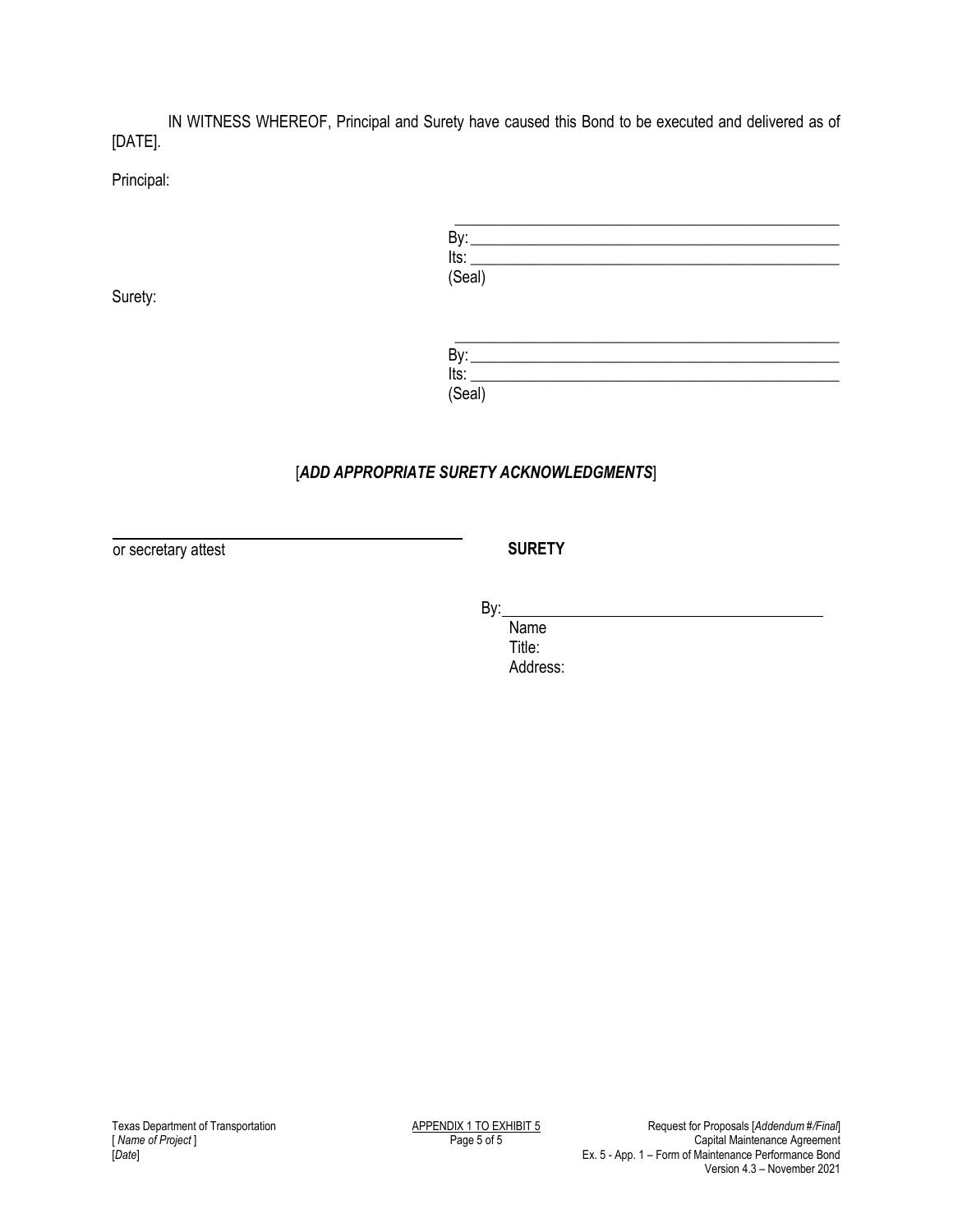IN WITNESS WHEREOF, Principal and Surety have caused this Bond to be executed and delivered as of [DATE].

Principal:

_______________________________________________
By: ____________________________________________
Its: ____________________________________________
(Seal)

Surety:

_______________________________________________
By: ____________________________________________
Its: ____________________________________________
(Seal)

[***ADD APPROPRIATE SURETY ACKNOWLEDGMENTS***]

_______________________________________________
or secretary attest

**SURETY**

By: ____________________________________________
Name
Title:
Address: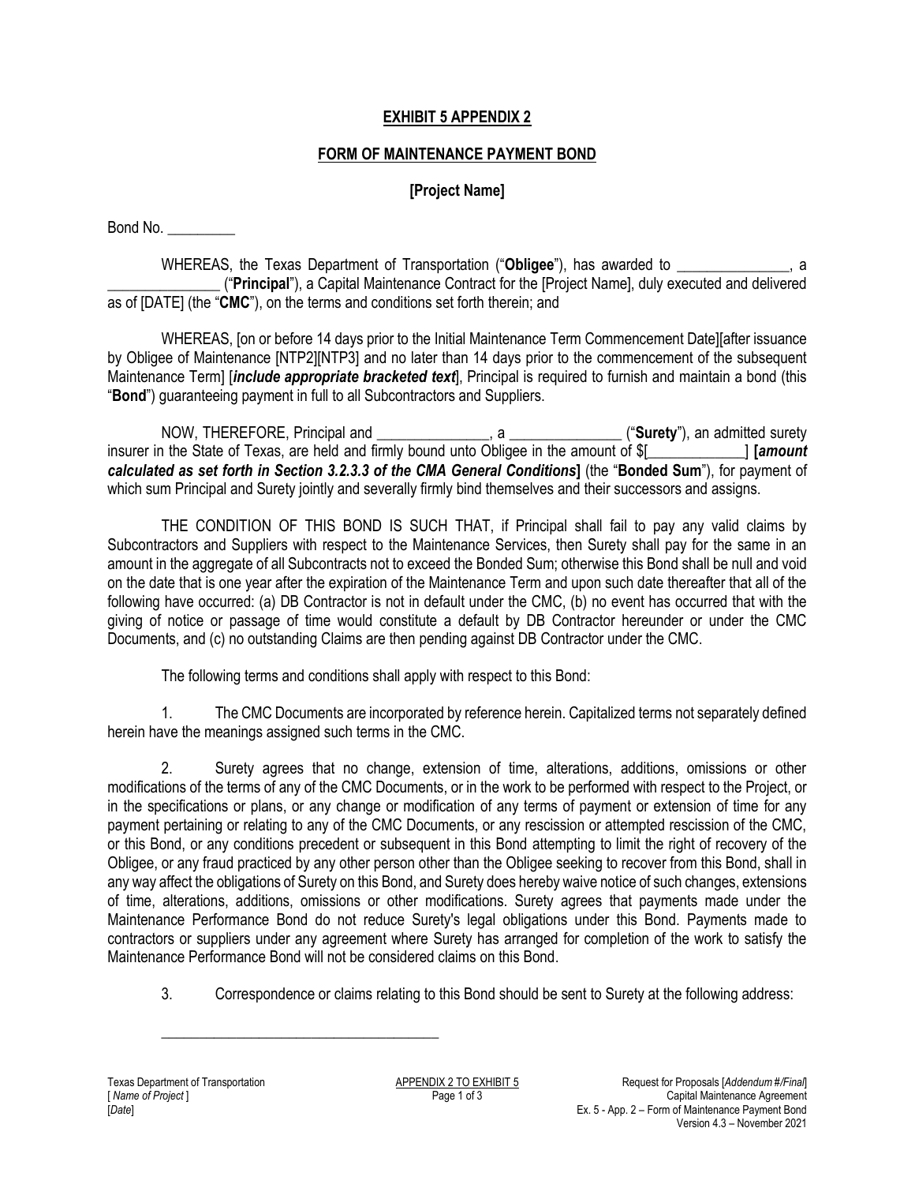**EXHIBIT 5 APPENDIX 2**

**FORM OF MAINTENANCE PAYMENT BOND**

**[Project Name]**

Bond No. _________

WHEREAS, the Texas Department of Transportation ("**Obligee**"), has awarded to _______________, a _______________ ("**Principal**"), a Capital Maintenance Contract for the [Project Name], duly executed and delivered as of [DATE] (the "**CMC**"), on the terms and conditions set forth therein; and

WHEREAS, [on or before 14 days prior to the Initial Maintenance Term Commencement Date][after issuance by Obligee of Maintenance [NTP2][NTP3] and no later than 14 days prior to the commencement of the subsequent Maintenance Term] [***include appropriate bracketed text***], Principal is required to furnish and maintain a bond (this "**Bond**") guaranteeing payment in full to all Subcontractors and Suppliers.

NOW, THEREFORE, Principal and _______________, a _______________ ("**Surety**"), an admitted surety insurer in the State of Texas, are held and firmly bound unto Obligee in the amount of $[_____________] **[*amount calculated as set forth in Section 3.2.3.3 of the CMA General Conditions*]** (the "**Bonded Sum**"), for payment of which sum Principal and Surety jointly and severally firmly bind themselves and their successors and assigns.

THE CONDITION OF THIS BOND IS SUCH THAT, if Principal shall fail to pay any valid claims by Subcontractors and Suppliers with respect to the Maintenance Services, then Surety shall pay for the same in an amount in the aggregate of all Subcontracts not to exceed the Bonded Sum; otherwise this Bond shall be null and void on the date that is one year after the expiration of the Maintenance Term and upon such date thereafter that all of the following have occurred: (a) DB Contractor is not in default under the CMC, (b) no event has occurred that with the giving of notice or passage of time would constitute a default by DB Contractor hereunder or under the CMC Documents, and (c) no outstanding Claims are then pending against DB Contractor under the CMC.

The following terms and conditions shall apply with respect to this Bond:

1. The CMC Documents are incorporated by reference herein. Capitalized terms not separately defined herein have the meanings assigned such terms in the CMC.

2. Surety agrees that no change, extension of time, alterations, additions, omissions or other modifications of the terms of any of the CMC Documents, or in the work to be performed with respect to the Project, or in the specifications or plans, or any change or modification of any terms of payment or extension of time for any payment pertaining or relating to any of the CMC Documents, or any rescission or attempted rescission of the CMC, or this Bond, or any conditions precedent or subsequent in this Bond attempting to limit the right of recovery of the Obligee, or any fraud practiced by any other person other than the Obligee seeking to recover from this Bond, shall in any way affect the obligations of Surety on this Bond, and Surety does hereby waive notice of such changes, extensions of time, alterations, additions, omissions or other modifications. Surety agrees that payments made under the Maintenance Performance Bond do not reduce Surety's legal obligations under this Bond. Payments made to contractors or suppliers under any agreement where Surety has arranged for completion of the work to satisfy the Maintenance Performance Bond will not be considered claims on this Bond.

3. Correspondence or claims relating to this Bond should be sent to Surety at the following address:

_______________________________________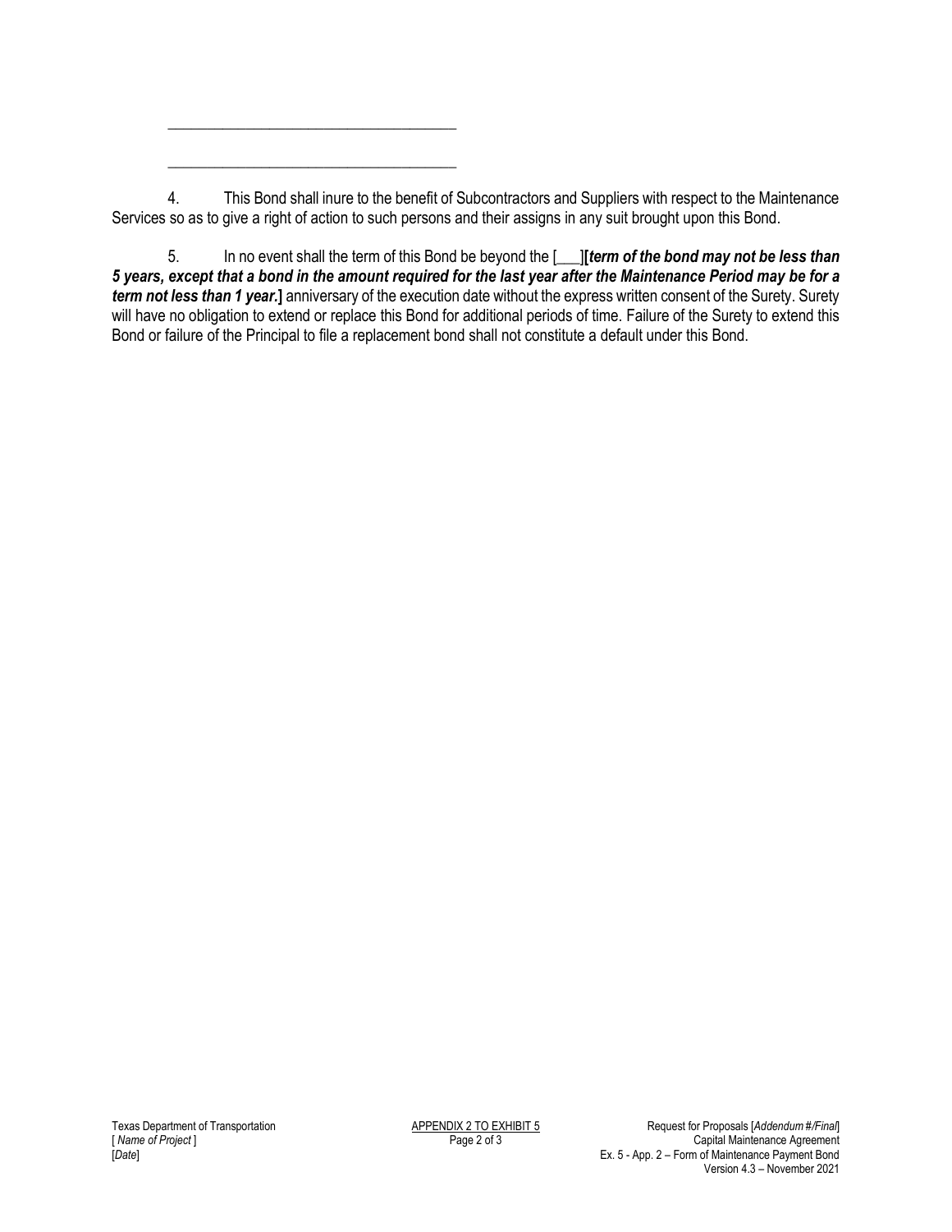\_\_\_\_\_\_\_\_\_\_\_\_\_\_\_\_\_\_\_\_\_\_\_\_\_\_\_\_\_\_\_\_\_\_\_\_

\_\_\_\_\_\_\_\_\_\_\_\_\_\_\_\_\_\_\_\_\_\_\_\_\_\_\_\_\_\_\_\_\_\_\_\_

4. This Bond shall inure to the benefit of Subcontractors and Suppliers with respect to the Maintenance Services so as to give a right of action to such persons and their assigns in any suit brought upon this Bond.

5. In no event shall the term of this Bond be beyond the [___]**[*term of the bond may not be less than 5 years, except that a bond in the amount required for the last year after the Maintenance Period may be for a term not less than 1 year.*]** anniversary of the execution date without the express written consent of the Surety. Surety will have no obligation to extend or replace this Bond for additional periods of time. Failure of the Surety to extend this Bond or failure of the Principal to file a replacement bond shall not constitute a default under this Bond.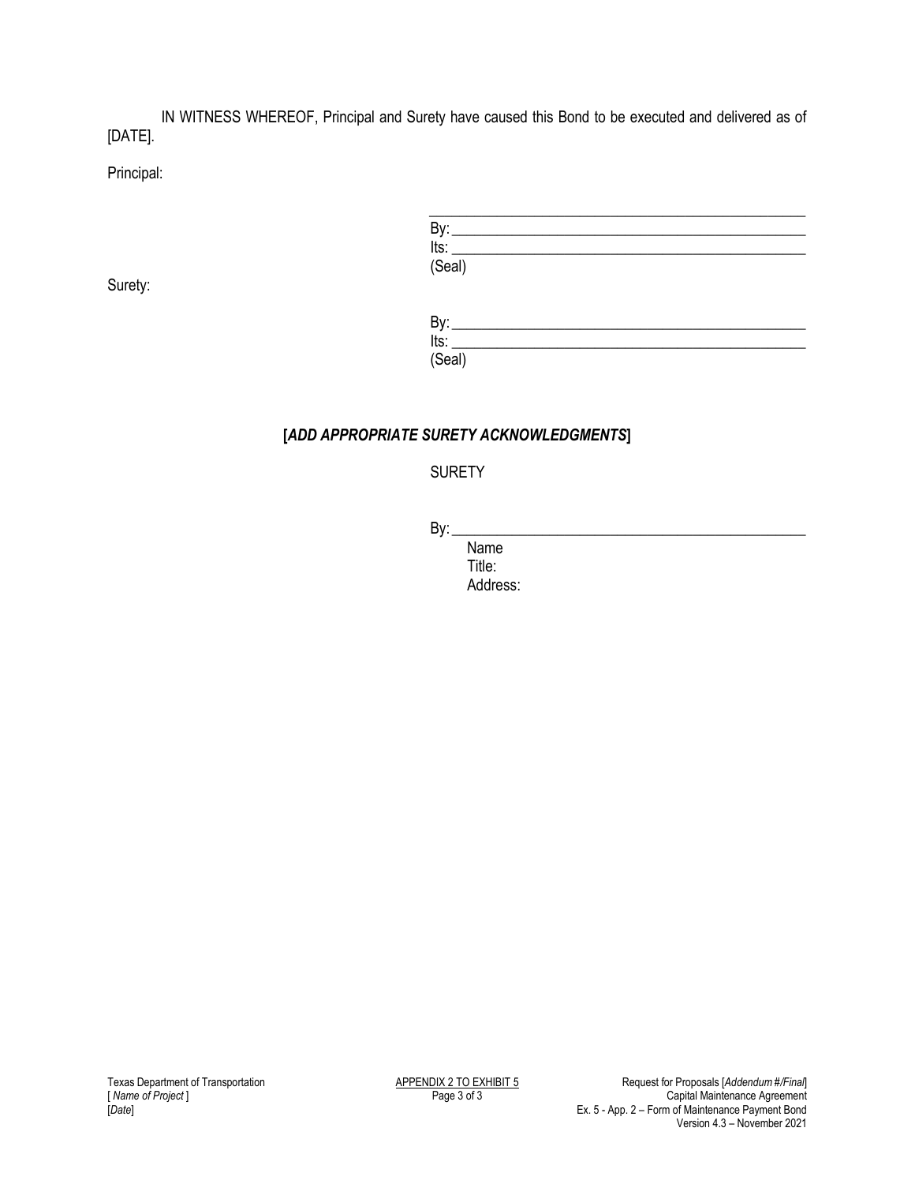IN WITNESS WHEREOF, Principal and Surety have caused this Bond to be executed and delivered as of [DATE].

Principal:

\_\_\_\_\_\_\_\_\_\_\_\_\_\_\_\_\_\_\_\_\_\_\_\_\_\_\_\_\_\_\_\_\_\_\_\_\_\_\_\_\_\_\_\_\_\_

By: \_\_\_\_\_\_\_\_\_\_\_\_\_\_\_\_\_\_\_\_\_\_\_\_\_\_\_\_\_\_\_\_\_\_\_\_\_\_\_\_\_\_\_\_

Its: \_\_\_\_\_\_\_\_\_\_\_\_\_\_\_\_\_\_\_\_\_\_\_\_\_\_\_\_\_\_\_\_\_\_\_\_\_\_\_\_\_\_\_\_

(Seal)

Surety:

By: \_\_\_\_\_\_\_\_\_\_\_\_\_\_\_\_\_\_\_\_\_\_\_\_\_\_\_\_\_\_\_\_\_\_\_\_\_\_\_\_\_\_\_\_

Its: \_\_\_\_\_\_\_\_\_\_\_\_\_\_\_\_\_\_\_\_\_\_\_\_\_\_\_\_\_\_\_\_\_\_\_\_\_\_\_\_\_\_\_\_

(Seal)

**[*ADD APPROPRIATE SURETY ACKNOWLEDGMENTS*]**

SURETY

By: \_\_\_\_\_\_\_\_\_\_\_\_\_\_\_\_\_\_\_\_\_\_\_\_\_\_\_\_\_\_\_\_\_\_\_\_\_\_\_\_\_\_\_\_

Name
Title:
Address: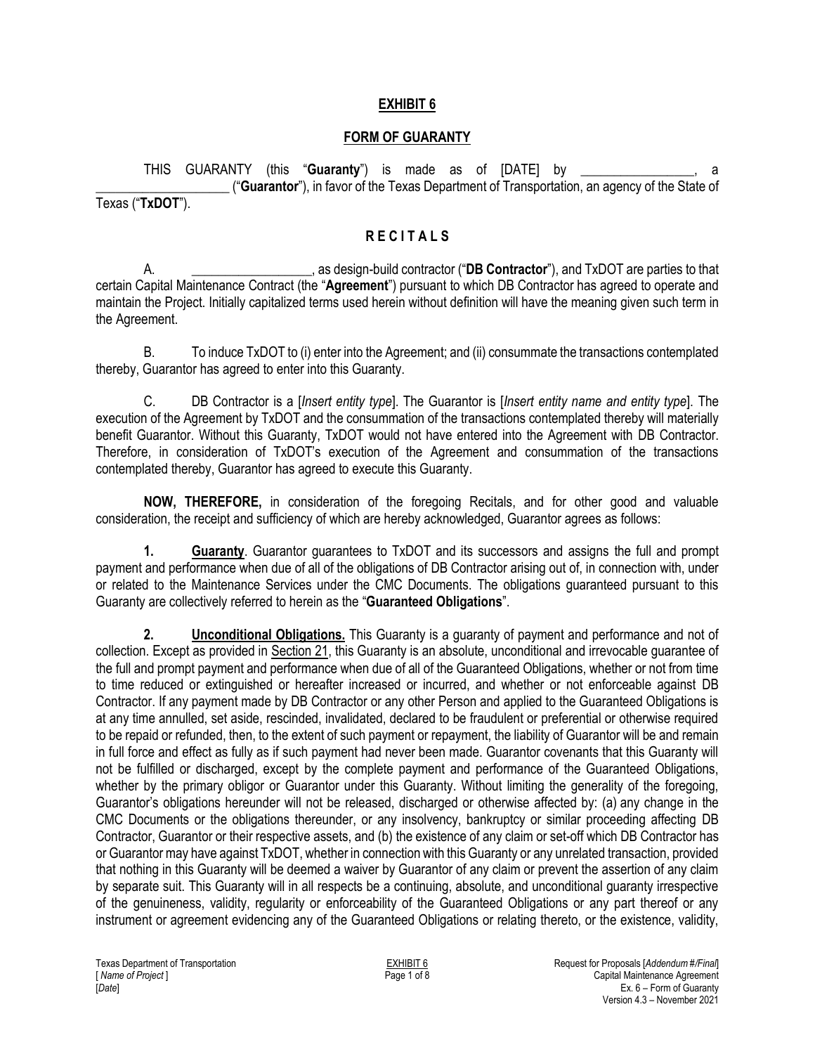# EXHIBIT 6

## FORM OF GUARANTY

THIS GUARANTY (this "**Guaranty**") is made as of [DATE] by _________________, a ___________________ ("**Guarantor**"), in favor of the Texas Department of Transportation, an agency of the State of Texas ("**TxDOT**").

## R E C I T A L S

A. _________________, as design-build contractor ("**DB Contractor**"), and TxDOT are parties to that certain Capital Maintenance Contract (the "**Agreement**") pursuant to which DB Contractor has agreed to operate and maintain the Project. Initially capitalized terms used herein without definition will have the meaning given such term in the Agreement.

B. To induce TxDOT to (i) enter into the Agreement; and (ii) consummate the transactions contemplated thereby, Guarantor has agreed to enter into this Guaranty.

C. DB Contractor is a [*Insert entity type*]. The Guarantor is [*Insert entity name and entity type*]. The execution of the Agreement by TxDOT and the consummation of the transactions contemplated thereby will materially benefit Guarantor. Without this Guaranty, TxDOT would not have entered into the Agreement with DB Contractor. Therefore, in consideration of TxDOT's execution of the Agreement and consummation of the transactions contemplated thereby, Guarantor has agreed to execute this Guaranty.

**NOW, THEREFORE,** in consideration of the foregoing Recitals, and for other good and valuable consideration, the receipt and sufficiency of which are hereby acknowledged, Guarantor agrees as follows:

**1. Guaranty**. Guarantor guarantees to TxDOT and its successors and assigns the full and prompt payment and performance when due of all of the obligations of DB Contractor arising out of, in connection with, under or related to the Maintenance Services under the CMC Documents. The obligations guaranteed pursuant to this Guaranty are collectively referred to herein as the "**Guaranteed Obligations**".

**2. Unconditional Obligations.** This Guaranty is a guaranty of payment and performance and not of collection. Except as provided in Section 21, this Guaranty is an absolute, unconditional and irrevocable guarantee of the full and prompt payment and performance when due of all of the Guaranteed Obligations, whether or not from time to time reduced or extinguished or hereafter increased or incurred, and whether or not enforceable against DB Contractor. If any payment made by DB Contractor or any other Person and applied to the Guaranteed Obligations is at any time annulled, set aside, rescinded, invalidated, declared to be fraudulent or preferential or otherwise required to be repaid or refunded, then, to the extent of such payment or repayment, the liability of Guarantor will be and remain in full force and effect as fully as if such payment had never been made. Guarantor covenants that this Guaranty will not be fulfilled or discharged, except by the complete payment and performance of the Guaranteed Obligations, whether by the primary obligor or Guarantor under this Guaranty. Without limiting the generality of the foregoing, Guarantor's obligations hereunder will not be released, discharged or otherwise affected by: (a) any change in the CMC Documents or the obligations thereunder, or any insolvency, bankruptcy or similar proceeding affecting DB Contractor, Guarantor or their respective assets, and (b) the existence of any claim or set-off which DB Contractor has or Guarantor may have against TxDOT, whether in connection with this Guaranty or any unrelated transaction, provided that nothing in this Guaranty will be deemed a waiver by Guarantor of any claim or prevent the assertion of any claim by separate suit. This Guaranty will in all respects be a continuing, absolute, and unconditional guaranty irrespective of the genuineness, validity, regularity or enforceability of the Guaranteed Obligations or any part thereof or any instrument or agreement evidencing any of the Guaranteed Obligations or relating thereto, or the existence, validity,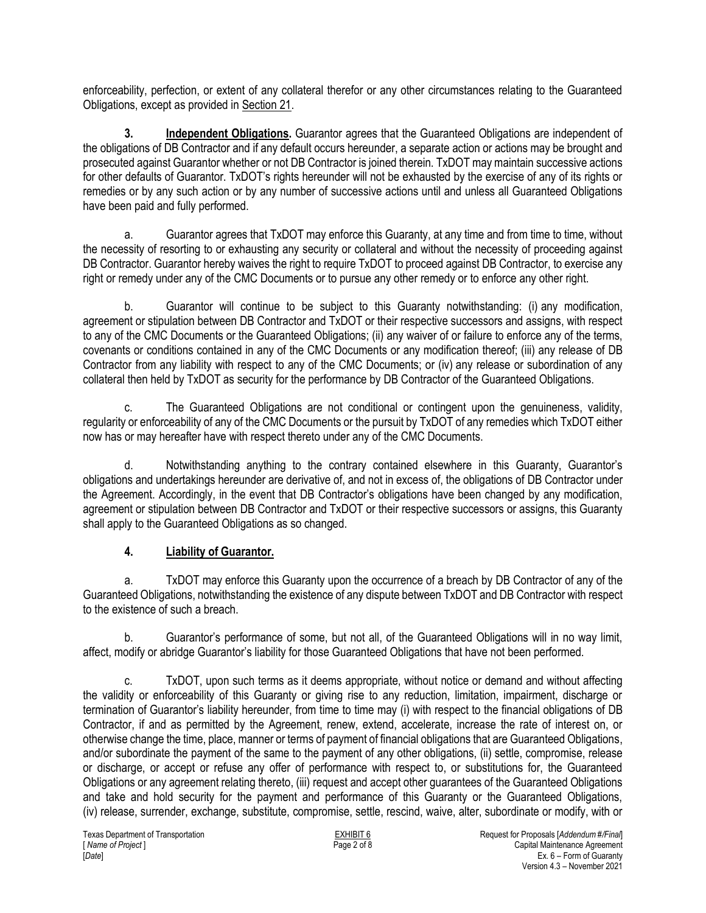enforceability, perfection, or extent of any collateral therefor or any other circumstances relating to the Guaranteed Obligations, except as provided in Section 21.

**3. Independent Obligations.** Guarantor agrees that the Guaranteed Obligations are independent of the obligations of DB Contractor and if any default occurs hereunder, a separate action or actions may be brought and prosecuted against Guarantor whether or not DB Contractor is joined therein. TxDOT may maintain successive actions for other defaults of Guarantor. TxDOT's rights hereunder will not be exhausted by the exercise of any of its rights or remedies or by any such action or by any number of successive actions until and unless all Guaranteed Obligations have been paid and fully performed.

a. Guarantor agrees that TxDOT may enforce this Guaranty, at any time and from time to time, without the necessity of resorting to or exhausting any security or collateral and without the necessity of proceeding against DB Contractor. Guarantor hereby waives the right to require TxDOT to proceed against DB Contractor, to exercise any right or remedy under any of the CMC Documents or to pursue any other remedy or to enforce any other right.

b. Guarantor will continue to be subject to this Guaranty notwithstanding: (i) any modification, agreement or stipulation between DB Contractor and TxDOT or their respective successors and assigns, with respect to any of the CMC Documents or the Guaranteed Obligations; (ii) any waiver of or failure to enforce any of the terms, covenants or conditions contained in any of the CMC Documents or any modification thereof; (iii) any release of DB Contractor from any liability with respect to any of the CMC Documents; or (iv) any release or subordination of any collateral then held by TxDOT as security for the performance by DB Contractor of the Guaranteed Obligations.

c. The Guaranteed Obligations are not conditional or contingent upon the genuineness, validity, regularity or enforceability of any of the CMC Documents or the pursuit by TxDOT of any remedies which TxDOT either now has or may hereafter have with respect thereto under any of the CMC Documents.

d. Notwithstanding anything to the contrary contained elsewhere in this Guaranty, Guarantor's obligations and undertakings hereunder are derivative of, and not in excess of, the obligations of DB Contractor under the Agreement. Accordingly, in the event that DB Contractor's obligations have been changed by any modification, agreement or stipulation between DB Contractor and TxDOT or their respective successors or assigns, this Guaranty shall apply to the Guaranteed Obligations as so changed.

## 4. Liability of Guarantor.

a. TxDOT may enforce this Guaranty upon the occurrence of a breach by DB Contractor of any of the Guaranteed Obligations, notwithstanding the existence of any dispute between TxDOT and DB Contractor with respect to the existence of such a breach.

b. Guarantor's performance of some, but not all, of the Guaranteed Obligations will in no way limit, affect, modify or abridge Guarantor's liability for those Guaranteed Obligations that have not been performed.

c. TxDOT, upon such terms as it deems appropriate, without notice or demand and without affecting the validity or enforceability of this Guaranty or giving rise to any reduction, limitation, impairment, discharge or termination of Guarantor's liability hereunder, from time to time may (i) with respect to the financial obligations of DB Contractor, if and as permitted by the Agreement, renew, extend, accelerate, increase the rate of interest on, or otherwise change the time, place, manner or terms of payment of financial obligations that are Guaranteed Obligations, and/or subordinate the payment of the same to the payment of any other obligations, (ii) settle, compromise, release or discharge, or accept or refuse any offer of performance with respect to, or substitutions for, the Guaranteed Obligations or any agreement relating thereto, (iii) request and accept other guarantees of the Guaranteed Obligations and take and hold security for the payment and performance of this Guaranty or the Guaranteed Obligations, (iv) release, surrender, exchange, substitute, compromise, settle, rescind, waive, alter, subordinate or modify, with or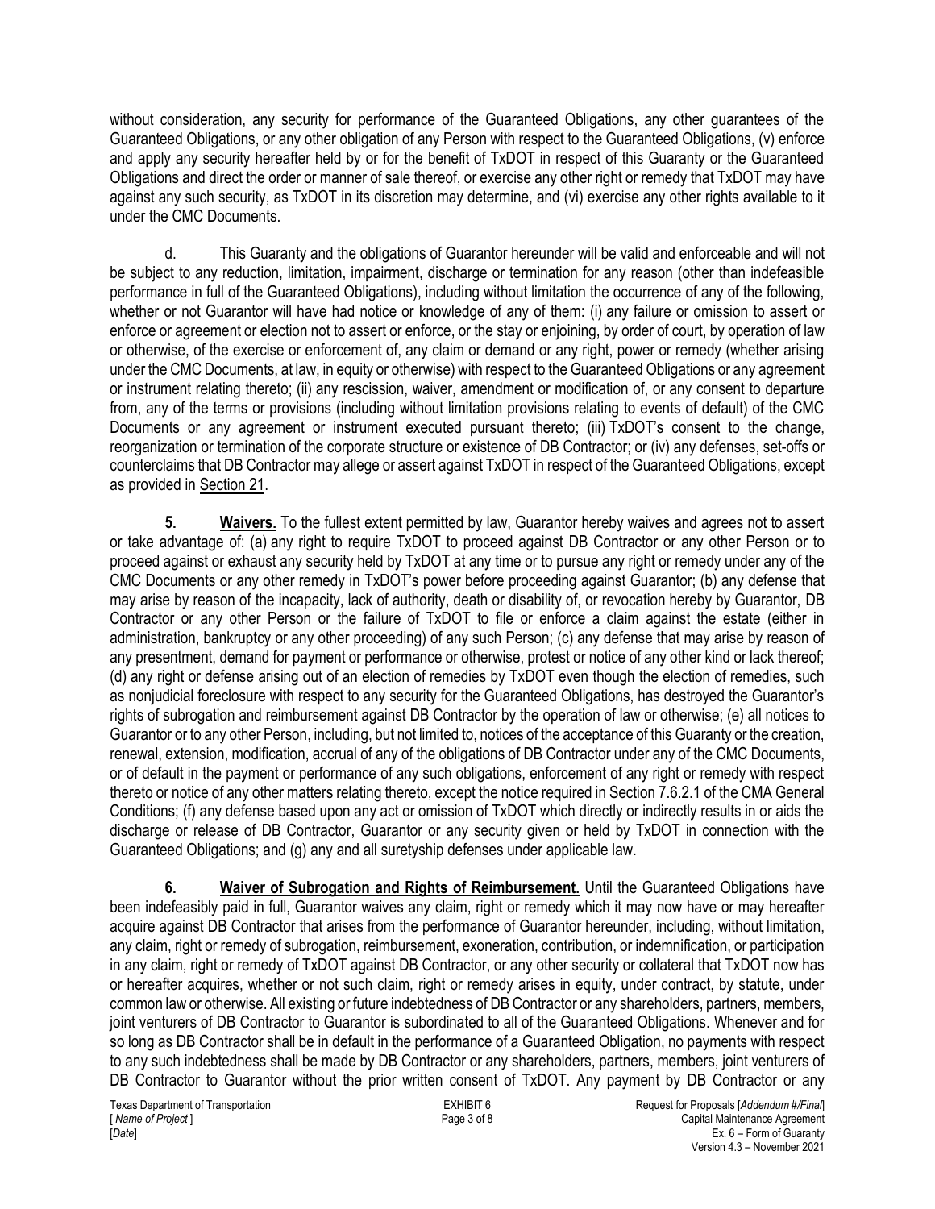without consideration, any security for performance of the Guaranteed Obligations, any other guarantees of the Guaranteed Obligations, or any other obligation of any Person with respect to the Guaranteed Obligations, (v) enforce and apply any security hereafter held by or for the benefit of TxDOT in respect of this Guaranty or the Guaranteed Obligations and direct the order or manner of sale thereof, or exercise any other right or remedy that TxDOT may have against any such security, as TxDOT in its discretion may determine, and (vi) exercise any other rights available to it under the CMC Documents.

d. This Guaranty and the obligations of Guarantor hereunder will be valid and enforceable and will not be subject to any reduction, limitation, impairment, discharge or termination for any reason (other than indefeasible performance in full of the Guaranteed Obligations), including without limitation the occurrence of any of the following, whether or not Guarantor will have had notice or knowledge of any of them: (i) any failure or omission to assert or enforce or agreement or election not to assert or enforce, or the stay or enjoining, by order of court, by operation of law or otherwise, of the exercise or enforcement of, any claim or demand or any right, power or remedy (whether arising under the CMC Documents, at law, in equity or otherwise) with respect to the Guaranteed Obligations or any agreement or instrument relating thereto; (ii) any rescission, waiver, amendment or modification of, or any consent to departure from, any of the terms or provisions (including without limitation provisions relating to events of default) of the CMC Documents or any agreement or instrument executed pursuant thereto; (iii) TxDOT's consent to the change, reorganization or termination of the corporate structure or existence of DB Contractor; or (iv) any defenses, set-offs or counterclaims that DB Contractor may allege or assert against TxDOT in respect of the Guaranteed Obligations, except as provided in Section 21.

**5. Waivers.** To the fullest extent permitted by law, Guarantor hereby waives and agrees not to assert or take advantage of: (a) any right to require TxDOT to proceed against DB Contractor or any other Person or to proceed against or exhaust any security held by TxDOT at any time or to pursue any right or remedy under any of the CMC Documents or any other remedy in TxDOT's power before proceeding against Guarantor; (b) any defense that may arise by reason of the incapacity, lack of authority, death or disability of, or revocation hereby by Guarantor, DB Contractor or any other Person or the failure of TxDOT to file or enforce a claim against the estate (either in administration, bankruptcy or any other proceeding) of any such Person; (c) any defense that may arise by reason of any presentment, demand for payment or performance or otherwise, protest or notice of any other kind or lack thereof; (d) any right or defense arising out of an election of remedies by TxDOT even though the election of remedies, such as nonjudicial foreclosure with respect to any security for the Guaranteed Obligations, has destroyed the Guarantor's rights of subrogation and reimbursement against DB Contractor by the operation of law or otherwise; (e) all notices to Guarantor or to any other Person, including, but not limited to, notices of the acceptance of this Guaranty or the creation, renewal, extension, modification, accrual of any of the obligations of DB Contractor under any of the CMC Documents, or of default in the payment or performance of any such obligations, enforcement of any right or remedy with respect thereto or notice of any other matters relating thereto, except the notice required in Section 7.6.2.1 of the CMA General Conditions; (f) any defense based upon any act or omission of TxDOT which directly or indirectly results in or aids the discharge or release of DB Contractor, Guarantor or any security given or held by TxDOT in connection with the Guaranteed Obligations; and (g) any and all suretyship defenses under applicable law.

**6. Waiver of Subrogation and Rights of Reimbursement.** Until the Guaranteed Obligations have been indefeasibly paid in full, Guarantor waives any claim, right or remedy which it may now have or may hereafter acquire against DB Contractor that arises from the performance of Guarantor hereunder, including, without limitation, any claim, right or remedy of subrogation, reimbursement, exoneration, contribution, or indemnification, or participation in any claim, right or remedy of TxDOT against DB Contractor, or any other security or collateral that TxDOT now has or hereafter acquires, whether or not such claim, right or remedy arises in equity, under contract, by statute, under common law or otherwise. All existing or future indebtedness of DB Contractor or any shareholders, partners, members, joint venturers of DB Contractor to Guarantor is subordinated to all of the Guaranteed Obligations. Whenever and for so long as DB Contractor shall be in default in the performance of a Guaranteed Obligation, no payments with respect to any such indebtedness shall be made by DB Contractor or any shareholders, partners, members, joint venturers of DB Contractor to Guarantor without the prior written consent of TxDOT. Any payment by DB Contractor or any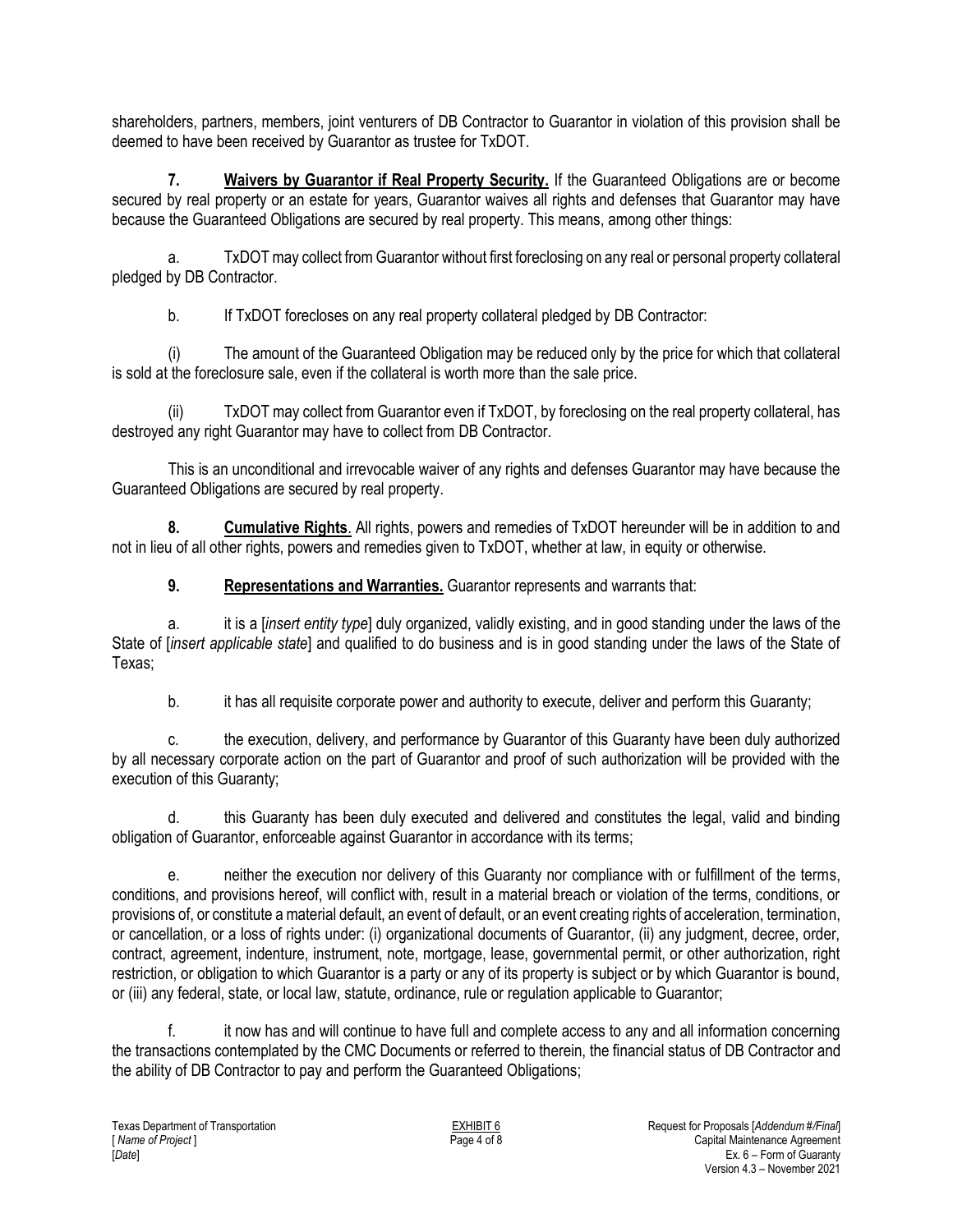shareholders, partners, members, joint venturers of DB Contractor to Guarantor in violation of this provision shall be deemed to have been received by Guarantor as trustee for TxDOT.

**7. Waivers by Guarantor if Real Property Security.** If the Guaranteed Obligations are or become secured by real property or an estate for years, Guarantor waives all rights and defenses that Guarantor may have because the Guaranteed Obligations are secured by real property. This means, among other things:

a. TxDOT may collect from Guarantor without first foreclosing on any real or personal property collateral pledged by DB Contractor.

b. If TxDOT forecloses on any real property collateral pledged by DB Contractor:

(i) The amount of the Guaranteed Obligation may be reduced only by the price for which that collateral is sold at the foreclosure sale, even if the collateral is worth more than the sale price.

(ii) TxDOT may collect from Guarantor even if TxDOT, by foreclosing on the real property collateral, has destroyed any right Guarantor may have to collect from DB Contractor.

This is an unconditional and irrevocable waiver of any rights and defenses Guarantor may have because the Guaranteed Obligations are secured by real property.

**8. Cumulative Rights**. All rights, powers and remedies of TxDOT hereunder will be in addition to and not in lieu of all other rights, powers and remedies given to TxDOT, whether at law, in equity or otherwise.

**9. Representations and Warranties.** Guarantor represents and warrants that:

a. it is a [*insert entity type*] duly organized, validly existing, and in good standing under the laws of the State of [*insert applicable state*] and qualified to do business and is in good standing under the laws of the State of Texas;

b. it has all requisite corporate power and authority to execute, deliver and perform this Guaranty;

c. the execution, delivery, and performance by Guarantor of this Guaranty have been duly authorized by all necessary corporate action on the part of Guarantor and proof of such authorization will be provided with the execution of this Guaranty;

d. this Guaranty has been duly executed and delivered and constitutes the legal, valid and binding obligation of Guarantor, enforceable against Guarantor in accordance with its terms;

e. neither the execution nor delivery of this Guaranty nor compliance with or fulfillment of the terms, conditions, and provisions hereof, will conflict with, result in a material breach or violation of the terms, conditions, or provisions of, or constitute a material default, an event of default, or an event creating rights of acceleration, termination, or cancellation, or a loss of rights under: (i) organizational documents of Guarantor, (ii) any judgment, decree, order, contract, agreement, indenture, instrument, note, mortgage, lease, governmental permit, or other authorization, right restriction, or obligation to which Guarantor is a party or any of its property is subject or by which Guarantor is bound, or (iii) any federal, state, or local law, statute, ordinance, rule or regulation applicable to Guarantor;

f. it now has and will continue to have full and complete access to any and all information concerning the transactions contemplated by the CMC Documents or referred to therein, the financial status of DB Contractor and the ability of DB Contractor to pay and perform the Guaranteed Obligations;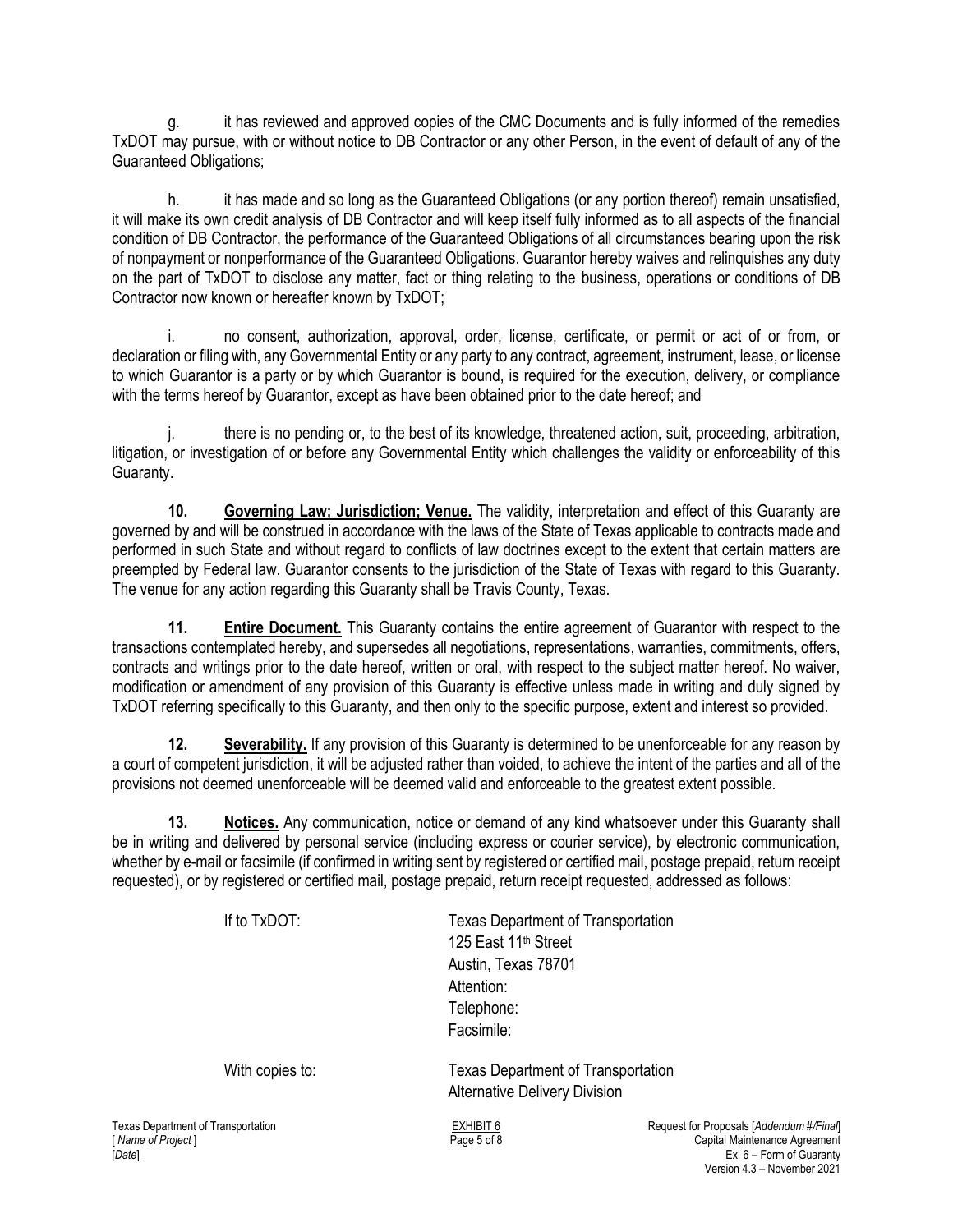g. it has reviewed and approved copies of the CMC Documents and is fully informed of the remedies TxDOT may pursue, with or without notice to DB Contractor or any other Person, in the event of default of any of the Guaranteed Obligations;

h. it has made and so long as the Guaranteed Obligations (or any portion thereof) remain unsatisfied, it will make its own credit analysis of DB Contractor and will keep itself fully informed as to all aspects of the financial condition of DB Contractor, the performance of the Guaranteed Obligations of all circumstances bearing upon the risk of nonpayment or nonperformance of the Guaranteed Obligations. Guarantor hereby waives and relinquishes any duty on the part of TxDOT to disclose any matter, fact or thing relating to the business, operations or conditions of DB Contractor now known or hereafter known by TxDOT;

i. no consent, authorization, approval, order, license, certificate, or permit or act of or from, or declaration or filing with, any Governmental Entity or any party to any contract, agreement, instrument, lease, or license to which Guarantor is a party or by which Guarantor is bound, is required for the execution, delivery, or compliance with the terms hereof by Guarantor, except as have been obtained prior to the date hereof; and

j. there is no pending or, to the best of its knowledge, threatened action, suit, proceeding, arbitration, litigation, or investigation of or before any Governmental Entity which challenges the validity or enforceability of this Guaranty.

**10. Governing Law; Jurisdiction; Venue.** The validity, interpretation and effect of this Guaranty are governed by and will be construed in accordance with the laws of the State of Texas applicable to contracts made and performed in such State and without regard to conflicts of law doctrines except to the extent that certain matters are preempted by Federal law. Guarantor consents to the jurisdiction of the State of Texas with regard to this Guaranty. The venue for any action regarding this Guaranty shall be Travis County, Texas.

**11. Entire Document.** This Guaranty contains the entire agreement of Guarantor with respect to the transactions contemplated hereby, and supersedes all negotiations, representations, warranties, commitments, offers, contracts and writings prior to the date hereof, written or oral, with respect to the subject matter hereof. No waiver, modification or amendment of any provision of this Guaranty is effective unless made in writing and duly signed by TxDOT referring specifically to this Guaranty, and then only to the specific purpose, extent and interest so provided.

**12. Severability.** If any provision of this Guaranty is determined to be unenforceable for any reason by a court of competent jurisdiction, it will be adjusted rather than voided, to achieve the intent of the parties and all of the provisions not deemed unenforceable will be deemed valid and enforceable to the greatest extent possible.

**13. Notices.** Any communication, notice or demand of any kind whatsoever under this Guaranty shall be in writing and delivered by personal service (including express or courier service), by electronic communication, whether by e-mail or facsimile (if confirmed in writing sent by registered or certified mail, postage prepaid, return receipt requested), or by registered or certified mail, postage prepaid, return receipt requested, addressed as follows:

If to TxDOT:

Texas Department of Transportation
125 East 11th Street
Austin, Texas 78701
Attention:
Telephone:
Facsimile:

With copies to:

Texas Department of Transportation
Alternative Delivery Division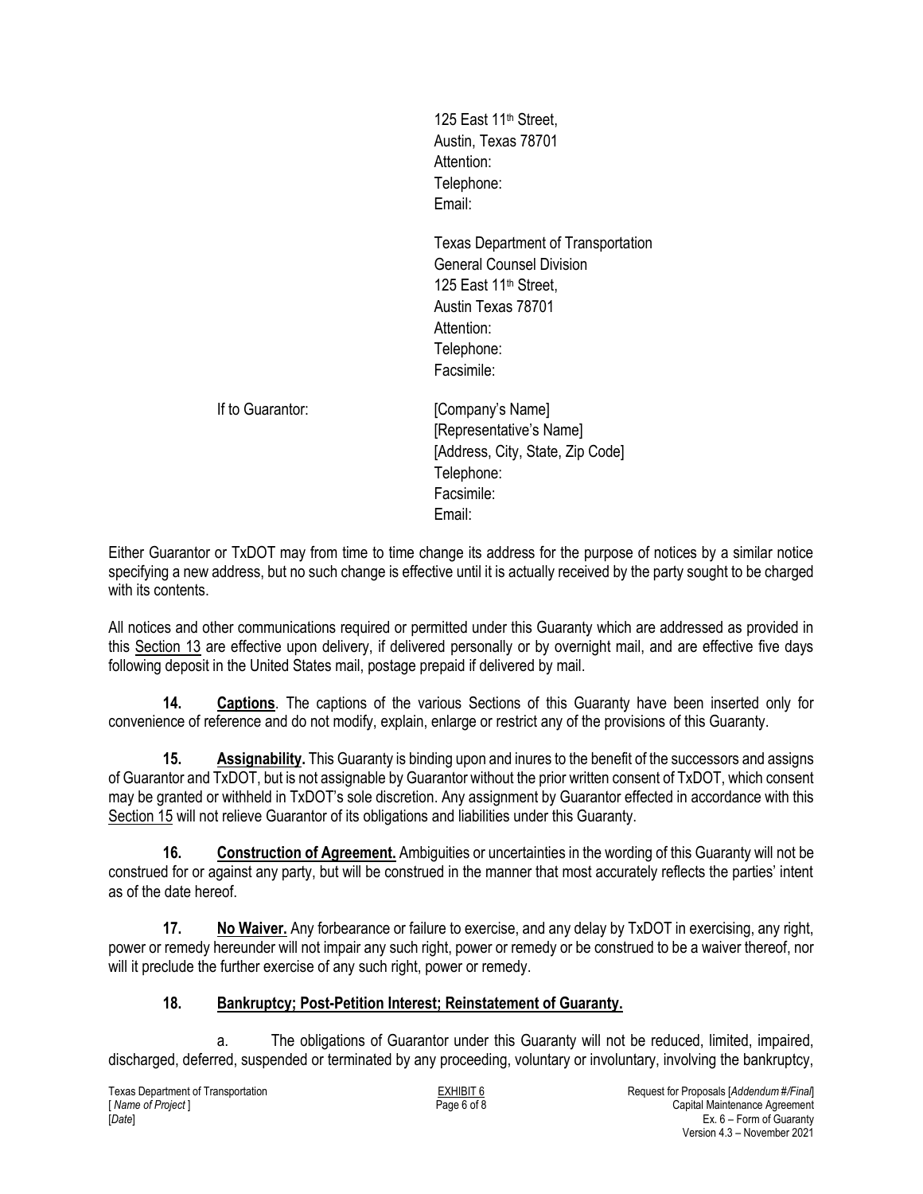125 East 11th Street,
Austin, Texas 78701
Attention:
Telephone:
Email:

Texas Department of Transportation
General Counsel Division
125 East 11th Street,
Austin Texas 78701
Attention:
Telephone:
Facsimile:

If to Guarantor: [Company's Name]
[Representative's Name]
[Address, City, State, Zip Code]
Telephone:
Facsimile:
Email:

Either Guarantor or TxDOT may from time to time change its address for the purpose of notices by a similar notice specifying a new address, but no such change is effective until it is actually received by the party sought to be charged with its contents.

All notices and other communications required or permitted under this Guaranty which are addressed as provided in this Section 13 are effective upon delivery, if delivered personally or by overnight mail, and are effective five days following deposit in the United States mail, postage prepaid if delivered by mail.

**14. Captions**. The captions of the various Sections of this Guaranty have been inserted only for convenience of reference and do not modify, explain, enlarge or restrict any of the provisions of this Guaranty.

**15. Assignability.** This Guaranty is binding upon and inures to the benefit of the successors and assigns of Guarantor and TxDOT, but is not assignable by Guarantor without the prior written consent of TxDOT, which consent may be granted or withheld in TxDOT's sole discretion. Any assignment by Guarantor effected in accordance with this Section 15 will not relieve Guarantor of its obligations and liabilities under this Guaranty.

**16. Construction of Agreement.** Ambiguities or uncertainties in the wording of this Guaranty will not be construed for or against any party, but will be construed in the manner that most accurately reflects the parties' intent as of the date hereof.

**17. No Waiver.** Any forbearance or failure to exercise, and any delay by TxDOT in exercising, any right, power or remedy hereunder will not impair any such right, power or remedy or be construed to be a waiver thereof, nor will it preclude the further exercise of any such right, power or remedy.

**18. Bankruptcy; Post-Petition Interest; Reinstatement of Guaranty.**

a. The obligations of Guarantor under this Guaranty will not be reduced, limited, impaired, discharged, deferred, suspended or terminated by any proceeding, voluntary or involuntary, involving the bankruptcy,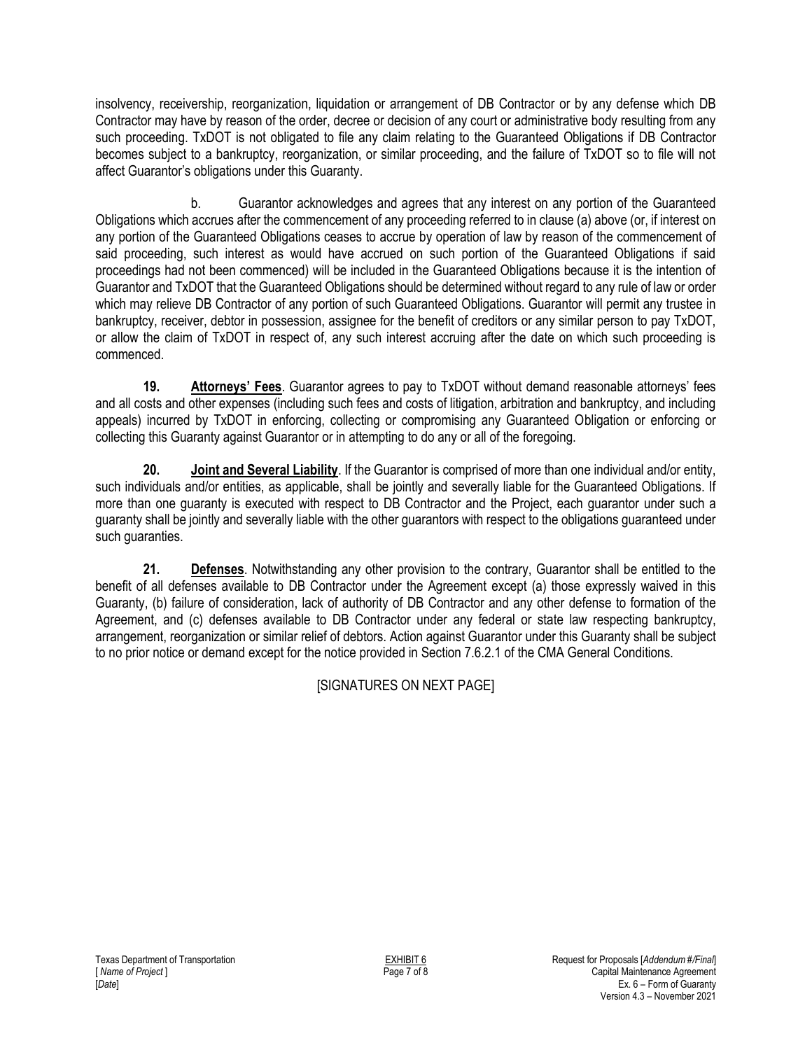insolvency, receivership, reorganization, liquidation or arrangement of DB Contractor or by any defense which DB Contractor may have by reason of the order, decree or decision of any court or administrative body resulting from any such proceeding. TxDOT is not obligated to file any claim relating to the Guaranteed Obligations if DB Contractor becomes subject to a bankruptcy, reorganization, or similar proceeding, and the failure of TxDOT so to file will not affect Guarantor's obligations under this Guaranty.

b. Guarantor acknowledges and agrees that any interest on any portion of the Guaranteed Obligations which accrues after the commencement of any proceeding referred to in clause (a) above (or, if interest on any portion of the Guaranteed Obligations ceases to accrue by operation of law by reason of the commencement of said proceeding, such interest as would have accrued on such portion of the Guaranteed Obligations if said proceedings had not been commenced) will be included in the Guaranteed Obligations because it is the intention of Guarantor and TxDOT that the Guaranteed Obligations should be determined without regard to any rule of law or order which may relieve DB Contractor of any portion of such Guaranteed Obligations. Guarantor will permit any trustee in bankruptcy, receiver, debtor in possession, assignee for the benefit of creditors or any similar person to pay TxDOT, or allow the claim of TxDOT in respect of, any such interest accruing after the date on which such proceeding is commenced.

**19. Attorneys' Fees**. Guarantor agrees to pay to TxDOT without demand reasonable attorneys' fees and all costs and other expenses (including such fees and costs of litigation, arbitration and bankruptcy, and including appeals) incurred by TxDOT in enforcing, collecting or compromising any Guaranteed Obligation or enforcing or collecting this Guaranty against Guarantor or in attempting to do any or all of the foregoing.

**20. Joint and Several Liability**. If the Guarantor is comprised of more than one individual and/or entity, such individuals and/or entities, as applicable, shall be jointly and severally liable for the Guaranteed Obligations. If more than one guaranty is executed with respect to DB Contractor and the Project, each guarantor under such a guaranty shall be jointly and severally liable with the other guarantors with respect to the obligations guaranteed under such guaranties.

**21. Defenses**. Notwithstanding any other provision to the contrary, Guarantor shall be entitled to the benefit of all defenses available to DB Contractor under the Agreement except (a) those expressly waived in this Guaranty, (b) failure of consideration, lack of authority of DB Contractor and any other defense to formation of the Agreement, and (c) defenses available to DB Contractor under any federal or state law respecting bankruptcy, arrangement, reorganization or similar relief of debtors. Action against Guarantor under this Guaranty shall be subject to no prior notice or demand except for the notice provided in Section 7.6.2.1 of the CMA General Conditions.

[SIGNATURES ON NEXT PAGE]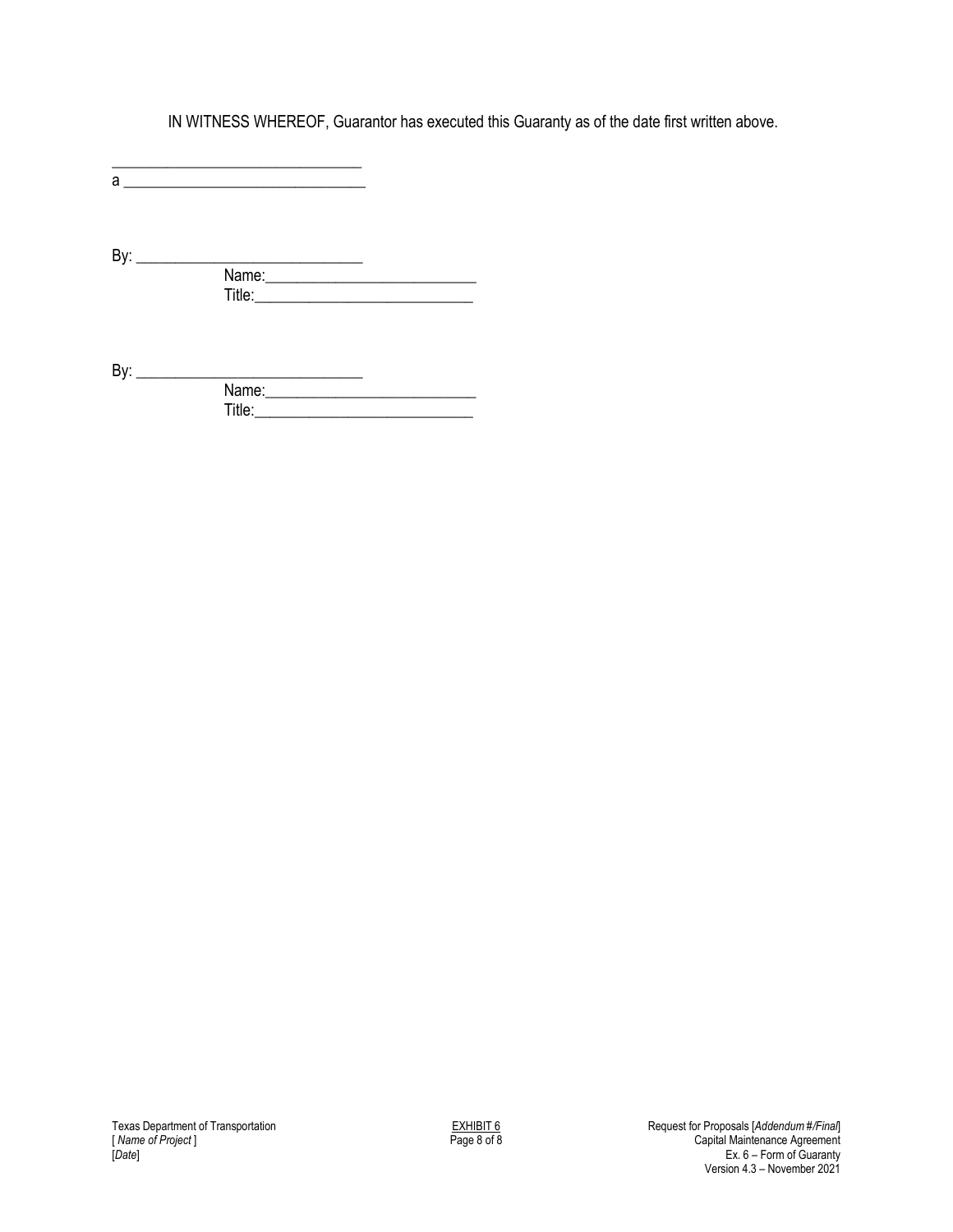IN WITNESS WHEREOF, Guarantor has executed this Guaranty as of the date first written above.

______________________________
a ______________________________

By: ____________________________
Name:__________________________
Title:___________________________

By: ____________________________
Name:__________________________
Title:___________________________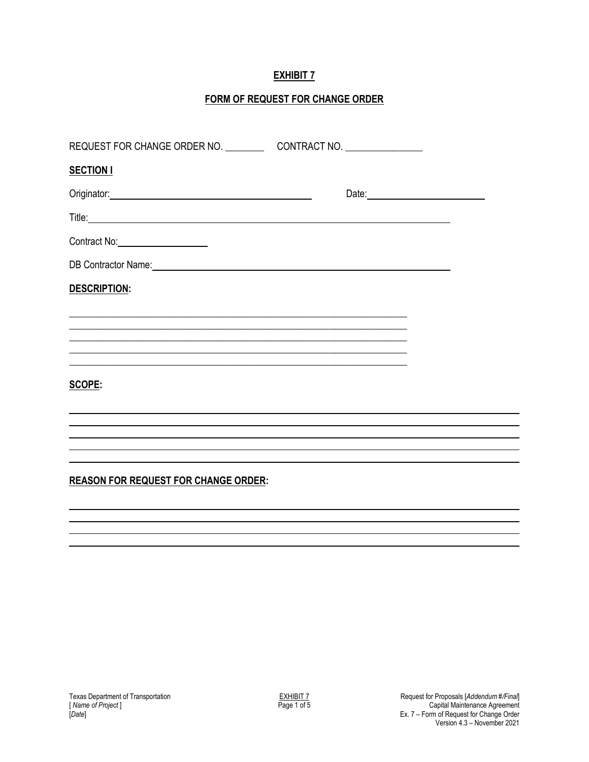**EXHIBIT 7**

**FORM OF REQUEST FOR CHANGE ORDER**

REQUEST FOR CHANGE ORDER NO. ________ CONTRACT NO. _______________

**SECTION I**

Originator: ________________________________ Date: ____________________

Title: ____________________________________________________________

Contract No: ______________

DB Contractor Name: ______________________________________________

**DESCRIPTION:**

_____________________________________________________________________
_____________________________________________________________________
_____________________________________________________________________
_____________________________________________________________________
_____________________________________________________________________

**SCOPE:**

_____________________________________________________________________
_____________________________________________________________________
_____________________________________________________________________
_____________________________________________________________________
_____________________________________________________________________

**REASON FOR REQUEST FOR CHANGE ORDER:**

_____________________________________________________________________
_____________________________________________________________________
_____________________________________________________________________
_____________________________________________________________________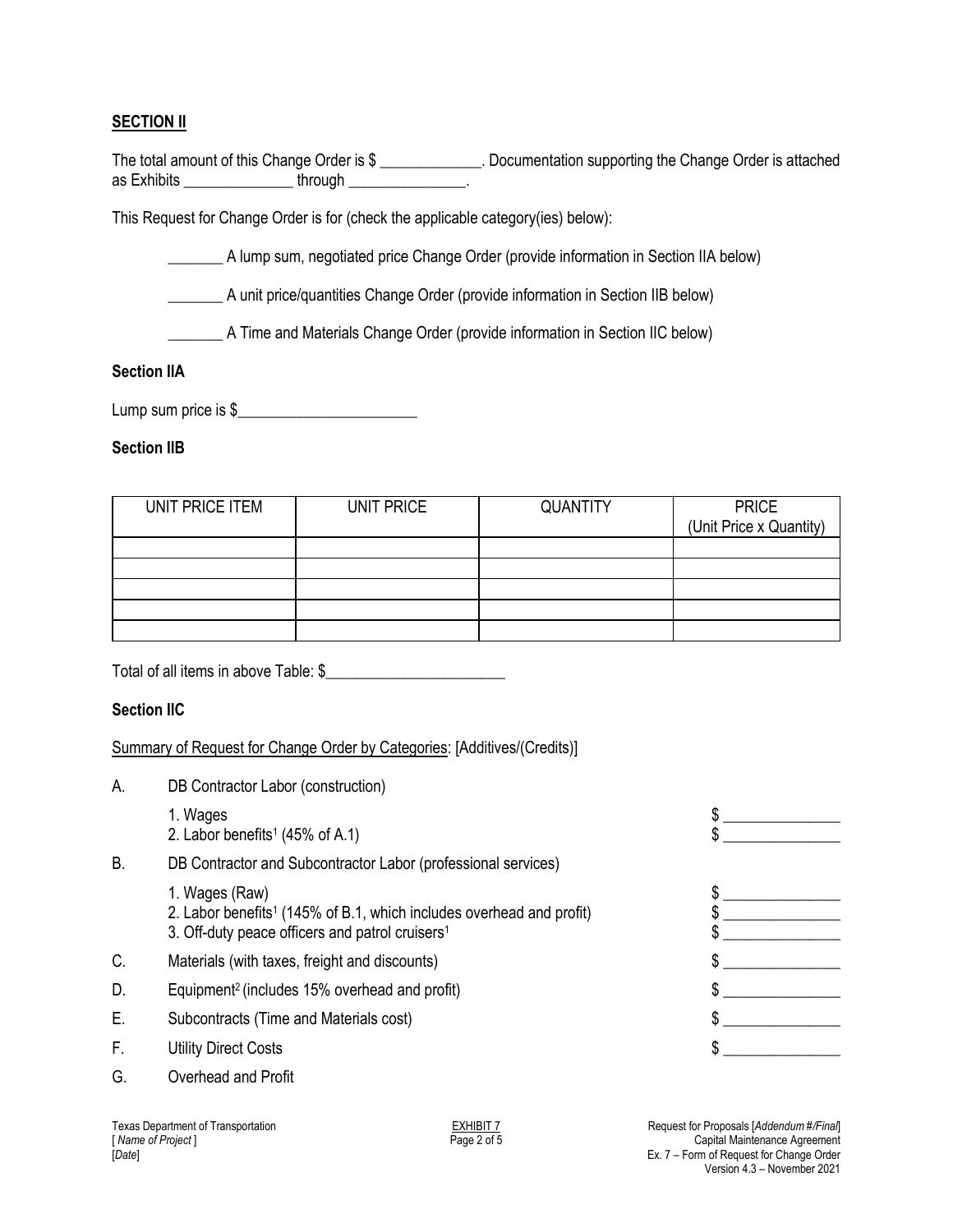## SECTION II

The total amount of this Change Order is $ _____________. Documentation supporting the Change Order is attached as Exhibits ______________ through _______________.

This Request for Change Order is for (check the applicable category(ies) below):

_______ A lump sum, negotiated price Change Order (provide information in Section IIA below)

_______ A unit price/quantities Change Order (provide information in Section IIB below)

_______ A Time and Materials Change Order (provide information in Section IIC below)

### Section IIA

Lump sum price is $_______________________

### Section IIB

| UNIT PRICE ITEM | UNIT PRICE | QUANTITY | PRICE (Unit Price x Quantity) |
|---|---|---|---|
| | | | |
| | | | |
| | | | |
| | | | |
| | | | |

Total of all items in above Table: $_______________________

### Section IIC

<u>Summary of Request for Change Order by Categories</u>: [Additives/(Credits)]

A. DB Contractor Labor (construction)

1. Wages $ _______________
2. Labor benefits[1] (45% of A.1) $ _______________

B. DB Contractor and Subcontractor Labor (professional services)

1. Wages (Raw) $ _______________
2. Labor benefits[1] (145% of B.1, which includes overhead and profit) $ _______________
3. Off-duty peace officers and patrol cruisers[1] $ _______________

C. Materials (with taxes, freight and discounts) $ _______________

D. Equipment[2] (includes 15% overhead and profit) $ _______________

E. Subcontracts (Time and Materials cost) $ _______________

F. Utility Direct Costs $ _______________

G. Overhead and Profit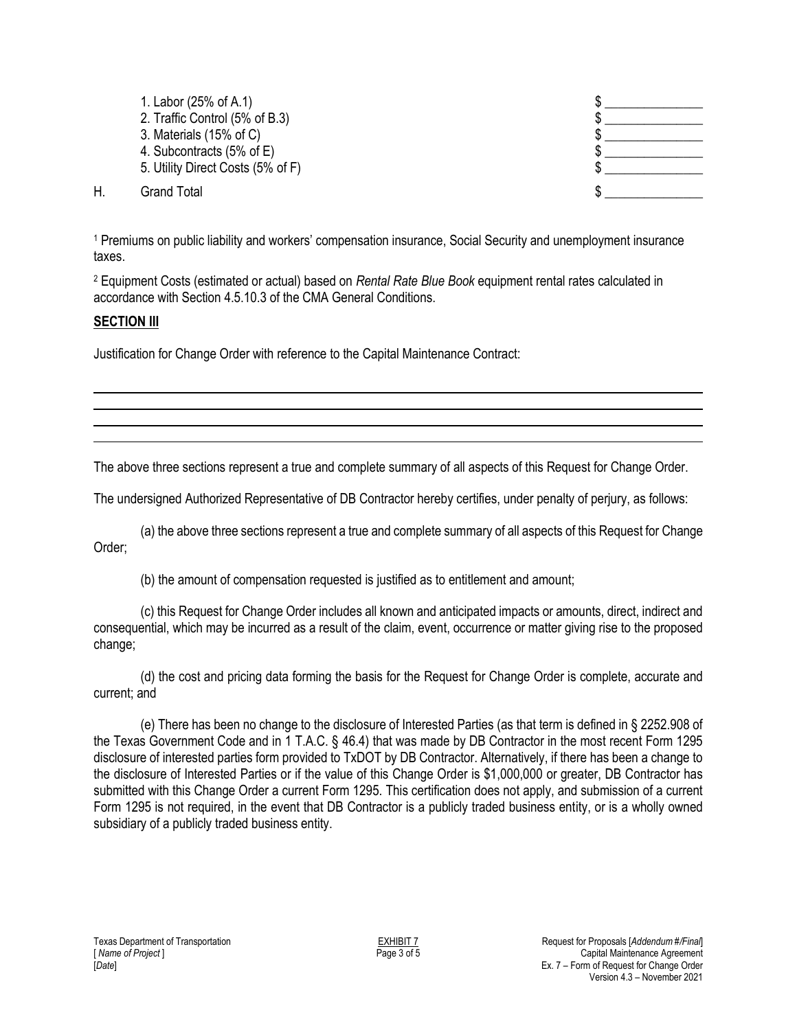| | | |
|---|---|---|
| | 1. Labor (25% of A.1) | $ _______________ |
| | 2. Traffic Control (5% of B.3) | $ _______________ |
| | 3. Materials (15% of C) | $ _______________ |
| | 4. Subcontracts (5% of E) | $ _______________ |
| | 5. Utility Direct Costs (5% of F) | $ _______________ |
| H. | Grand Total | $ _______________ |

[1] Premiums on public liability and workers' compensation insurance, Social Security and unemployment insurance taxes.

[2] Equipment Costs (estimated or actual) based on *Rental Rate Blue Book* equipment rental rates calculated in accordance with Section 4.5.10.3 of the CMA General Conditions.

**SECTION III**

Justification for Change Order with reference to the Capital Maintenance Contract:

_______________________________________________________________________________

_______________________________________________________________________________

_______________________________________________________________________________

_______________________________________________________________________________

The above three sections represent a true and complete summary of all aspects of this Request for Change Order.

The undersigned Authorized Representative of DB Contractor hereby certifies, under penalty of perjury, as follows:

(a) the above three sections represent a true and complete summary of all aspects of this Request for Change Order;

(b) the amount of compensation requested is justified as to entitlement and amount;

(c) this Request for Change Order includes all known and anticipated impacts or amounts, direct, indirect and consequential, which may be incurred as a result of the claim, event, occurrence or matter giving rise to the proposed change;

(d) the cost and pricing data forming the basis for the Request for Change Order is complete, accurate and current; and

(e) There has been no change to the disclosure of Interested Parties (as that term is defined in § 2252.908 of the Texas Government Code and in 1 T.A.C. § 46.4) that was made by DB Contractor in the most recent Form 1295 disclosure of interested parties form provided to TxDOT by DB Contractor. Alternatively, if there has been a change to the disclosure of Interested Parties or if the value of this Change Order is $1,000,000 or greater, DB Contractor has submitted with this Change Order a current Form 1295. This certification does not apply, and submission of a current Form 1295 is not required, in the event that DB Contractor is a publicly traded business entity, or is a wholly owned subsidiary of a publicly traded business entity.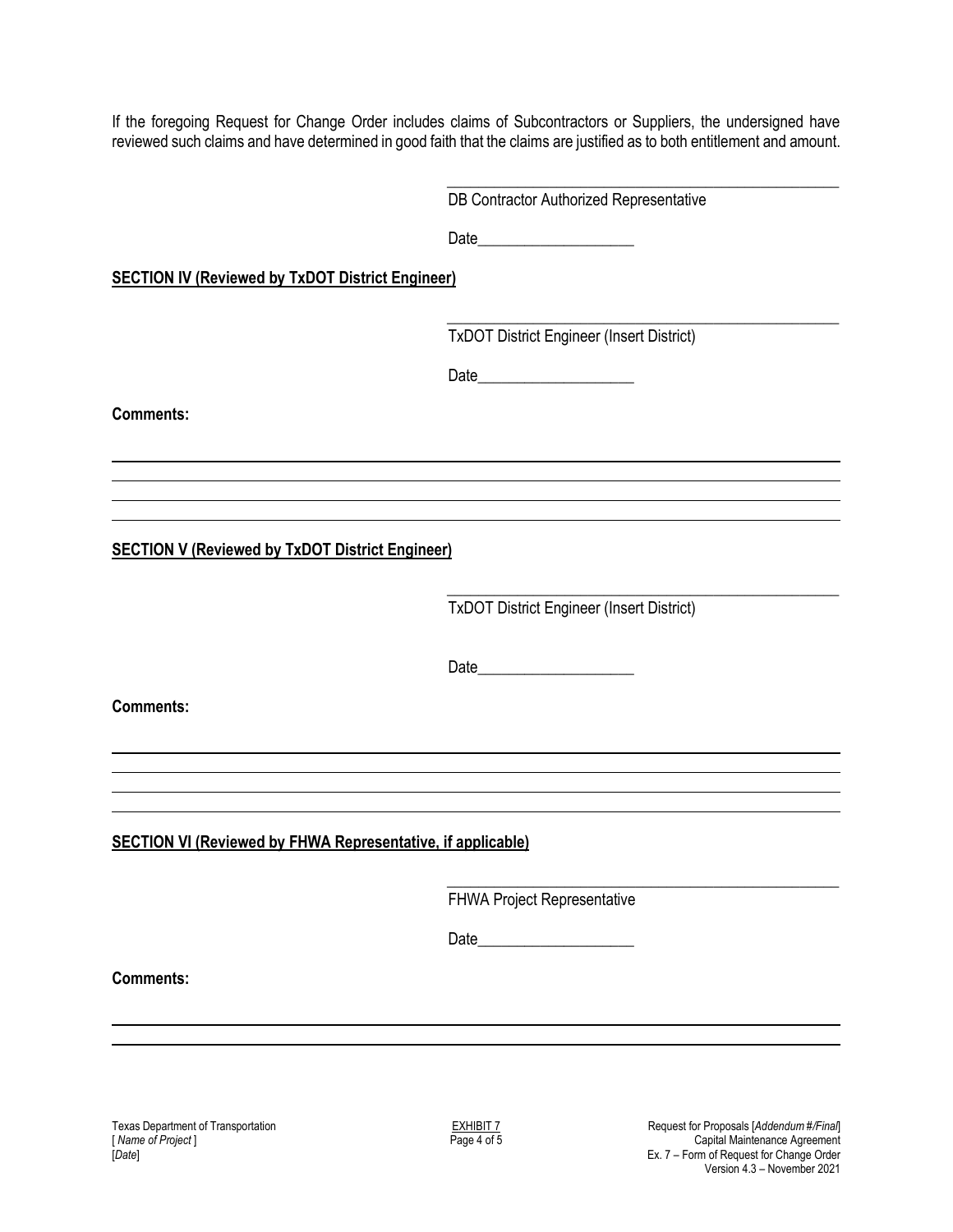If the foregoing Request for Change Order includes claims of Subcontractors or Suppliers, the undersigned have reviewed such claims and have determined in good faith that the claims are justified as to both entitlement and amount.

\_\_\_\_\_\_\_\_\_\_\_\_\_\_\_\_\_\_\_\_\_\_\_\_\_\_\_\_\_\_\_\_\_\_\_\_\_\_\_\_\_\_\_\_\_\_\_\_
DB Contractor Authorized Representative

Date\_\_\_\_\_\_\_\_\_\_\_\_\_\_\_\_\_\_\_\_

**SECTION IV (Reviewed by TxDOT District Engineer)**

\_\_\_\_\_\_\_\_\_\_\_\_\_\_\_\_\_\_\_\_\_\_\_\_\_\_\_\_\_\_\_\_\_\_\_\_\_\_\_\_\_\_\_\_\_\_\_\_
TxDOT District Engineer (Insert District)

Date\_\_\_\_\_\_\_\_\_\_\_\_\_\_\_\_\_\_\_\_

**Comments:**

**SECTION V (Reviewed by TxDOT District Engineer)**

\_\_\_\_\_\_\_\_\_\_\_\_\_\_\_\_\_\_\_\_\_\_\_\_\_\_\_\_\_\_\_\_\_\_\_\_\_\_\_\_\_\_\_\_\_\_\_\_
TxDOT District Engineer (Insert District)

Date\_\_\_\_\_\_\_\_\_\_\_\_\_\_\_\_\_\_\_\_

**Comments:**

**SECTION VI (Reviewed by FHWA Representative, if applicable)**

\_\_\_\_\_\_\_\_\_\_\_\_\_\_\_\_\_\_\_\_\_\_\_\_\_\_\_\_\_\_\_\_\_\_\_\_\_\_\_\_\_\_\_\_\_\_\_\_
FHWA Project Representative

Date\_\_\_\_\_\_\_\_\_\_\_\_\_\_\_\_\_\_\_\_

**Comments:**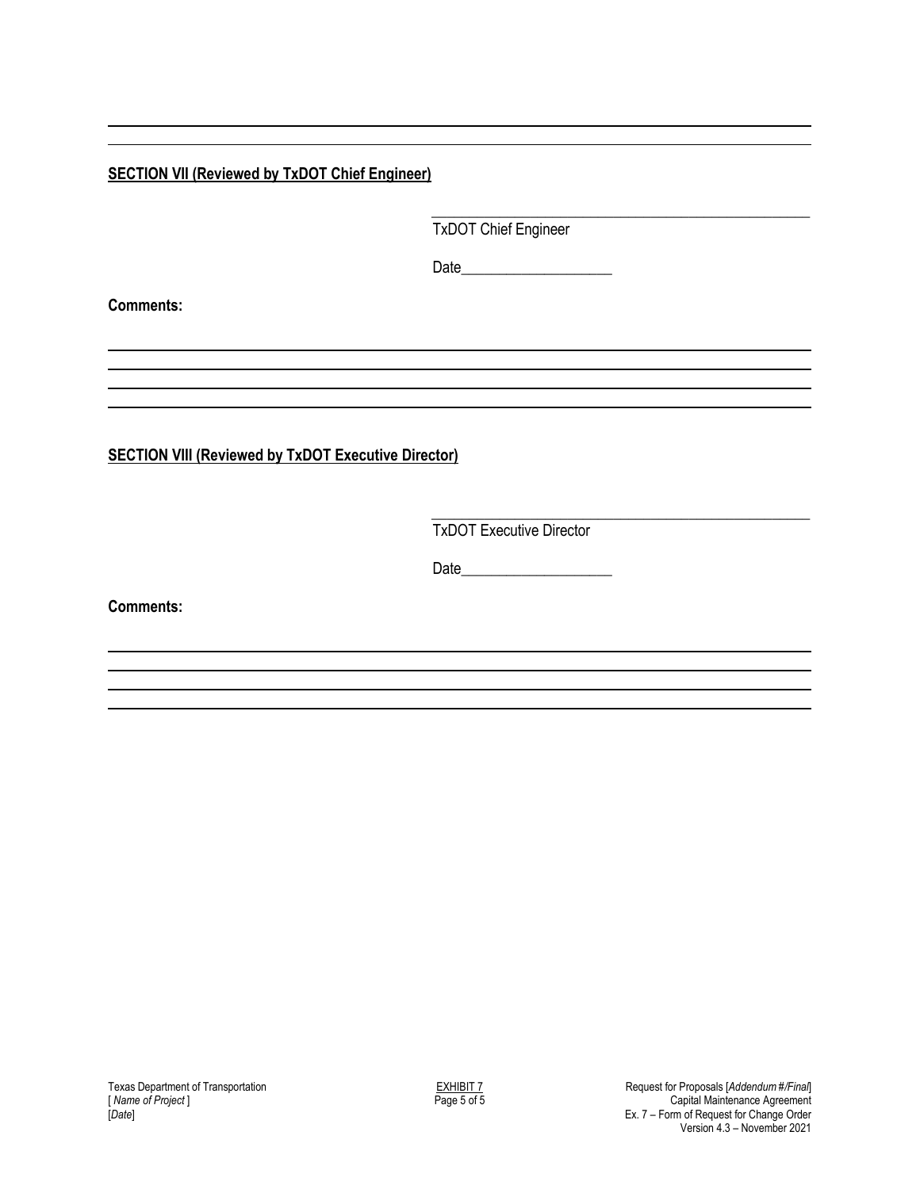**SECTION VII (Reviewed by TxDOT Chief Engineer)**

\_\_\_\_\_\_\_\_\_\_\_\_\_\_\_\_\_\_\_\_\_\_\_\_\_\_\_\_\_\_\_\_\_\_\_\_\_\_\_\_\_\_\_\_

TxDOT Chief Engineer

Date\_\_\_\_\_\_\_\_\_\_\_\_\_\_\_\_\_\_\_\_

**Comments:**

**SECTION VIII (Reviewed by TxDOT Executive Director)**

\_\_\_\_\_\_\_\_\_\_\_\_\_\_\_\_\_\_\_\_\_\_\_\_\_\_\_\_\_\_\_\_\_\_\_\_\_\_\_\_\_\_\_\_

TxDOT Executive Director

Date\_\_\_\_\_\_\_\_\_\_\_\_\_\_\_\_\_\_\_\_

**Comments:**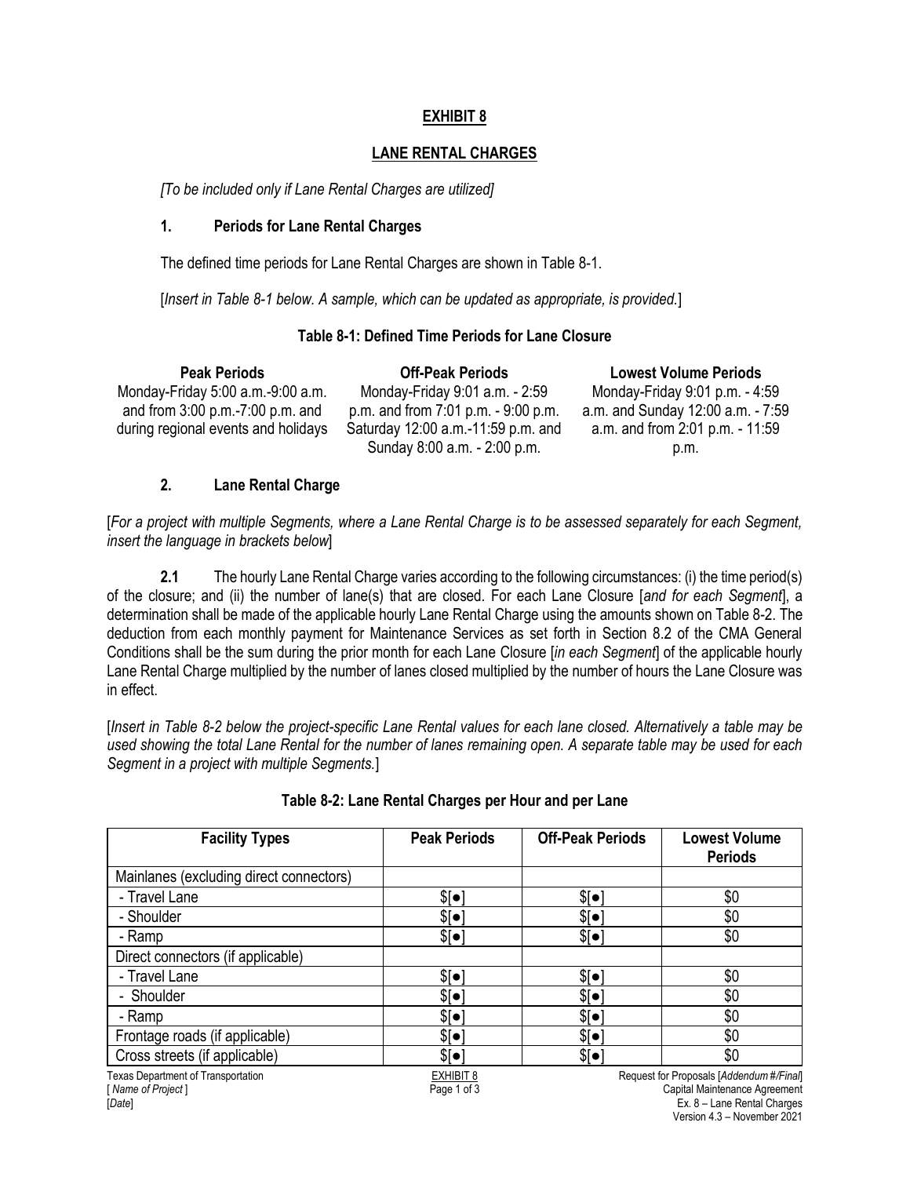# EXHIBIT 8

## LANE RENTAL CHARGES

*[To be included only if Lane Rental Charges are utilized]*

### 1. Periods for Lane Rental Charges

The defined time periods for Lane Rental Charges are shown in Table 8-1.

[*Insert in Table 8-1 below. A sample, which can be updated as appropriate, is provided.*]

**Table 8-1: Defined Time Periods for Lane Closure**

| Peak Periods | Off-Peak Periods | Lowest Volume Periods |
|---|---|---|
| Monday-Friday 5:00 a.m.-9:00 a.m. and from 3:00 p.m.-7:00 p.m. and during regional events and holidays | Monday-Friday 9:01 a.m. - 2:59 p.m. and from 7:01 p.m. - 9:00 p.m. Saturday 12:00 a.m.-11:59 p.m. and Sunday 8:00 a.m. - 2:00 p.m. | Monday-Friday 9:01 p.m. - 4:59 a.m. and Sunday 12:00 a.m. - 7:59 a.m. and from 2:01 p.m. - 11:59 p.m. |

### 2. Lane Rental Charge

[*For a project with multiple Segments, where a Lane Rental Charge is to be assessed separately for each Segment, insert the language in brackets below*]

**2.1** The hourly Lane Rental Charge varies according to the following circumstances: (i) the time period(s) of the closure; and (ii) the number of lane(s) that are closed. For each Lane Closure [*and for each Segment*], a determination shall be made of the applicable hourly Lane Rental Charge using the amounts shown on Table 8-2. The deduction from each monthly payment for Maintenance Services as set forth in Section 8.2 of the CMA General Conditions shall be the sum during the prior month for each Lane Closure [*in each Segment*] of the applicable hourly Lane Rental Charge multiplied by the number of lanes closed multiplied by the number of hours the Lane Closure was in effect.

[*Insert in Table 8-2 below the project-specific Lane Rental values for each lane closed. Alternatively a table may be used showing the total Lane Rental for the number of lanes remaining open. A separate table may be used for each Segment in a project with multiple Segments.*]

**Table 8-2: Lane Rental Charges per Hour and per Lane**

| Facility Types | Peak Periods | Off-Peak Periods | Lowest Volume Periods |
|---|---|---|---|
| Mainlanes (excluding direct connectors) | | | |
| - Travel Lane | $[●] | $[●] | $0 |
| - Shoulder | $[●] | $[●] | $0 |
| - Ramp | $[●] | $[●] | $0 |
| Direct connectors (if applicable) | | | |
| - Travel Lane | $[●] | $[●] | $0 |
| - Shoulder | $[●] | $[●] | $0 |
| - Ramp | $[●] | $[●] | $0 |
| Frontage roads (if applicable) | $[●] | $[●] | $0 |
| Cross streets (if applicable) | $[●] | $[●] | $0 |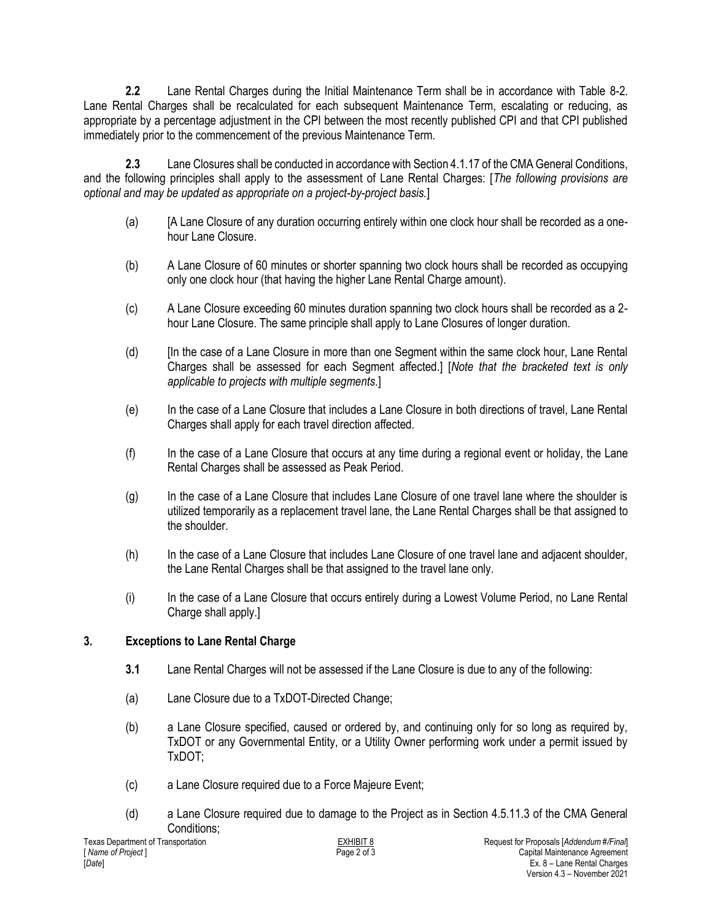**2.2** Lane Rental Charges during the Initial Maintenance Term shall be in accordance with Table 8-2. Lane Rental Charges shall be recalculated for each subsequent Maintenance Term, escalating or reducing, as appropriate by a percentage adjustment in the CPI between the most recently published CPI and that CPI published immediately prior to the commencement of the previous Maintenance Term.

**2.3** Lane Closures shall be conducted in accordance with Section 4.1.17 of the CMA General Conditions, and the following principles shall apply to the assessment of Lane Rental Charges: [*The following provisions are optional and may be updated as appropriate on a project-by-project basis.*]

(a) [A Lane Closure of any duration occurring entirely within one clock hour shall be recorded as a one-hour Lane Closure.

(b) A Lane Closure of 60 minutes or shorter spanning two clock hours shall be recorded as occupying only one clock hour (that having the higher Lane Rental Charge amount).

(c) A Lane Closure exceeding 60 minutes duration spanning two clock hours shall be recorded as a 2-hour Lane Closure. The same principle shall apply to Lane Closures of longer duration.

(d) [In the case of a Lane Closure in more than one Segment within the same clock hour, Lane Rental Charges shall be assessed for each Segment affected.] [*Note that the bracketed text is only applicable to projects with multiple segments.*]

(e) In the case of a Lane Closure that includes a Lane Closure in both directions of travel, Lane Rental Charges shall apply for each travel direction affected.

(f) In the case of a Lane Closure that occurs at any time during a regional event or holiday, the Lane Rental Charges shall be assessed as Peak Period.

(g) In the case of a Lane Closure that includes Lane Closure of one travel lane where the shoulder is utilized temporarily as a replacement travel lane, the Lane Rental Charges shall be that assigned to the shoulder.

(h) In the case of a Lane Closure that includes Lane Closure of one travel lane and adjacent shoulder, the Lane Rental Charges shall be that assigned to the travel lane only.

(i) In the case of a Lane Closure that occurs entirely during a Lowest Volume Period, no Lane Rental Charge shall apply.]

## 3. Exceptions to Lane Rental Charge

**3.1** Lane Rental Charges will not be assessed if the Lane Closure is due to any of the following:

(a) Lane Closure due to a TxDOT-Directed Change;

(b) a Lane Closure specified, caused or ordered by, and continuing only for so long as required by, TxDOT or any Governmental Entity, or a Utility Owner performing work under a permit issued by TxDOT;

(c) a Lane Closure required due to a Force Majeure Event;

(d) a Lane Closure required due to damage to the Project as in Section 4.5.11.3 of the CMA General Conditions;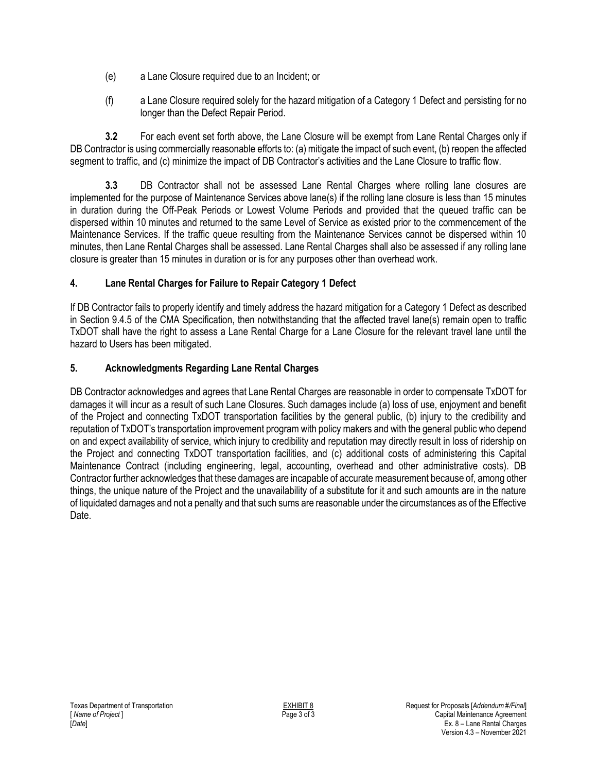(e) a Lane Closure required due to an Incident; or

(f) a Lane Closure required solely for the hazard mitigation of a Category 1 Defect and persisting for no longer than the Defect Repair Period.

**3.2** For each event set forth above, the Lane Closure will be exempt from Lane Rental Charges only if DB Contractor is using commercially reasonable efforts to: (a) mitigate the impact of such event, (b) reopen the affected segment to traffic, and (c) minimize the impact of DB Contractor's activities and the Lane Closure to traffic flow.

**3.3** DB Contractor shall not be assessed Lane Rental Charges where rolling lane closures are implemented for the purpose of Maintenance Services above lane(s) if the rolling lane closure is less than 15 minutes in duration during the Off-Peak Periods or Lowest Volume Periods and provided that the queued traffic can be dispersed within 10 minutes and returned to the same Level of Service as existed prior to the commencement of the Maintenance Services. If the traffic queue resulting from the Maintenance Services cannot be dispersed within 10 minutes, then Lane Rental Charges shall be assessed. Lane Rental Charges shall also be assessed if any rolling lane closure is greater than 15 minutes in duration or is for any purposes other than overhead work.

## 4. Lane Rental Charges for Failure to Repair Category 1 Defect

If DB Contractor fails to properly identify and timely address the hazard mitigation for a Category 1 Defect as described in Section 9.4.5 of the CMA Specification, then notwithstanding that the affected travel lane(s) remain open to traffic TxDOT shall have the right to assess a Lane Rental Charge for a Lane Closure for the relevant travel lane until the hazard to Users has been mitigated.

## 5. Acknowledgments Regarding Lane Rental Charges

DB Contractor acknowledges and agrees that Lane Rental Charges are reasonable in order to compensate TxDOT for damages it will incur as a result of such Lane Closures. Such damages include (a) loss of use, enjoyment and benefit of the Project and connecting TxDOT transportation facilities by the general public, (b) injury to the credibility and reputation of TxDOT's transportation improvement program with policy makers and with the general public who depend on and expect availability of service, which injury to credibility and reputation may directly result in loss of ridership on the Project and connecting TxDOT transportation facilities, and (c) additional costs of administering this Capital Maintenance Contract (including engineering, legal, accounting, overhead and other administrative costs). DB Contractor further acknowledges that these damages are incapable of accurate measurement because of, among other things, the unique nature of the Project and the unavailability of a substitute for it and such amounts are in the nature of liquidated damages and not a penalty and that such sums are reasonable under the circumstances as of the Effective Date.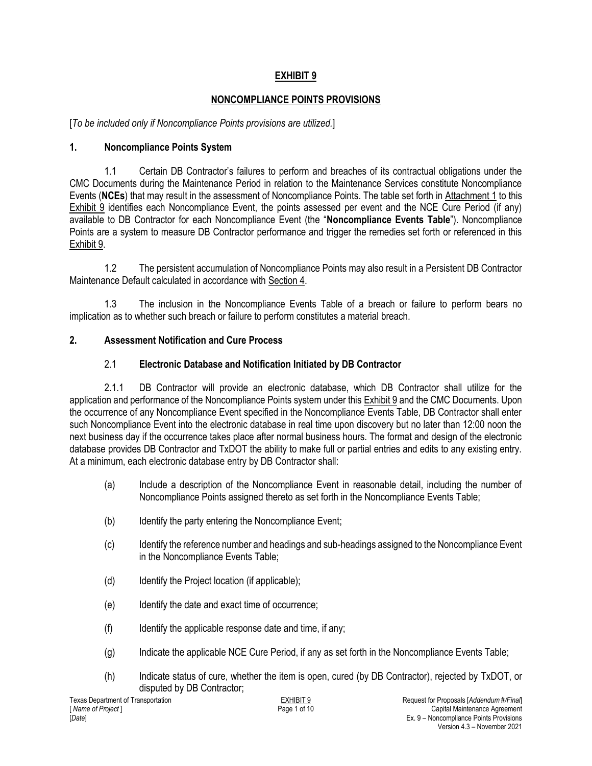# EXHIBIT 9

## NONCOMPLIANCE POINTS PROVISIONS

[*To be included only if Noncompliance Points provisions are utilized.*]

### 1. Noncompliance Points System

1.1 Certain DB Contractor's failures to perform and breaches of its contractual obligations under the CMC Documents during the Maintenance Period in relation to the Maintenance Services constitute Noncompliance Events (**NCEs**) that may result in the assessment of Noncompliance Points. The table set forth in Attachment 1 to this Exhibit 9 identifies each Noncompliance Event, the points assessed per event and the NCE Cure Period (if any) available to DB Contractor for each Noncompliance Event (the "**Noncompliance Events Table**"). Noncompliance Points are a system to measure DB Contractor performance and trigger the remedies set forth or referenced in this Exhibit 9.

1.2 The persistent accumulation of Noncompliance Points may also result in a Persistent DB Contractor Maintenance Default calculated in accordance with Section 4.

1.3 The inclusion in the Noncompliance Events Table of a breach or failure to perform bears no implication as to whether such breach or failure to perform constitutes a material breach.

### 2. Assessment Notification and Cure Process

#### 2.1 Electronic Database and Notification Initiated by DB Contractor

2.1.1 DB Contractor will provide an electronic database, which DB Contractor shall utilize for the application and performance of the Noncompliance Points system under this Exhibit 9 and the CMC Documents. Upon the occurrence of any Noncompliance Event specified in the Noncompliance Events Table, DB Contractor shall enter such Noncompliance Event into the electronic database in real time upon discovery but no later than 12:00 noon the next business day if the occurrence takes place after normal business hours. The format and design of the electronic database provides DB Contractor and TxDOT the ability to make full or partial entries and edits to any existing entry. At a minimum, each electronic database entry by DB Contractor shall:

(a) Include a description of the Noncompliance Event in reasonable detail, including the number of Noncompliance Points assigned thereto as set forth in the Noncompliance Events Table;

(b) Identify the party entering the Noncompliance Event;

(c) Identify the reference number and headings and sub-headings assigned to the Noncompliance Event in the Noncompliance Events Table;

(d) Identify the Project location (if applicable);

(e) Identify the date and exact time of occurrence;

(f) Identify the applicable response date and time, if any;

(g) Indicate the applicable NCE Cure Period, if any as set forth in the Noncompliance Events Table;

(h) Indicate status of cure, whether the item is open, cured (by DB Contractor), rejected by TxDOT, or disputed by DB Contractor;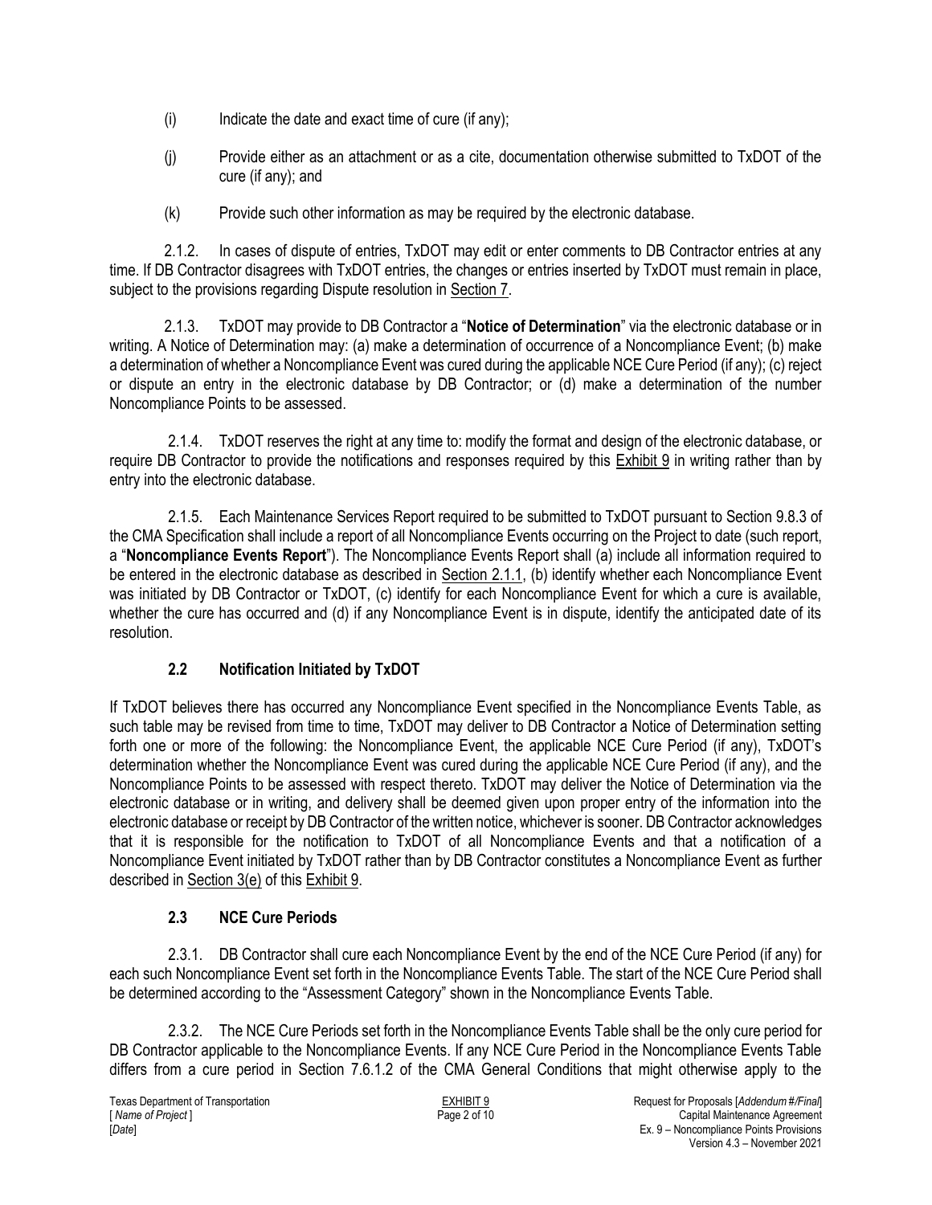(i) Indicate the date and exact time of cure (if any);

(j) Provide either as an attachment or as a cite, documentation otherwise submitted to TxDOT of the cure (if any); and

(k) Provide such other information as may be required by the electronic database.

2.1.2. In cases of dispute of entries, TxDOT may edit or enter comments to DB Contractor entries at any time. If DB Contractor disagrees with TxDOT entries, the changes or entries inserted by TxDOT must remain in place, subject to the provisions regarding Dispute resolution in Section 7.

2.1.3. TxDOT may provide to DB Contractor a "**Notice of Determination**" via the electronic database or in writing. A Notice of Determination may: (a) make a determination of occurrence of a Noncompliance Event; (b) make a determination of whether a Noncompliance Event was cured during the applicable NCE Cure Period (if any); (c) reject or dispute an entry in the electronic database by DB Contractor; or (d) make a determination of the number Noncompliance Points to be assessed.

2.1.4. TxDOT reserves the right at any time to: modify the format and design of the electronic database, or require DB Contractor to provide the notifications and responses required by this Exhibit 9 in writing rather than by entry into the electronic database.

2.1.5. Each Maintenance Services Report required to be submitted to TxDOT pursuant to Section 9.8.3 of the CMA Specification shall include a report of all Noncompliance Events occurring on the Project to date (such report, a "**Noncompliance Events Report**"). The Noncompliance Events Report shall (a) include all information required to be entered in the electronic database as described in Section 2.1.1, (b) identify whether each Noncompliance Event was initiated by DB Contractor or TxDOT, (c) identify for each Noncompliance Event for which a cure is available, whether the cure has occurred and (d) if any Noncompliance Event is in dispute, identify the anticipated date of its resolution.

## 2.2 Notification Initiated by TxDOT

If TxDOT believes there has occurred any Noncompliance Event specified in the Noncompliance Events Table, as such table may be revised from time to time, TxDOT may deliver to DB Contractor a Notice of Determination setting forth one or more of the following: the Noncompliance Event, the applicable NCE Cure Period (if any), TxDOT's determination whether the Noncompliance Event was cured during the applicable NCE Cure Period (if any), and the Noncompliance Points to be assessed with respect thereto. TxDOT may deliver the Notice of Determination via the electronic database or in writing, and delivery shall be deemed given upon proper entry of the information into the electronic database or receipt by DB Contractor of the written notice, whichever is sooner. DB Contractor acknowledges that it is responsible for the notification to TxDOT of all Noncompliance Events and that a notification of a Noncompliance Event initiated by TxDOT rather than by DB Contractor constitutes a Noncompliance Event as further described in Section 3(e) of this Exhibit 9.

## 2.3 NCE Cure Periods

2.3.1. DB Contractor shall cure each Noncompliance Event by the end of the NCE Cure Period (if any) for each such Noncompliance Event set forth in the Noncompliance Events Table. The start of the NCE Cure Period shall be determined according to the "Assessment Category" shown in the Noncompliance Events Table.

2.3.2. The NCE Cure Periods set forth in the Noncompliance Events Table shall be the only cure period for DB Contractor applicable to the Noncompliance Events. If any NCE Cure Period in the Noncompliance Events Table differs from a cure period in Section 7.6.1.2 of the CMA General Conditions that might otherwise apply to the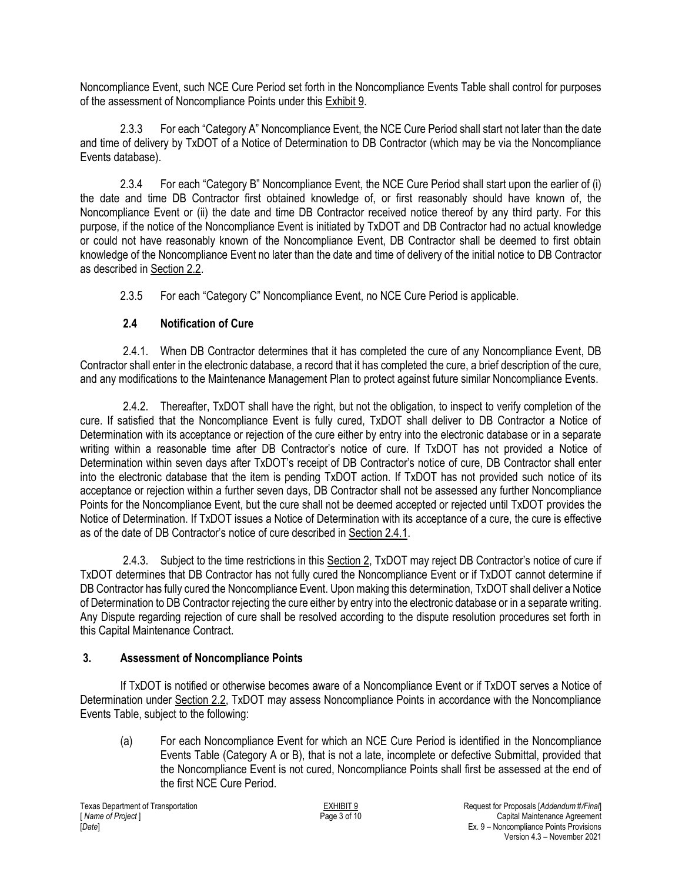Noncompliance Event, such NCE Cure Period set forth in the Noncompliance Events Table shall control for purposes of the assessment of Noncompliance Points under this Exhibit 9.

2.3.3 For each "Category A" Noncompliance Event, the NCE Cure Period shall start not later than the date and time of delivery by TxDOT of a Notice of Determination to DB Contractor (which may be via the Noncompliance Events database).

2.3.4 For each "Category B" Noncompliance Event, the NCE Cure Period shall start upon the earlier of (i) the date and time DB Contractor first obtained knowledge of, or first reasonably should have known of, the Noncompliance Event or (ii) the date and time DB Contractor received notice thereof by any third party. For this purpose, if the notice of the Noncompliance Event is initiated by TxDOT and DB Contractor had no actual knowledge or could not have reasonably known of the Noncompliance Event, DB Contractor shall be deemed to first obtain knowledge of the Noncompliance Event no later than the date and time of delivery of the initial notice to DB Contractor as described in Section 2.2.

2.3.5 For each "Category C" Noncompliance Event, no NCE Cure Period is applicable.

### 2.4 Notification of Cure

2.4.1. When DB Contractor determines that it has completed the cure of any Noncompliance Event, DB Contractor shall enter in the electronic database, a record that it has completed the cure, a brief description of the cure, and any modifications to the Maintenance Management Plan to protect against future similar Noncompliance Events.

2.4.2. Thereafter, TxDOT shall have the right, but not the obligation, to inspect to verify completion of the cure. If satisfied that the Noncompliance Event is fully cured, TxDOT shall deliver to DB Contractor a Notice of Determination with its acceptance or rejection of the cure either by entry into the electronic database or in a separate writing within a reasonable time after DB Contractor's notice of cure. If TxDOT has not provided a Notice of Determination within seven days after TxDOT's receipt of DB Contractor's notice of cure, DB Contractor shall enter into the electronic database that the item is pending TxDOT action. If TxDOT has not provided such notice of its acceptance or rejection within a further seven days, DB Contractor shall not be assessed any further Noncompliance Points for the Noncompliance Event, but the cure shall not be deemed accepted or rejected until TxDOT provides the Notice of Determination. If TxDOT issues a Notice of Determination with its acceptance of a cure, the cure is effective as of the date of DB Contractor's notice of cure described in Section 2.4.1.

2.4.3. Subject to the time restrictions in this Section 2, TxDOT may reject DB Contractor's notice of cure if TxDOT determines that DB Contractor has not fully cured the Noncompliance Event or if TxDOT cannot determine if DB Contractor has fully cured the Noncompliance Event. Upon making this determination, TxDOT shall deliver a Notice of Determination to DB Contractor rejecting the cure either by entry into the electronic database or in a separate writing. Any Dispute regarding rejection of cure shall be resolved according to the dispute resolution procedures set forth in this Capital Maintenance Contract.

## 3. Assessment of Noncompliance Points

If TxDOT is notified or otherwise becomes aware of a Noncompliance Event or if TxDOT serves a Notice of Determination under Section 2.2, TxDOT may assess Noncompliance Points in accordance with the Noncompliance Events Table, subject to the following:

(a) For each Noncompliance Event for which an NCE Cure Period is identified in the Noncompliance Events Table (Category A or B), that is not a late, incomplete or defective Submittal, provided that the Noncompliance Event is not cured, Noncompliance Points shall first be assessed at the end of the first NCE Cure Period.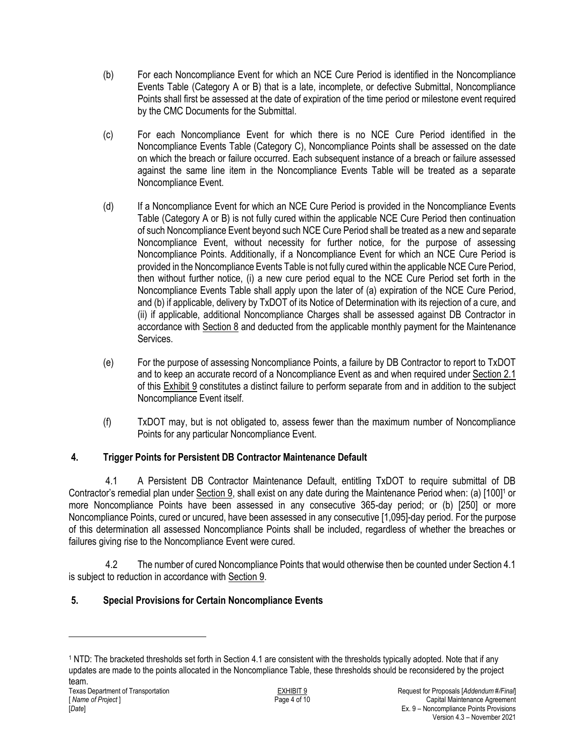(b) For each Noncompliance Event for which an NCE Cure Period is identified in the Noncompliance Events Table (Category A or B) that is a late, incomplete, or defective Submittal, Noncompliance Points shall first be assessed at the date of expiration of the time period or milestone event required by the CMC Documents for the Submittal.

(c) For each Noncompliance Event for which there is no NCE Cure Period identified in the Noncompliance Events Table (Category C), Noncompliance Points shall be assessed on the date on which the breach or failure occurred. Each subsequent instance of a breach or failure assessed against the same line item in the Noncompliance Events Table will be treated as a separate Noncompliance Event.

(d) If a Noncompliance Event for which an NCE Cure Period is provided in the Noncompliance Events Table (Category A or B) is not fully cured within the applicable NCE Cure Period then continuation of such Noncompliance Event beyond such NCE Cure Period shall be treated as a new and separate Noncompliance Event, without necessity for further notice, for the purpose of assessing Noncompliance Points. Additionally, if a Noncompliance Event for which an NCE Cure Period is provided in the Noncompliance Events Table is not fully cured within the applicable NCE Cure Period, then without further notice, (i) a new cure period equal to the NCE Cure Period set forth in the Noncompliance Events Table shall apply upon the later of (a) expiration of the NCE Cure Period, and (b) if applicable, delivery by TxDOT of its Notice of Determination with its rejection of a cure, and (ii) if applicable, additional Noncompliance Charges shall be assessed against DB Contractor in accordance with Section 8 and deducted from the applicable monthly payment for the Maintenance Services.

(e) For the purpose of assessing Noncompliance Points, a failure by DB Contractor to report to TxDOT and to keep an accurate record of a Noncompliance Event as and when required under Section 2.1 of this Exhibit 9 constitutes a distinct failure to perform separate from and in addition to the subject Noncompliance Event itself.

(f) TxDOT may, but is not obligated to, assess fewer than the maximum number of Noncompliance Points for any particular Noncompliance Event.

## 4. Trigger Points for Persistent DB Contractor Maintenance Default

4.1 A Persistent DB Contractor Maintenance Default, entitling TxDOT to require submittal of DB Contractor's remedial plan under Section 9, shall exist on any date during the Maintenance Period when: (a) [100][1] or more Noncompliance Points have been assessed in any consecutive 365-day period; or (b) [250] or more Noncompliance Points, cured or uncured, have been assessed in any consecutive [1,095]-day period. For the purpose of this determination all assessed Noncompliance Points shall be included, regardless of whether the breaches or failures giving rise to the Noncompliance Event were cured.

4.2 The number of cured Noncompliance Points that would otherwise then be counted under Section 4.1 is subject to reduction in accordance with Section 9.

## 5. Special Provisions for Certain Noncompliance Events

[1] NTD: The bracketed thresholds set forth in Section 4.1 are consistent with the thresholds typically adopted. Note that if any updates are made to the points allocated in the Noncompliance Table, these thresholds should be reconsidered by the project team.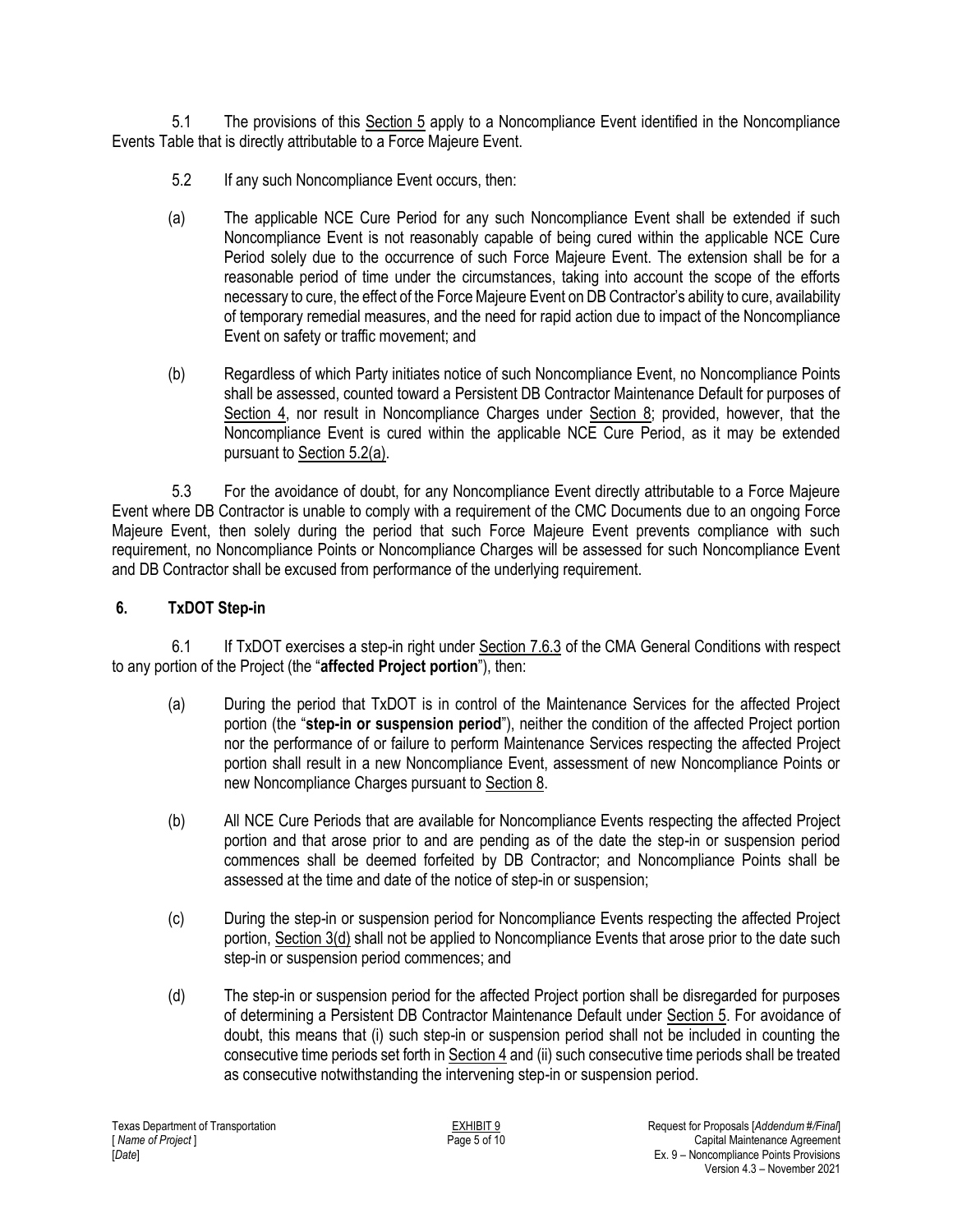5.1 The provisions of this Section 5 apply to a Noncompliance Event identified in the Noncompliance Events Table that is directly attributable to a Force Majeure Event.

5.2 If any such Noncompliance Event occurs, then:

(a) The applicable NCE Cure Period for any such Noncompliance Event shall be extended if such Noncompliance Event is not reasonably capable of being cured within the applicable NCE Cure Period solely due to the occurrence of such Force Majeure Event. The extension shall be for a reasonable period of time under the circumstances, taking into account the scope of the efforts necessary to cure, the effect of the Force Majeure Event on DB Contractor's ability to cure, availability of temporary remedial measures, and the need for rapid action due to impact of the Noncompliance Event on safety or traffic movement; and

(b) Regardless of which Party initiates notice of such Noncompliance Event, no Noncompliance Points shall be assessed, counted toward a Persistent DB Contractor Maintenance Default for purposes of Section 4, nor result in Noncompliance Charges under Section 8; provided, however, that the Noncompliance Event is cured within the applicable NCE Cure Period, as it may be extended pursuant to Section 5.2(a).

5.3 For the avoidance of doubt, for any Noncompliance Event directly attributable to a Force Majeure Event where DB Contractor is unable to comply with a requirement of the CMC Documents due to an ongoing Force Majeure Event, then solely during the period that such Force Majeure Event prevents compliance with such requirement, no Noncompliance Points or Noncompliance Charges will be assessed for such Noncompliance Event and DB Contractor shall be excused from performance of the underlying requirement.

## 6. TxDOT Step-in

6.1 If TxDOT exercises a step-in right under Section 7.6.3 of the CMA General Conditions with respect to any portion of the Project (the "**affected Project portion**"), then:

(a) During the period that TxDOT is in control of the Maintenance Services for the affected Project portion (the "**step-in or suspension period**"), neither the condition of the affected Project portion nor the performance of or failure to perform Maintenance Services respecting the affected Project portion shall result in a new Noncompliance Event, assessment of new Noncompliance Points or new Noncompliance Charges pursuant to Section 8.

(b) All NCE Cure Periods that are available for Noncompliance Events respecting the affected Project portion and that arose prior to and are pending as of the date the step-in or suspension period commences shall be deemed forfeited by DB Contractor; and Noncompliance Points shall be assessed at the time and date of the notice of step-in or suspension;

(c) During the step-in or suspension period for Noncompliance Events respecting the affected Project portion, Section 3(d) shall not be applied to Noncompliance Events that arose prior to the date such step-in or suspension period commences; and

(d) The step-in or suspension period for the affected Project portion shall be disregarded for purposes of determining a Persistent DB Contractor Maintenance Default under Section 5. For avoidance of doubt, this means that (i) such step-in or suspension period shall not be included in counting the consecutive time periods set forth in Section 4 and (ii) such consecutive time periods shall be treated as consecutive notwithstanding the intervening step-in or suspension period.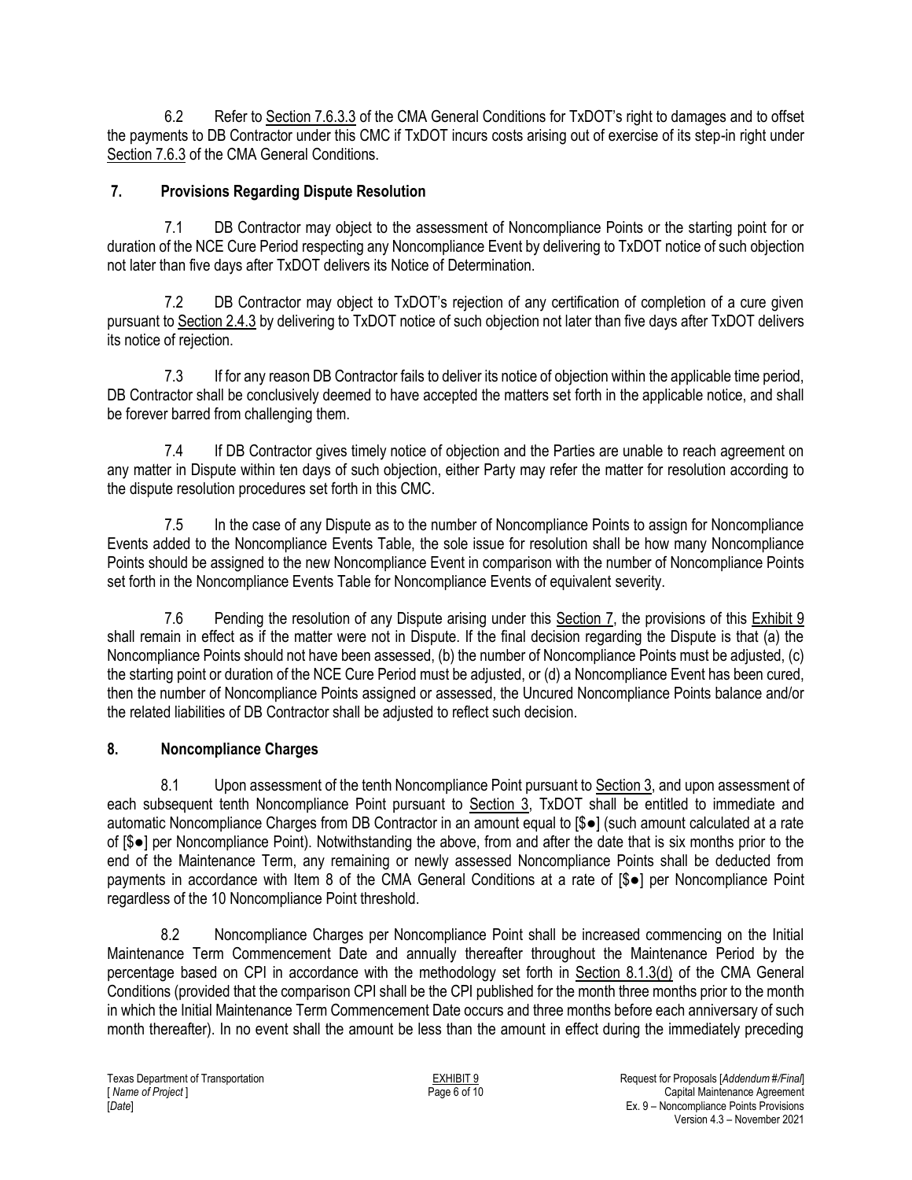6.2 Refer to Section 7.6.3.3 of the CMA General Conditions for TxDOT's right to damages and to offset the payments to DB Contractor under this CMC if TxDOT incurs costs arising out of exercise of its step-in right under Section 7.6.3 of the CMA General Conditions.

## 7. Provisions Regarding Dispute Resolution

7.1 DB Contractor may object to the assessment of Noncompliance Points or the starting point for or duration of the NCE Cure Period respecting any Noncompliance Event by delivering to TxDOT notice of such objection not later than five days after TxDOT delivers its Notice of Determination.

7.2 DB Contractor may object to TxDOT's rejection of any certification of completion of a cure given pursuant to Section 2.4.3 by delivering to TxDOT notice of such objection not later than five days after TxDOT delivers its notice of rejection.

7.3 If for any reason DB Contractor fails to deliver its notice of objection within the applicable time period, DB Contractor shall be conclusively deemed to have accepted the matters set forth in the applicable notice, and shall be forever barred from challenging them.

7.4 If DB Contractor gives timely notice of objection and the Parties are unable to reach agreement on any matter in Dispute within ten days of such objection, either Party may refer the matter for resolution according to the dispute resolution procedures set forth in this CMC.

7.5 In the case of any Dispute as to the number of Noncompliance Points to assign for Noncompliance Events added to the Noncompliance Events Table, the sole issue for resolution shall be how many Noncompliance Points should be assigned to the new Noncompliance Event in comparison with the number of Noncompliance Points set forth in the Noncompliance Events Table for Noncompliance Events of equivalent severity.

7.6 Pending the resolution of any Dispute arising under this Section 7, the provisions of this Exhibit 9 shall remain in effect as if the matter were not in Dispute. If the final decision regarding the Dispute is that (a) the Noncompliance Points should not have been assessed, (b) the number of Noncompliance Points must be adjusted, (c) the starting point or duration of the NCE Cure Period must be adjusted, or (d) a Noncompliance Event has been cured, then the number of Noncompliance Points assigned or assessed, the Uncured Noncompliance Points balance and/or the related liabilities of DB Contractor shall be adjusted to reflect such decision.

## 8. Noncompliance Charges

8.1 Upon assessment of the tenth Noncompliance Point pursuant to Section 3, and upon assessment of each subsequent tenth Noncompliance Point pursuant to Section 3, TxDOT shall be entitled to immediate and automatic Noncompliance Charges from DB Contractor in an amount equal to [$●] (such amount calculated at a rate of [$●] per Noncompliance Point). Notwithstanding the above, from and after the date that is six months prior to the end of the Maintenance Term, any remaining or newly assessed Noncompliance Points shall be deducted from payments in accordance with Item 8 of the CMA General Conditions at a rate of [$●] per Noncompliance Point regardless of the 10 Noncompliance Point threshold.

8.2 Noncompliance Charges per Noncompliance Point shall be increased commencing on the Initial Maintenance Term Commencement Date and annually thereafter throughout the Maintenance Period by the percentage based on CPI in accordance with the methodology set forth in Section 8.1.3(d) of the CMA General Conditions (provided that the comparison CPI shall be the CPI published for the month three months prior to the month in which the Initial Maintenance Term Commencement Date occurs and three months before each anniversary of such month thereafter). In no event shall the amount be less than the amount in effect during the immediately preceding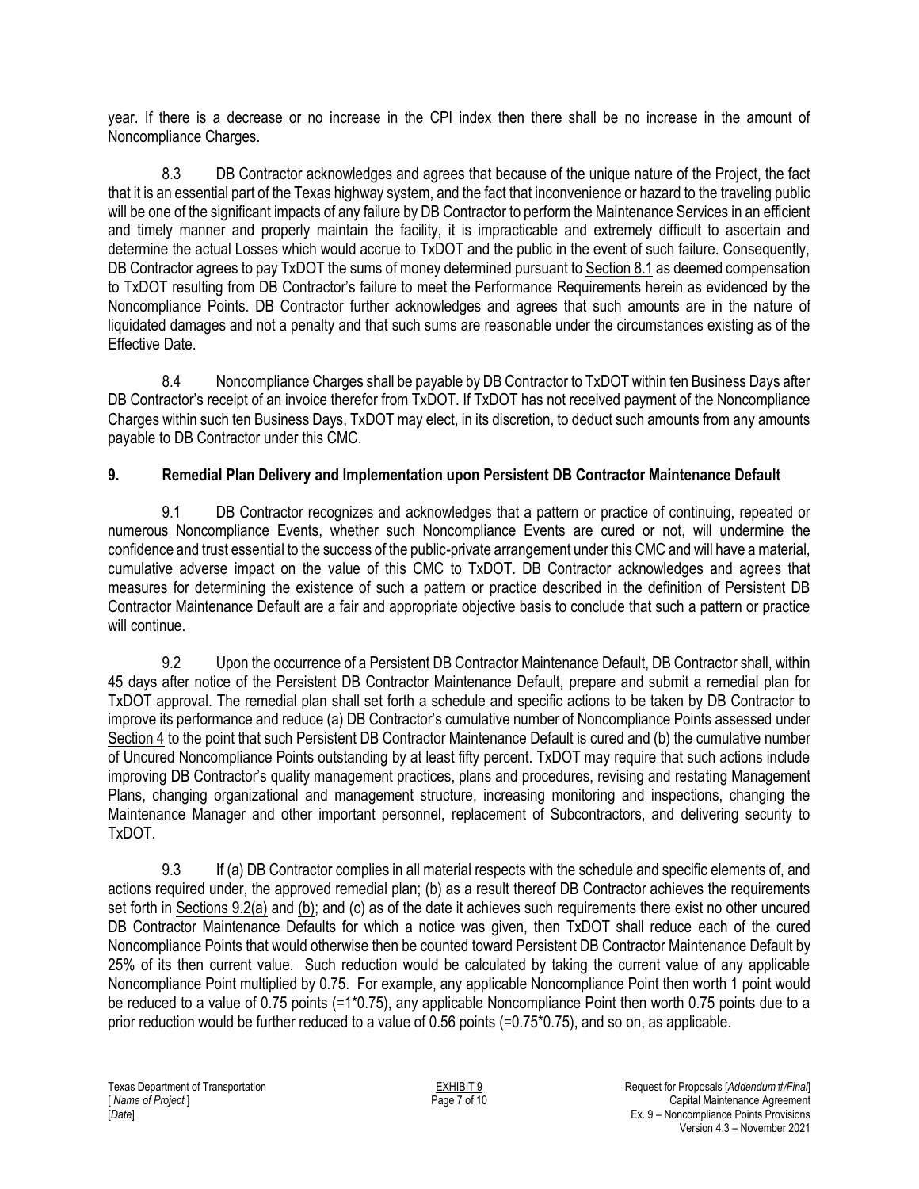year. If there is a decrease or no increase in the CPI index then there shall be no increase in the amount of Noncompliance Charges.

8.3 DB Contractor acknowledges and agrees that because of the unique nature of the Project, the fact that it is an essential part of the Texas highway system, and the fact that inconvenience or hazard to the traveling public will be one of the significant impacts of any failure by DB Contractor to perform the Maintenance Services in an efficient and timely manner and properly maintain the facility, it is impracticable and extremely difficult to ascertain and determine the actual Losses which would accrue to TxDOT and the public in the event of such failure. Consequently, DB Contractor agrees to pay TxDOT the sums of money determined pursuant to Section 8.1 as deemed compensation to TxDOT resulting from DB Contractor's failure to meet the Performance Requirements herein as evidenced by the Noncompliance Points. DB Contractor further acknowledges and agrees that such amounts are in the nature of liquidated damages and not a penalty and that such sums are reasonable under the circumstances existing as of the Effective Date.

8.4 Noncompliance Charges shall be payable by DB Contractor to TxDOT within ten Business Days after DB Contractor's receipt of an invoice therefor from TxDOT. If TxDOT has not received payment of the Noncompliance Charges within such ten Business Days, TxDOT may elect, in its discretion, to deduct such amounts from any amounts payable to DB Contractor under this CMC.

## 9. Remedial Plan Delivery and Implementation upon Persistent DB Contractor Maintenance Default

9.1 DB Contractor recognizes and acknowledges that a pattern or practice of continuing, repeated or numerous Noncompliance Events, whether such Noncompliance Events are cured or not, will undermine the confidence and trust essential to the success of the public-private arrangement under this CMC and will have a material, cumulative adverse impact on the value of this CMC to TxDOT. DB Contractor acknowledges and agrees that measures for determining the existence of such a pattern or practice described in the definition of Persistent DB Contractor Maintenance Default are a fair and appropriate objective basis to conclude that such a pattern or practice will continue.

9.2 Upon the occurrence of a Persistent DB Contractor Maintenance Default, DB Contractor shall, within 45 days after notice of the Persistent DB Contractor Maintenance Default, prepare and submit a remedial plan for TxDOT approval. The remedial plan shall set forth a schedule and specific actions to be taken by DB Contractor to improve its performance and reduce (a) DB Contractor's cumulative number of Noncompliance Points assessed under Section 4 to the point that such Persistent DB Contractor Maintenance Default is cured and (b) the cumulative number of Uncured Noncompliance Points outstanding by at least fifty percent. TxDOT may require that such actions include improving DB Contractor's quality management practices, plans and procedures, revising and restating Management Plans, changing organizational and management structure, increasing monitoring and inspections, changing the Maintenance Manager and other important personnel, replacement of Subcontractors, and delivering security to TxDOT.

9.3 If (a) DB Contractor complies in all material respects with the schedule and specific elements of, and actions required under, the approved remedial plan; (b) as a result thereof DB Contractor achieves the requirements set forth in Sections 9.2(a) and (b); and (c) as of the date it achieves such requirements there exist no other uncured DB Contractor Maintenance Defaults for which a notice was given, then TxDOT shall reduce each of the cured Noncompliance Points that would otherwise then be counted toward Persistent DB Contractor Maintenance Default by 25% of its then current value. Such reduction would be calculated by taking the current value of any applicable Noncompliance Point multiplied by 0.75. For example, any applicable Noncompliance Point then worth 1 point would be reduced to a value of 0.75 points (=1*0.75), any applicable Noncompliance Point then worth 0.75 points due to a prior reduction would be further reduced to a value of 0.56 points (=0.75*0.75), and so on, as applicable.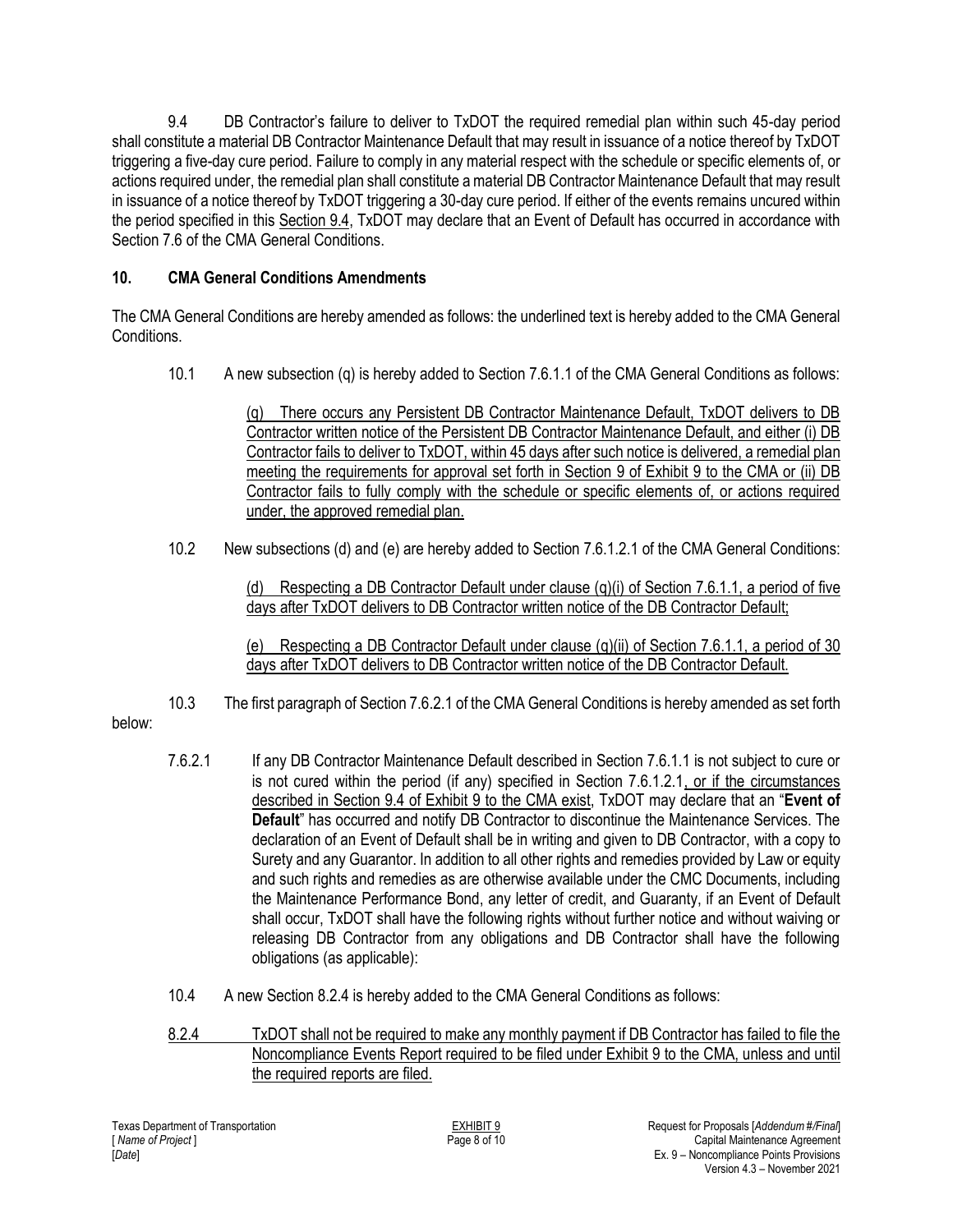9.4 DB Contractor's failure to deliver to TxDOT the required remedial plan within such 45-day period shall constitute a material DB Contractor Maintenance Default that may result in issuance of a notice thereof by TxDOT triggering a five-day cure period. Failure to comply in any material respect with the schedule or specific elements of, or actions required under, the remedial plan shall constitute a material DB Contractor Maintenance Default that may result in issuance of a notice thereof by TxDOT triggering a 30-day cure period. If either of the events remains uncured within the period specified in this Section 9.4, TxDOT may declare that an Event of Default has occurred in accordance with Section 7.6 of the CMA General Conditions.

## 10. CMA General Conditions Amendments

The CMA General Conditions are hereby amended as follows: the underlined text is hereby added to the CMA General Conditions.

10.1 A new subsection (q) is hereby added to Section 7.6.1.1 of the CMA General Conditions as follows:

> (q) There occurs any Persistent DB Contractor Maintenance Default, TxDOT delivers to DB Contractor written notice of the Persistent DB Contractor Maintenance Default, and either (i) DB Contractor fails to deliver to TxDOT, within 45 days after such notice is delivered, a remedial plan meeting the requirements for approval set forth in Section 9 of Exhibit 9 to the CMA or (ii) DB Contractor fails to fully comply with the schedule or specific elements of, or actions required under, the approved remedial plan.

10.2 New subsections (d) and (e) are hereby added to Section 7.6.1.2.1 of the CMA General Conditions:

> (d) Respecting a DB Contractor Default under clause (q)(i) of Section 7.6.1.1, a period of five days after TxDOT delivers to DB Contractor written notice of the DB Contractor Default;
>
> (e) Respecting a DB Contractor Default under clause (q)(ii) of Section 7.6.1.1, a period of 30 days after TxDOT delivers to DB Contractor written notice of the DB Contractor Default.

10.3 The first paragraph of Section 7.6.2.1 of the CMA General Conditions is hereby amended as set forth below:

> 7.6.2.1 If any DB Contractor Maintenance Default described in Section 7.6.1.1 is not subject to cure or is not cured within the period (if any) specified in Section 7.6.1.2.1, or if the circumstances described in Section 9.4 of Exhibit 9 to the CMA exist, TxDOT may declare that an "**Event of Default**" has occurred and notify DB Contractor to discontinue the Maintenance Services. The declaration of an Event of Default shall be in writing and given to DB Contractor, with a copy to Surety and any Guarantor. In addition to all other rights and remedies provided by Law or equity and such rights and remedies as are otherwise available under the CMC Documents, including the Maintenance Performance Bond, any letter of credit, and Guaranty, if an Event of Default shall occur, TxDOT shall have the following rights without further notice and without waiving or releasing DB Contractor from any obligations and DB Contractor shall have the following obligations (as applicable):

10.4 A new Section 8.2.4 is hereby added to the CMA General Conditions as follows:

> 8.2.4 TxDOT shall not be required to make any monthly payment if DB Contractor has failed to file the Noncompliance Events Report required to be filed under Exhibit 9 to the CMA, unless and until the required reports are filed.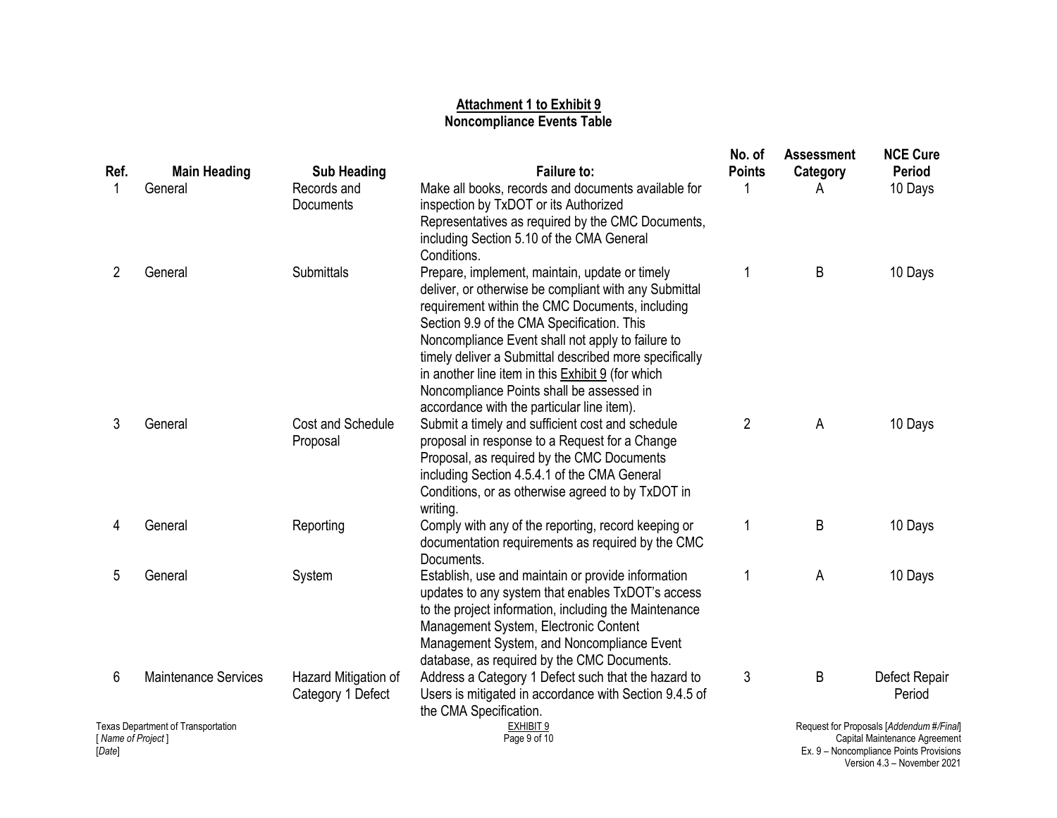**Attachment 1 to Exhibit 9**
**Noncompliance Events Table**

| Ref. | Main Heading | Sub Heading | Failure to: | No. of Points | Assessment Category | NCE Cure Period |
|---|---|---|---|---|---|---|
| 1 | General | Records and Documents | Make all books, records and documents available for inspection by TxDOT or its Authorized Representatives as required by the CMC Documents, including Section 5.10 of the CMA General Conditions. | 1 | A | 10 Days |
| 2 | General | Submittals | Prepare, implement, maintain, update or timely deliver, or otherwise be compliant with any Submittal requirement within the CMC Documents, including Section 9.9 of the CMA Specification. This Noncompliance Event shall not apply to failure to timely deliver a Submittal described more specifically in another line item in this Exhibit 9 (for which Noncompliance Points shall be assessed in accordance with the particular line item). | 1 | B | 10 Days |
| 3 | General | Cost and Schedule Proposal | Submit a timely and sufficient cost and schedule proposal in response to a Request for a Change Proposal, as required by the CMC Documents including Section 4.5.4.1 of the CMA General Conditions, or as otherwise agreed to by TxDOT in writing. | 2 | A | 10 Days |
| 4 | General | Reporting | Comply with any of the reporting, record keeping or documentation requirements as required by the CMC Documents. | 1 | B | 10 Days |
| 5 | General | System | Establish, use and maintain or provide information updates to any system that enables TxDOT's access to the project information, including the Maintenance Management System, Electronic Content Management System, and Noncompliance Event database, as required by the CMC Documents. | 1 | A | 10 Days |
| 6 | Maintenance Services | Hazard Mitigation of Category 1 Defect | Address a Category 1 Defect such that the hazard to Users is mitigated in accordance with Section 9.4.5 of the CMA Specification. | 3 | B | Defect Repair Period |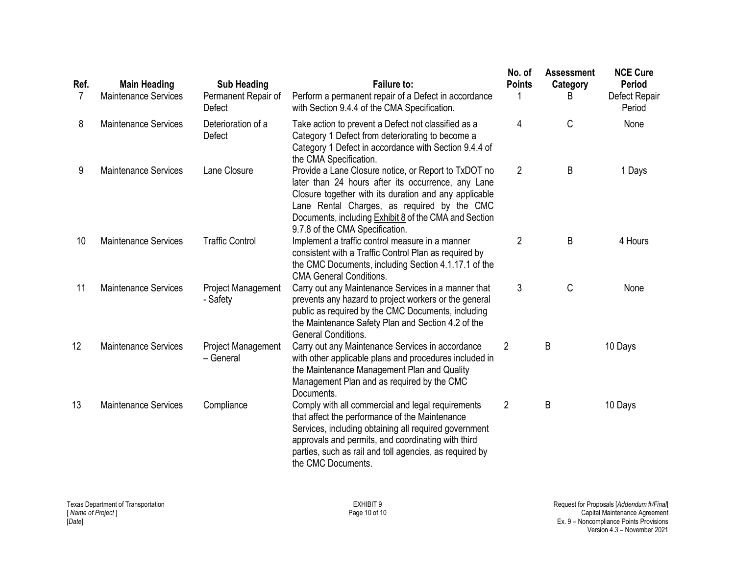| Ref. | Main Heading | Sub Heading | Failure to: | No. of Points | Assessment Category | NCE Cure Period |
|---|---|---|---|---|---|---|
| 7 | Maintenance Services | Permanent Repair of Defect | Perform a permanent repair of a Defect in accordance with Section 9.4.4 of the CMA Specification. | 1 | B | Defect Repair Period |
| 8 | Maintenance Services | Deterioration of a Defect | Take action to prevent a Defect not classified as a Category 1 Defect from deteriorating to become a Category 1 Defect in accordance with Section 9.4.4 of the CMA Specification. | 4 | C | None |
| 9 | Maintenance Services | Lane Closure | Provide a Lane Closure notice, or Report to TxDOT no later than 24 hours after its occurrence, any Lane Closure together with its duration and any applicable Lane Rental Charges, as required by the CMC Documents, including Exhibit 8 of the CMA and Section 9.7.8 of the CMA Specification. | 2 | B | 1 Days |
| 10 | Maintenance Services | Traffic Control | Implement a traffic control measure in a manner consistent with a Traffic Control Plan as required by the CMC Documents, including Section 4.1.17.1 of the CMA General Conditions. | 2 | B | 4 Hours |
| 11 | Maintenance Services | Project Management - Safety | Carry out any Maintenance Services in a manner that prevents any hazard to project workers or the general public as required by the CMC Documents, including the Maintenance Safety Plan and Section 4.2 of the General Conditions. | 3 | C | None |
| 12 | Maintenance Services | Project Management – General | Carry out any Maintenance Services in accordance with other applicable plans and procedures included in the Maintenance Management Plan and Quality Management Plan and as required by the CMC Documents. | 2 | B | 10 Days |
| 13 | Maintenance Services | Compliance | Comply with all commercial and legal requirements that affect the performance of the Maintenance Services, including obtaining all required government approvals and permits, and coordinating with third parties, such as rail and toll agencies, as required by the CMC Documents. | 2 | B | 10 Days |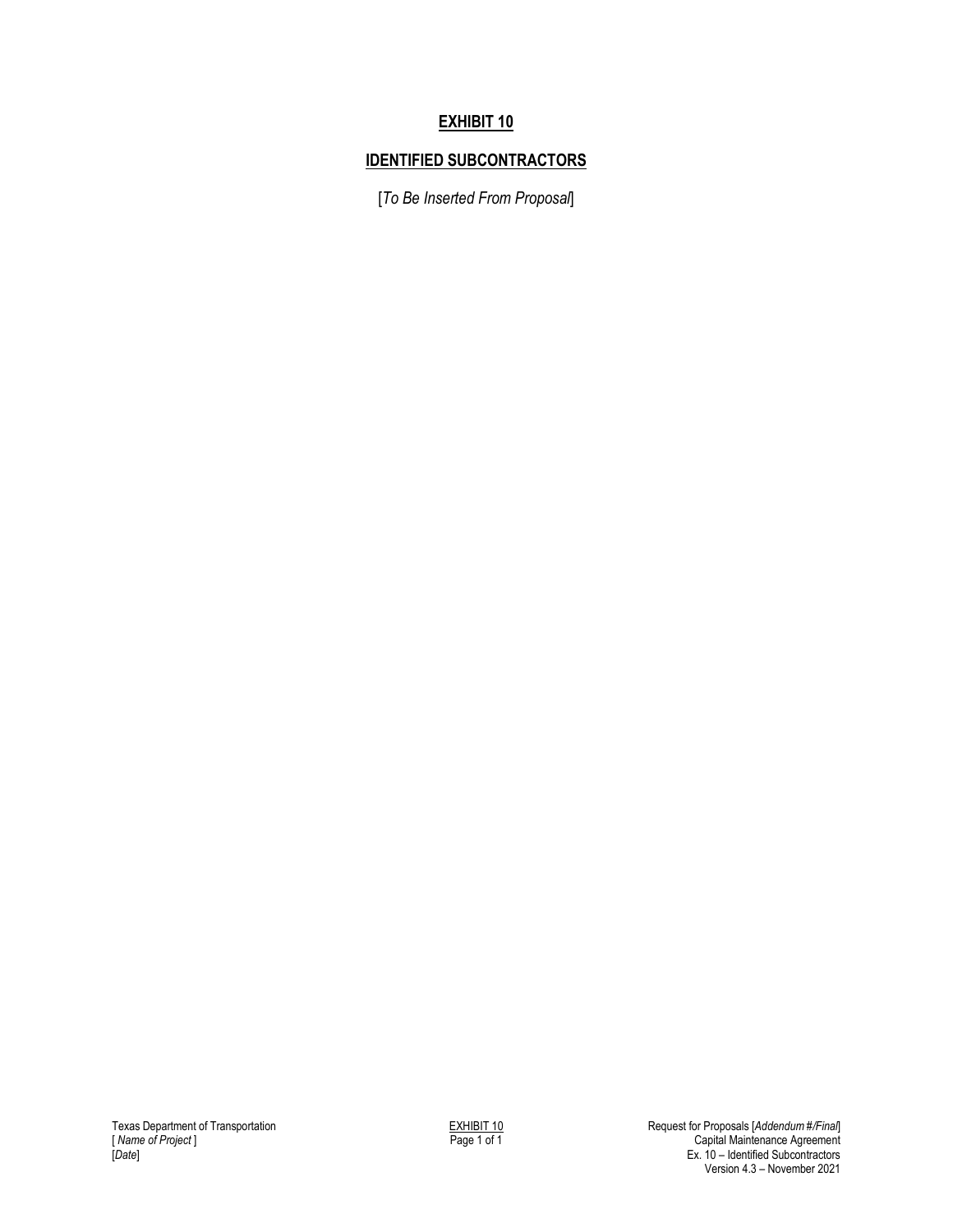# **EXHIBIT 10**

## **IDENTIFIED SUBCONTRACTORS**

[*To Be Inserted From Proposal*]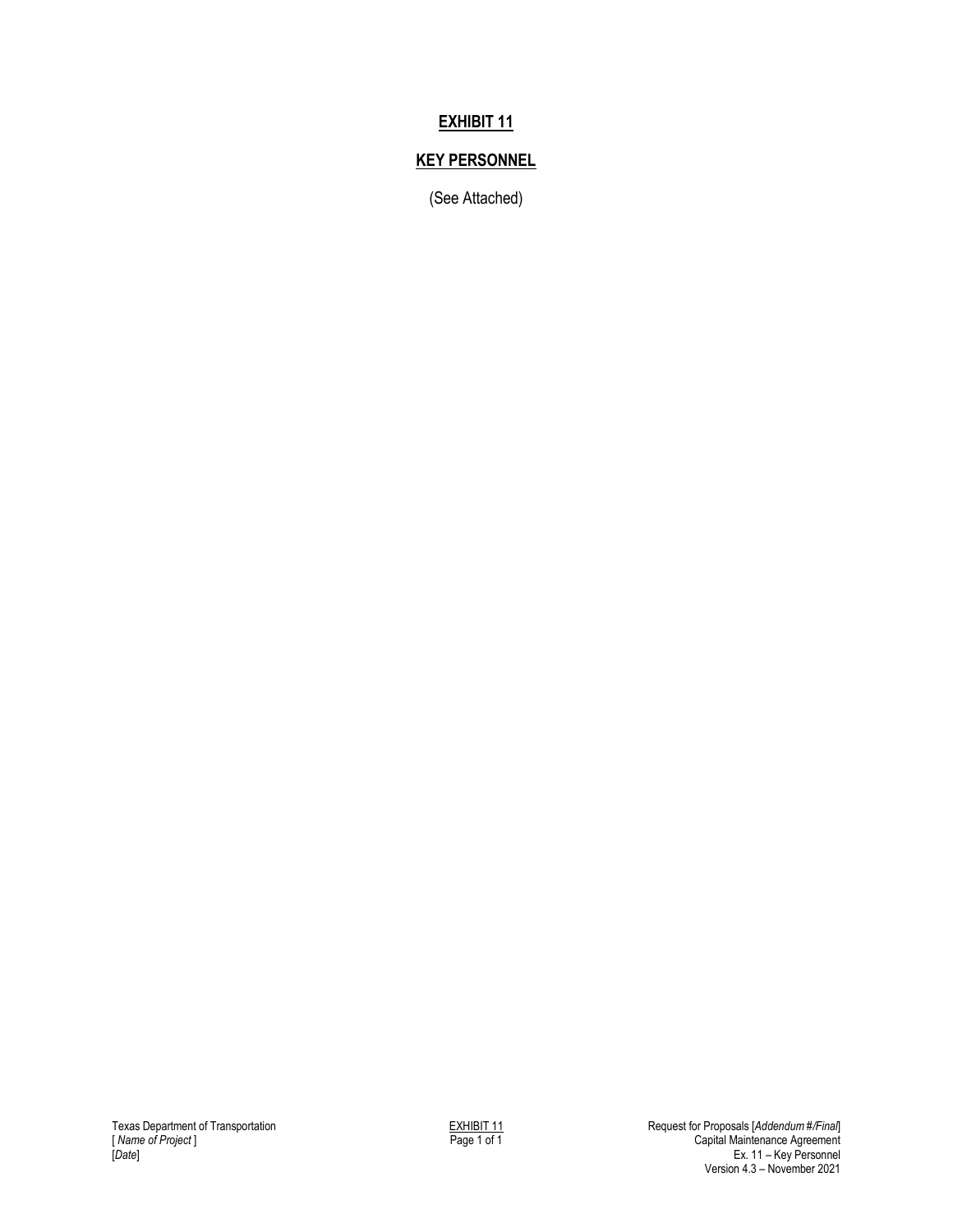# EXHIBIT 11

## KEY PERSONNEL

(See Attached)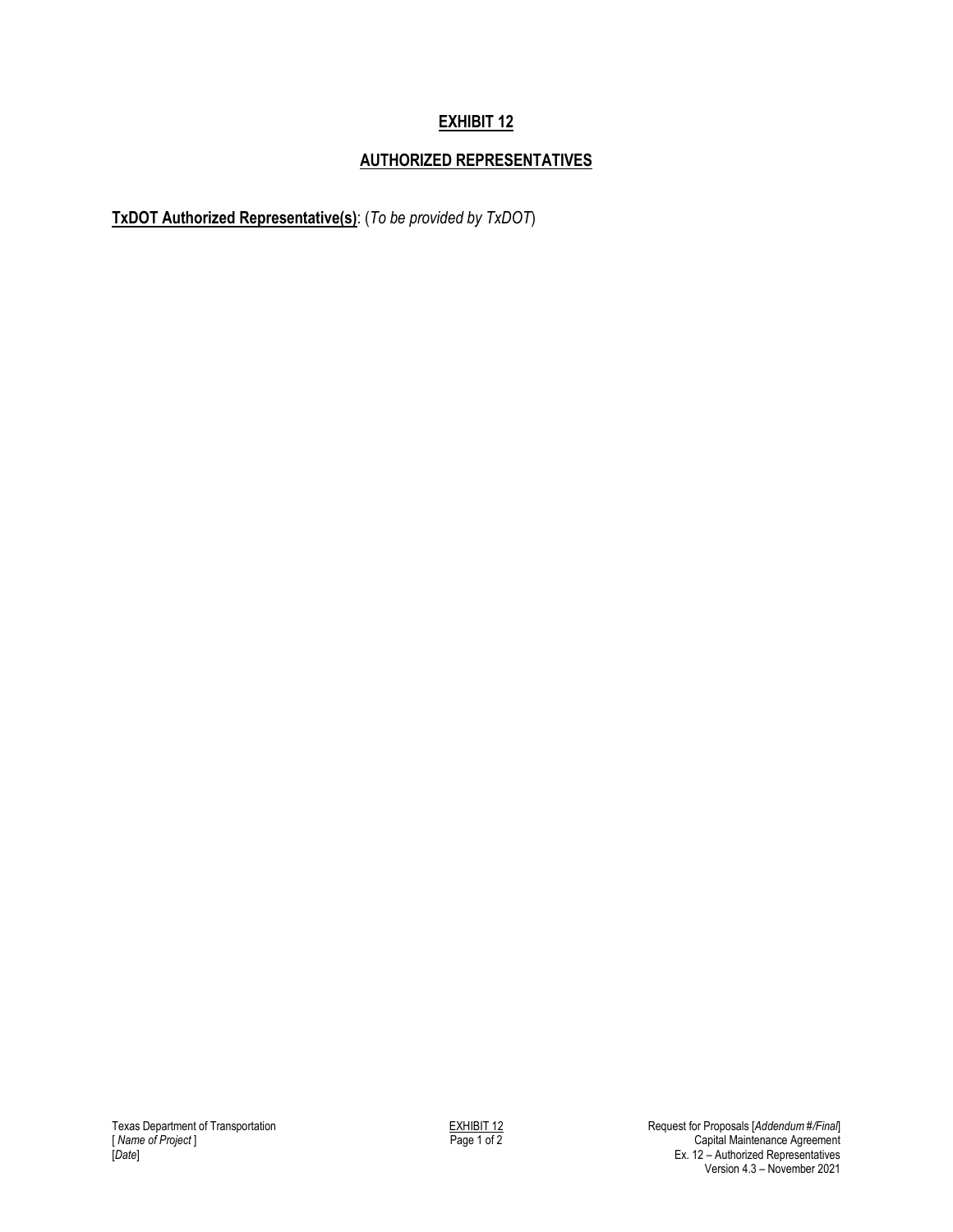# EXHIBIT 12

## AUTHORIZED REPRESENTATIVES

**TxDOT Authorized Representative(s)**: (*To be provided by TxDOT*)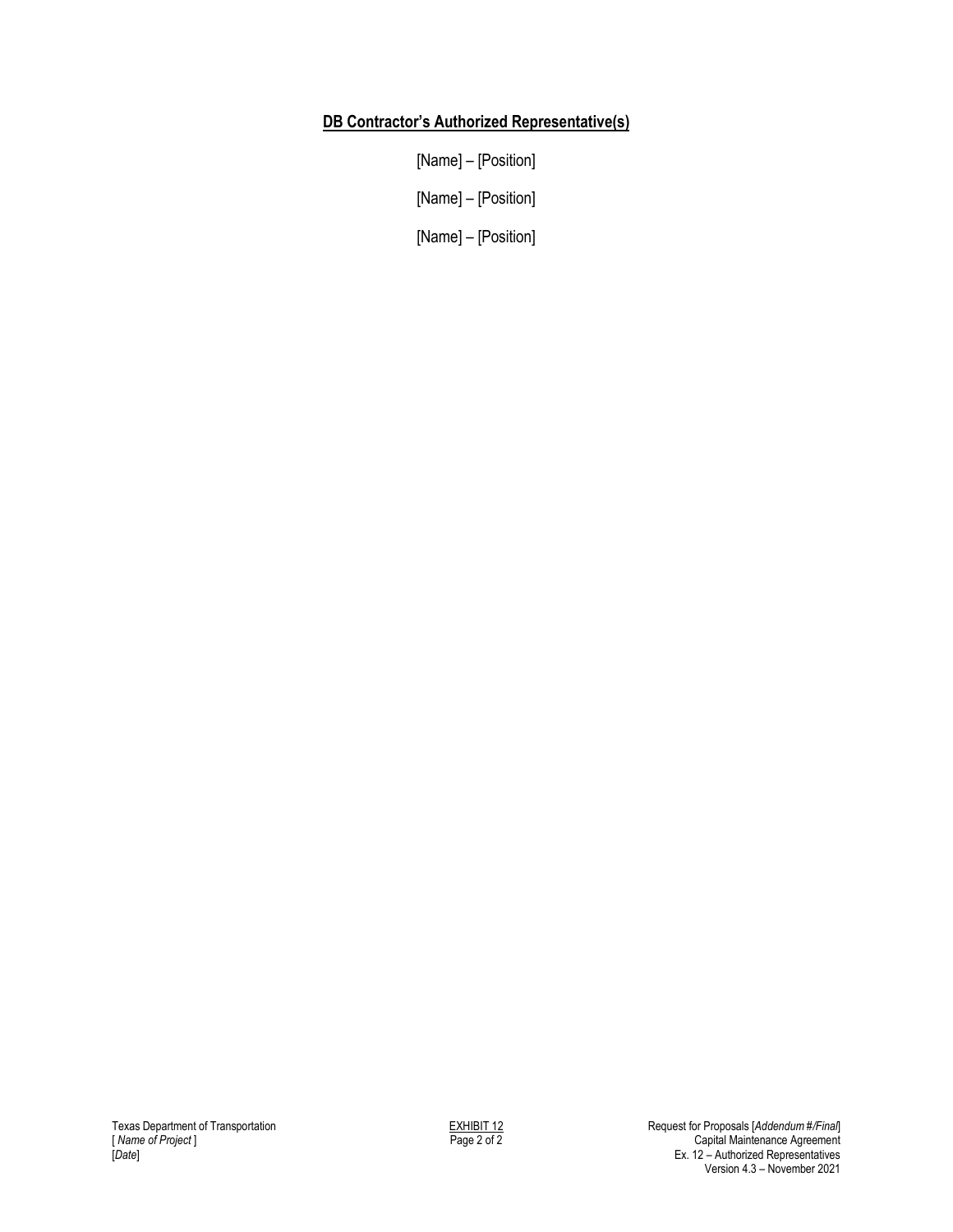**DB Contractor's Authorized Representative(s)**

[Name] – [Position]

[Name] – [Position]

[Name] – [Position]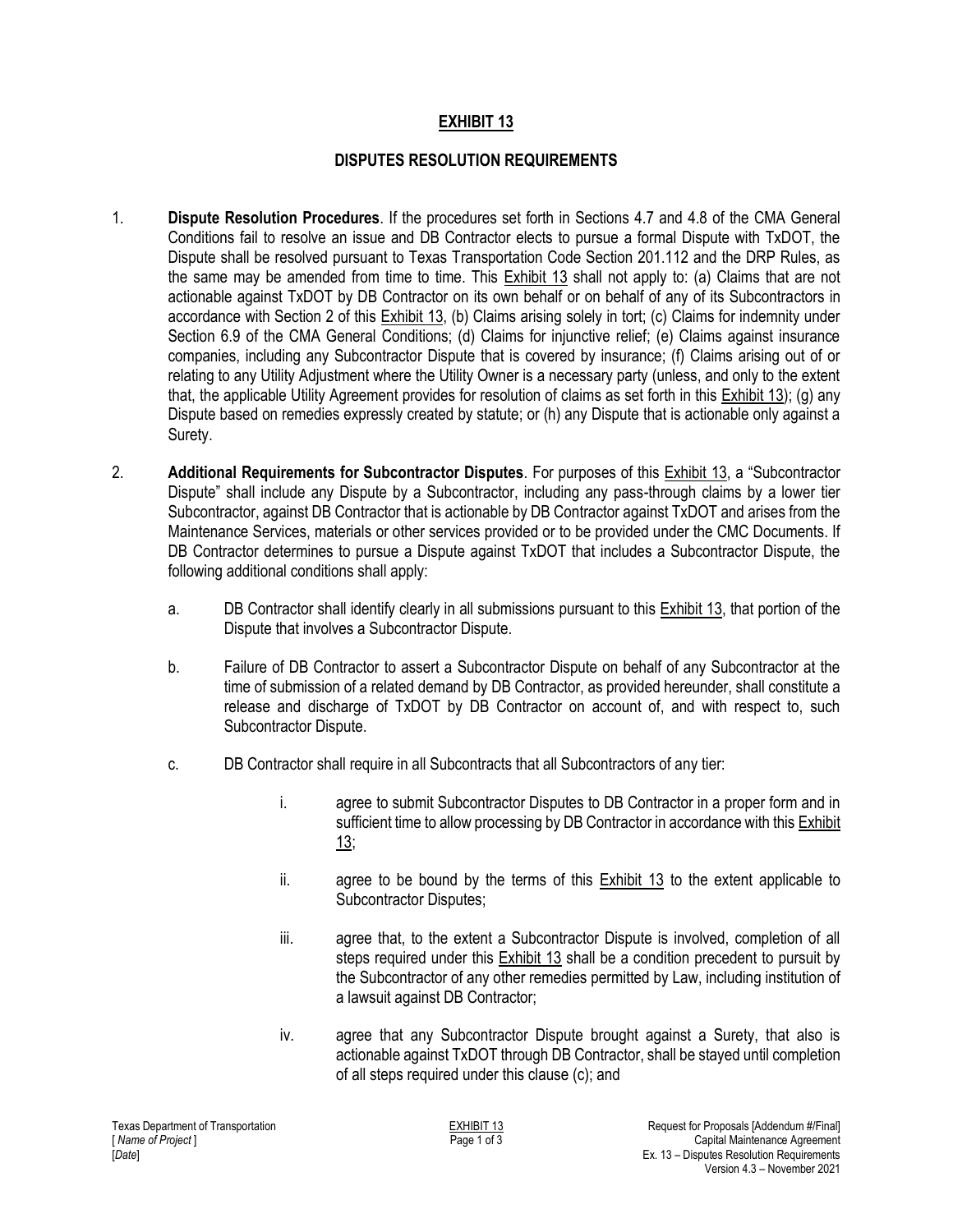# EXHIBIT 13

## DISPUTES RESOLUTION REQUIREMENTS

1. **Dispute Resolution Procedures**. If the procedures set forth in Sections 4.7 and 4.8 of the CMA General Conditions fail to resolve an issue and DB Contractor elects to pursue a formal Dispute with TxDOT, the Dispute shall be resolved pursuant to Texas Transportation Code Section 201.112 and the DRP Rules, as the same may be amended from time to time. This Exhibit 13 shall not apply to: (a) Claims that are not actionable against TxDOT by DB Contractor on its own behalf or on behalf of any of its Subcontractors in accordance with Section 2 of this Exhibit 13, (b) Claims arising solely in tort; (c) Claims for indemnity under Section 6.9 of the CMA General Conditions; (d) Claims for injunctive relief; (e) Claims against insurance companies, including any Subcontractor Dispute that is covered by insurance; (f) Claims arising out of or relating to any Utility Adjustment where the Utility Owner is a necessary party (unless, and only to the extent that, the applicable Utility Agreement provides for resolution of claims as set forth in this Exhibit 13); (g) any Dispute based on remedies expressly created by statute; or (h) any Dispute that is actionable only against a Surety.

2. **Additional Requirements for Subcontractor Disputes**. For purposes of this Exhibit 13, a "Subcontractor Dispute" shall include any Dispute by a Subcontractor, including any pass-through claims by a lower tier Subcontractor, against DB Contractor that is actionable by DB Contractor against TxDOT and arises from the Maintenance Services, materials or other services provided or to be provided under the CMC Documents. If DB Contractor determines to pursue a Dispute against TxDOT that includes a Subcontractor Dispute, the following additional conditions shall apply:

   a. DB Contractor shall identify clearly in all submissions pursuant to this Exhibit 13, that portion of the Dispute that involves a Subcontractor Dispute.

   b. Failure of DB Contractor to assert a Subcontractor Dispute on behalf of any Subcontractor at the time of submission of a related demand by DB Contractor, as provided hereunder, shall constitute a release and discharge of TxDOT by DB Contractor on account of, and with respect to, such Subcontractor Dispute.

   c. DB Contractor shall require in all Subcontracts that all Subcontractors of any tier:

      i. agree to submit Subcontractor Disputes to DB Contractor in a proper form and in sufficient time to allow processing by DB Contractor in accordance with this Exhibit 13;

      ii. agree to be bound by the terms of this Exhibit 13 to the extent applicable to Subcontractor Disputes;

      iii. agree that, to the extent a Subcontractor Dispute is involved, completion of all steps required under this Exhibit 13 shall be a condition precedent to pursuit by the Subcontractor of any other remedies permitted by Law, including institution of a lawsuit against DB Contractor;

      iv. agree that any Subcontractor Dispute brought against a Surety, that also is actionable against TxDOT through DB Contractor, shall be stayed until completion of all steps required under this clause (c); and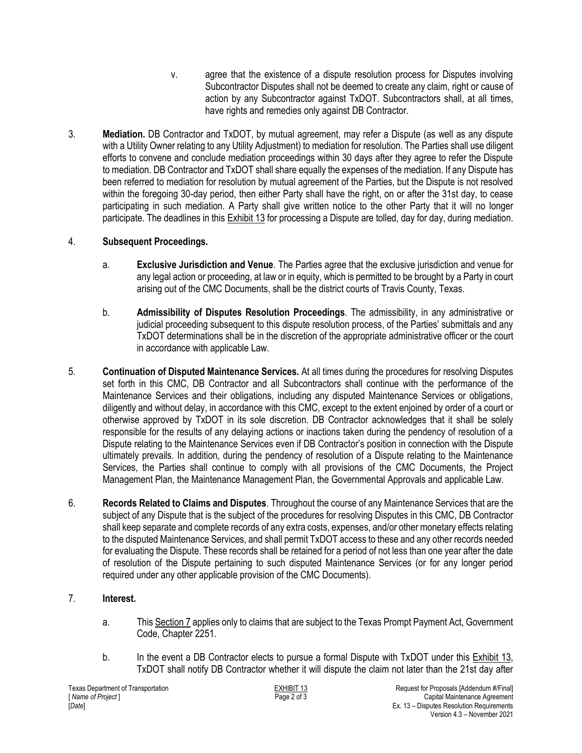v. agree that the existence of a dispute resolution process for Disputes involving Subcontractor Disputes shall not be deemed to create any claim, right or cause of action by any Subcontractor against TxDOT. Subcontractors shall, at all times, have rights and remedies only against DB Contractor.

3. **Mediation.** DB Contractor and TxDOT, by mutual agreement, may refer a Dispute (as well as any dispute with a Utility Owner relating to any Utility Adjustment) to mediation for resolution. The Parties shall use diligent efforts to convene and conclude mediation proceedings within 30 days after they agree to refer the Dispute to mediation. DB Contractor and TxDOT shall share equally the expenses of the mediation. If any Dispute has been referred to mediation for resolution by mutual agreement of the Parties, but the Dispute is not resolved within the foregoing 30-day period, then either Party shall have the right, on or after the 31st day, to cease participating in such mediation. A Party shall give written notice to the other Party that it will no longer participate. The deadlines in this Exhibit 13 for processing a Dispute are tolled, day for day, during mediation.

4. **Subsequent Proceedings.**

   a. **Exclusive Jurisdiction and Venue**. The Parties agree that the exclusive jurisdiction and venue for any legal action or proceeding, at law or in equity, which is permitted to be brought by a Party in court arising out of the CMC Documents, shall be the district courts of Travis County, Texas.

   b. **Admissibility of Disputes Resolution Proceedings**. The admissibility, in any administrative or judicial proceeding subsequent to this dispute resolution process, of the Parties' submittals and any TxDOT determinations shall be in the discretion of the appropriate administrative officer or the court in accordance with applicable Law.

5. **Continuation of Disputed Maintenance Services.** At all times during the procedures for resolving Disputes set forth in this CMC, DB Contractor and all Subcontractors shall continue with the performance of the Maintenance Services and their obligations, including any disputed Maintenance Services or obligations, diligently and without delay, in accordance with this CMC, except to the extent enjoined by order of a court or otherwise approved by TxDOT in its sole discretion. DB Contractor acknowledges that it shall be solely responsible for the results of any delaying actions or inactions taken during the pendency of resolution of a Dispute relating to the Maintenance Services even if DB Contractor's position in connection with the Dispute ultimately prevails. In addition, during the pendency of resolution of a Dispute relating to the Maintenance Services, the Parties shall continue to comply with all provisions of the CMC Documents, the Project Management Plan, the Maintenance Management Plan, the Governmental Approvals and applicable Law.

6. **Records Related to Claims and Disputes**. Throughout the course of any Maintenance Services that are the subject of any Dispute that is the subject of the procedures for resolving Disputes in this CMC, DB Contractor shall keep separate and complete records of any extra costs, expenses, and/or other monetary effects relating to the disputed Maintenance Services, and shall permit TxDOT access to these and any other records needed for evaluating the Dispute. These records shall be retained for a period of not less than one year after the date of resolution of the Dispute pertaining to such disputed Maintenance Services (or for any longer period required under any other applicable provision of the CMC Documents).

7. **Interest.**

   a. This Section 7 applies only to claims that are subject to the Texas Prompt Payment Act, Government Code, Chapter 2251.

   b. In the event a DB Contractor elects to pursue a formal Dispute with TxDOT under this Exhibit 13, TxDOT shall notify DB Contractor whether it will dispute the claim not later than the 21st day after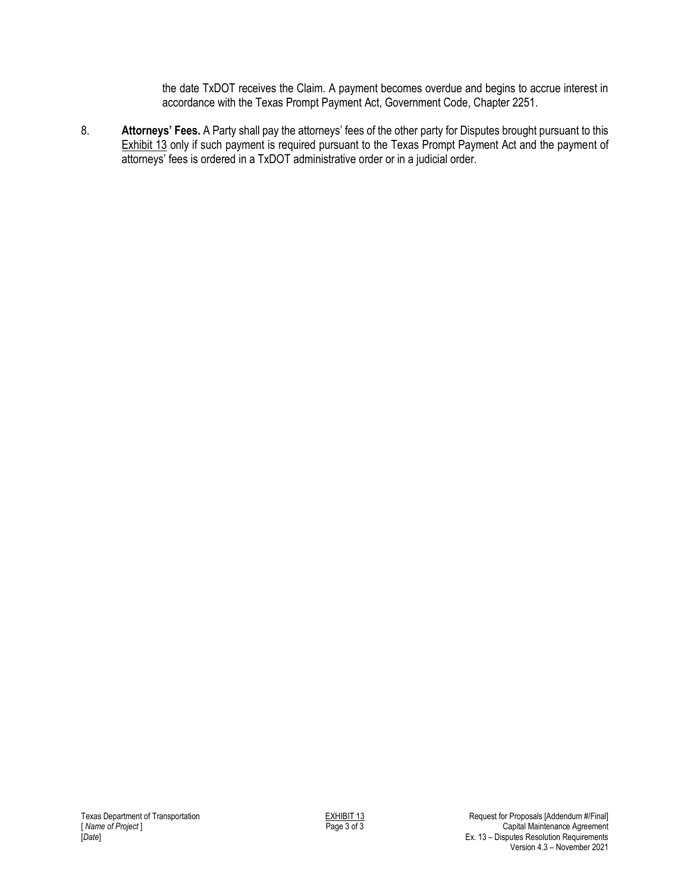the date TxDOT receives the Claim. A payment becomes overdue and begins to accrue interest in accordance with the Texas Prompt Payment Act, Government Code, Chapter 2251.

8. **Attorneys' Fees.** A Party shall pay the attorneys' fees of the other party for Disputes brought pursuant to this Exhibit 13 only if such payment is required pursuant to the Texas Prompt Payment Act and the payment of attorneys' fees is ordered in a TxDOT administrative order or in a judicial order.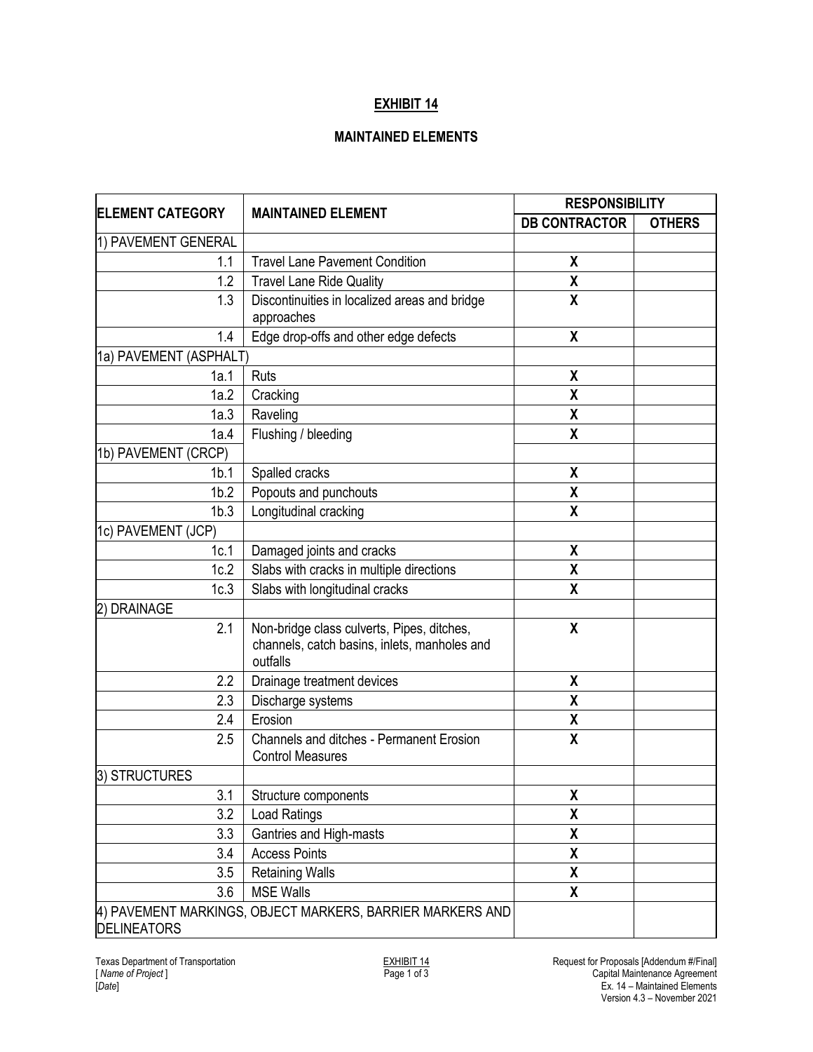# EXHIBIT 14

## MAINTAINED ELEMENTS

| ELEMENT CATEGORY | MAINTAINED ELEMENT | RESPONSIBILITY | |
|---|---|---|---|
| | | DB CONTRACTOR | OTHERS |
| 1) PAVEMENT GENERAL | | | |
| 1.1 | Travel Lane Pavement Condition | X | |
| 1.2 | Travel Lane Ride Quality | X | |
| 1.3 | Discontinuities in localized areas and bridge approaches | X | |
| 1.4 | Edge drop-offs and other edge defects | X | |
| 1a) PAVEMENT (ASPHALT) | | | |
| 1a.1 | Ruts | X | |
| 1a.2 | Cracking | X | |
| 1a.3 | Raveling | X | |
| 1a.4 | Flushing / bleeding | X | |
| 1b) PAVEMENT (CRCP) | | | |
| 1b.1 | Spalled cracks | X | |
| 1b.2 | Popouts and punchouts | X | |
| 1b.3 | Longitudinal cracking | X | |
| 1c) PAVEMENT (JCP) | | | |
| 1c.1 | Damaged joints and cracks | X | |
| 1c.2 | Slabs with cracks in multiple directions | X | |
| 1c.3 | Slabs with longitudinal cracks | X | |
| 2) DRAINAGE | | | |
| 2.1 | Non-bridge class culverts, Pipes, ditches, channels, catch basins, inlets, manholes and outfalls | X | |
| 2.2 | Drainage treatment devices | X | |
| 2.3 | Discharge systems | X | |
| 2.4 | Erosion | X | |
| 2.5 | Channels and ditches - Permanent Erosion Control Measures | X | |
| 3) STRUCTURES | | | |
| 3.1 | Structure components | X | |
| 3.2 | Load Ratings | X | |
| 3.3 | Gantries and High-masts | X | |
| 3.4 | Access Points | X | |
| 3.5 | Retaining Walls | X | |
| 3.6 | MSE Walls | X | |
| 4) PAVEMENT MARKINGS, OBJECT MARKERS, BARRIER MARKERS AND DELINEATORS | | | |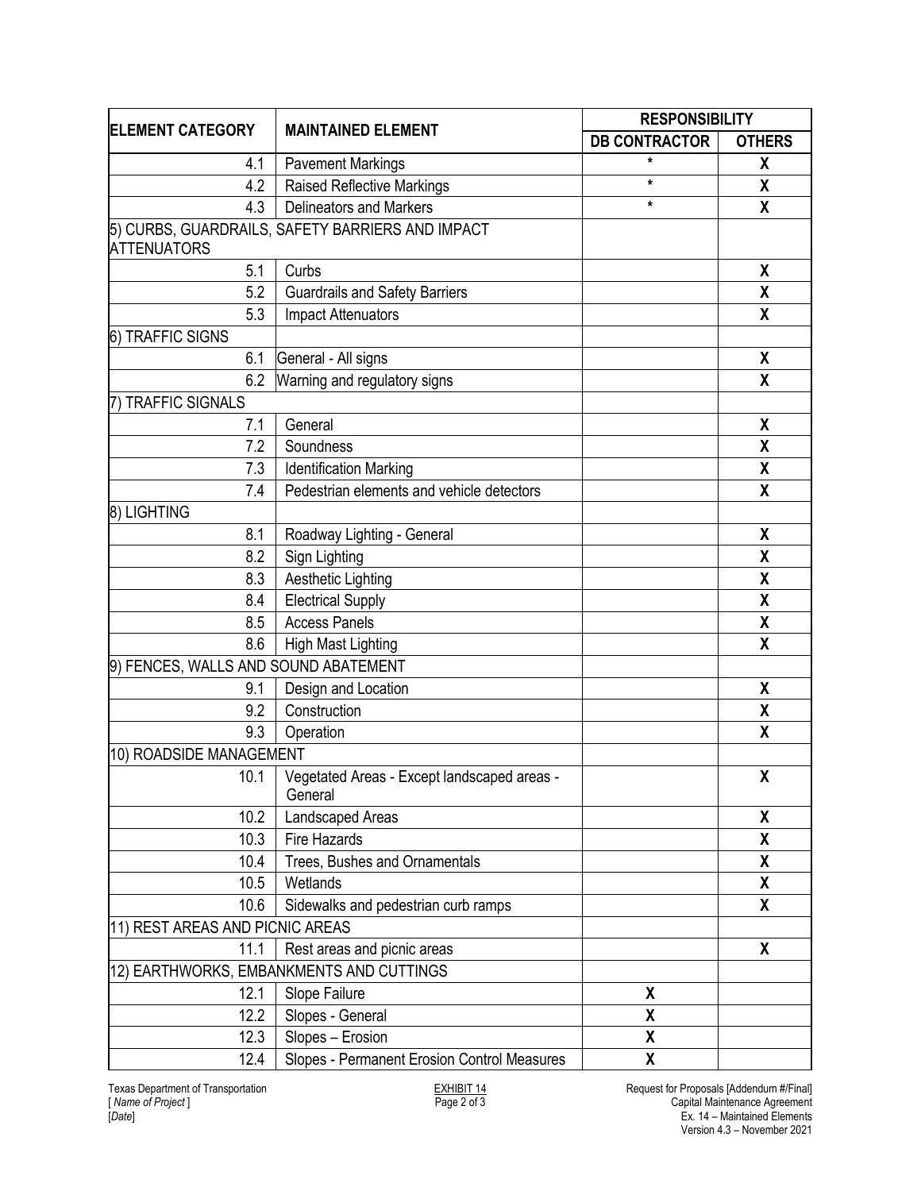| ELEMENT CATEGORY | MAINTAINED ELEMENT | RESPONSIBILITY | |
|---|---|---|---|
| | | DB CONTRACTOR | OTHERS |
| 4.1 | Pavement Markings | * | X |
| 4.2 | Raised Reflective Markings | * | X |
| 4.3 | Delineators and Markers | * | X |
| 5) CURBS, GUARDRAILS, SAFETY BARRIERS AND IMPACT ATTENUATORS | | | |
| 5.1 | Curbs | | X |
| 5.2 | Guardrails and Safety Barriers | | X |
| 5.3 | Impact Attenuators | | X |
| 6) TRAFFIC SIGNS | | | |
| 6.1 | General - All signs | | X |
| 6.2 | Warning and regulatory signs | | X |
| 7) TRAFFIC SIGNALS | | | |
| 7.1 | General | | X |
| 7.2 | Soundness | | X |
| 7.3 | Identification Marking | | X |
| 7.4 | Pedestrian elements and vehicle detectors | | X |
| 8) LIGHTING | | | |
| 8.1 | Roadway Lighting - General | | X |
| 8.2 | Sign Lighting | | X |
| 8.3 | Aesthetic Lighting | | X |
| 8.4 | Electrical Supply | | X |
| 8.5 | Access Panels | | X |
| 8.6 | High Mast Lighting | | X |
| 9) FENCES, WALLS AND SOUND ABATEMENT | | | |
| 9.1 | Design and Location | | X |
| 9.2 | Construction | | X |
| 9.3 | Operation | | X |
| 10) ROADSIDE MANAGEMENT | | | |
| 10.1 | Vegetated Areas - Except landscaped areas - General | | X |
| 10.2 | Landscaped Areas | | X |
| 10.3 | Fire Hazards | | X |
| 10.4 | Trees, Bushes and Ornamentals | | X |
| 10.5 | Wetlands | | X |
| 10.6 | Sidewalks and pedestrian curb ramps | | X |
| 11) REST AREAS AND PICNIC AREAS | | | |
| 11.1 | Rest areas and picnic areas | | X |
| 12) EARTHWORKS, EMBANKMENTS AND CUTTINGS | | | |
| 12.1 | Slope Failure | X | |
| 12.2 | Slopes - General | X | |
| 12.3 | Slopes – Erosion | X | |
| 12.4 | Slopes - Permanent Erosion Control Measures | X | |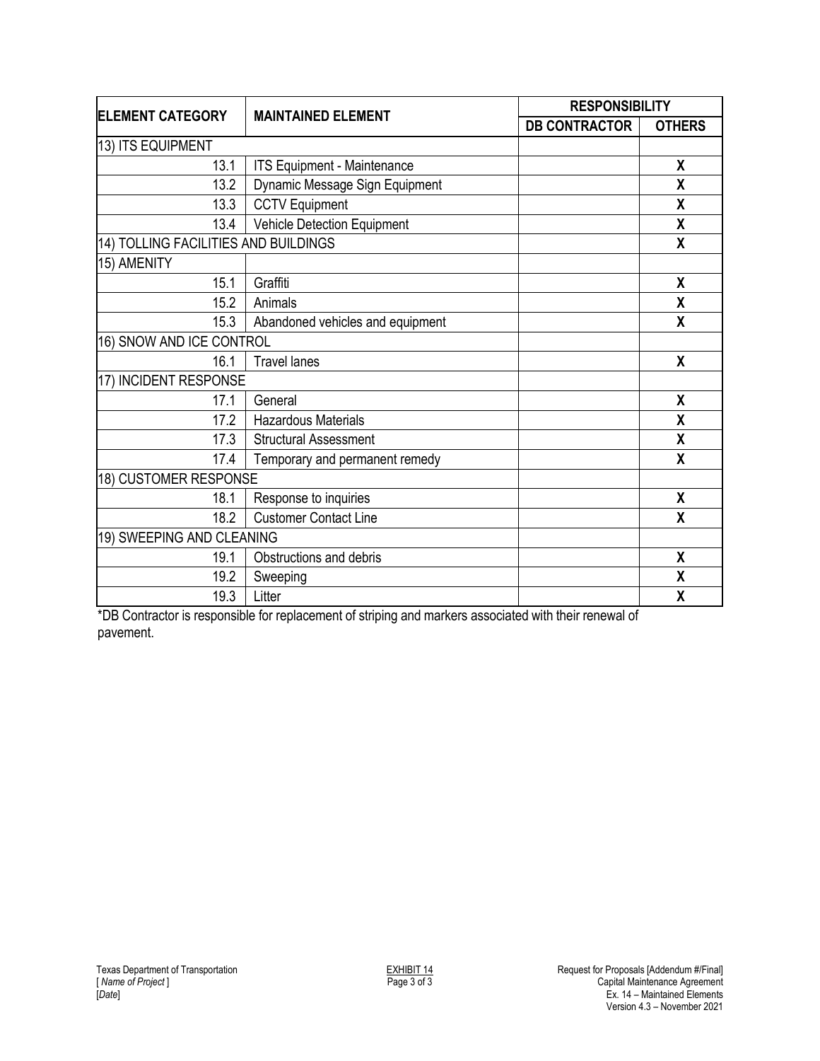| ELEMENT CATEGORY | MAINTAINED ELEMENT | RESPONSIBILITY | |
|---|---|---|---|
| | | DB CONTRACTOR | OTHERS |
| 13) ITS EQUIPMENT | | | |
| 13.1 | ITS Equipment - Maintenance | | X |
| 13.2 | Dynamic Message Sign Equipment | | X |
| 13.3 | CCTV Equipment | | X |
| 13.4 | Vehicle Detection Equipment | | X |
| 14) TOLLING FACILITIES AND BUILDINGS | | | X |
| 15) AMENITY | | | |
| 15.1 | Graffiti | | X |
| 15.2 | Animals | | X |
| 15.3 | Abandoned vehicles and equipment | | X |
| 16) SNOW AND ICE CONTROL | | | |
| 16.1 | Travel lanes | | X |
| 17) INCIDENT RESPONSE | | | |
| 17.1 | General | | X |
| 17.2 | Hazardous Materials | | X |
| 17.3 | Structural Assessment | | X |
| 17.4 | Temporary and permanent remedy | | X |
| 18) CUSTOMER RESPONSE | | | |
| 18.1 | Response to inquiries | | X |
| 18.2 | Customer Contact Line | | X |
| 19) SWEEPING AND CLEANING | | | |
| 19.1 | Obstructions and debris | | X |
| 19.2 | Sweeping | | X |
| 19.3 | Litter | | X |

*DB Contractor is responsible for replacement of striping and markers associated with their renewal of pavement.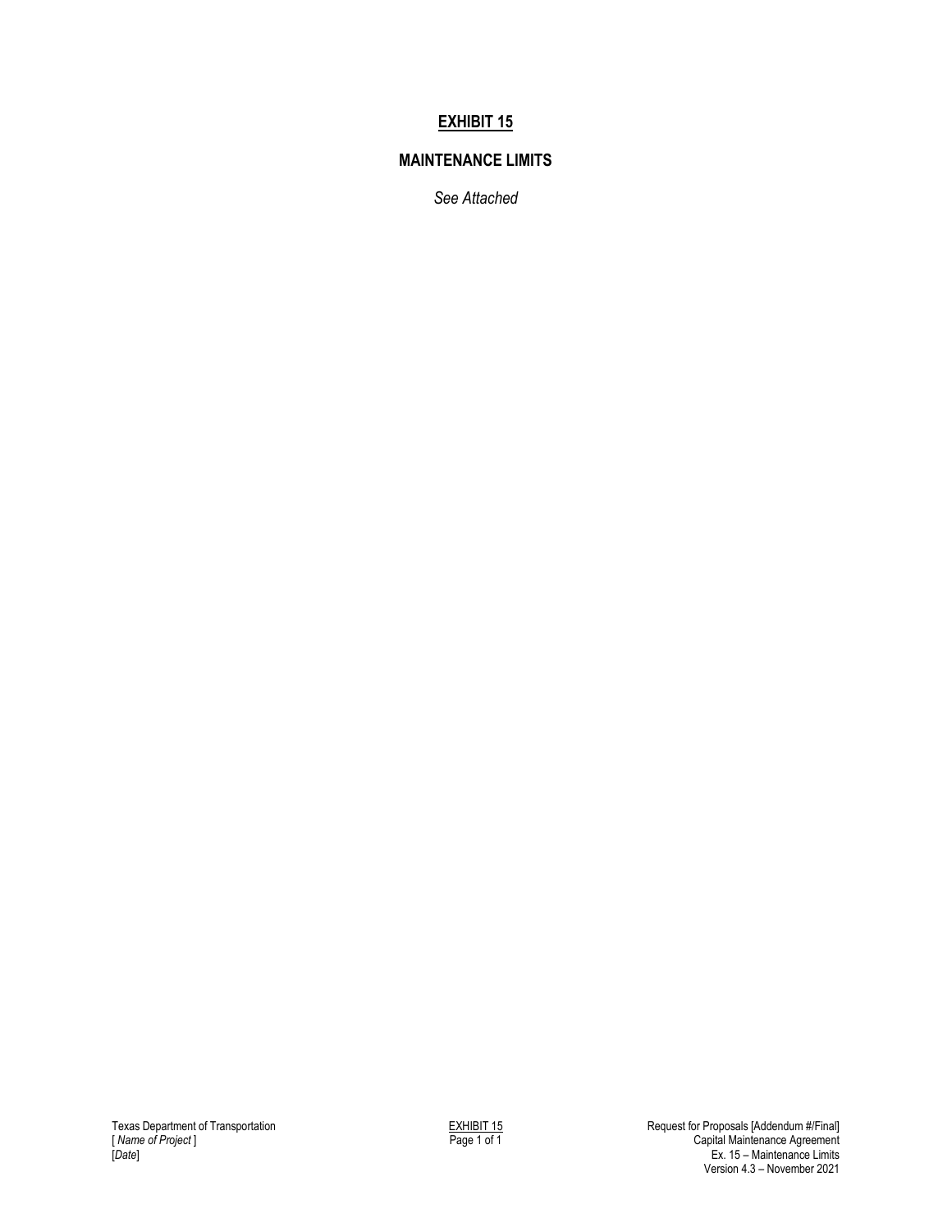# EXHIBIT 15

## MAINTENANCE LIMITS

*See Attached*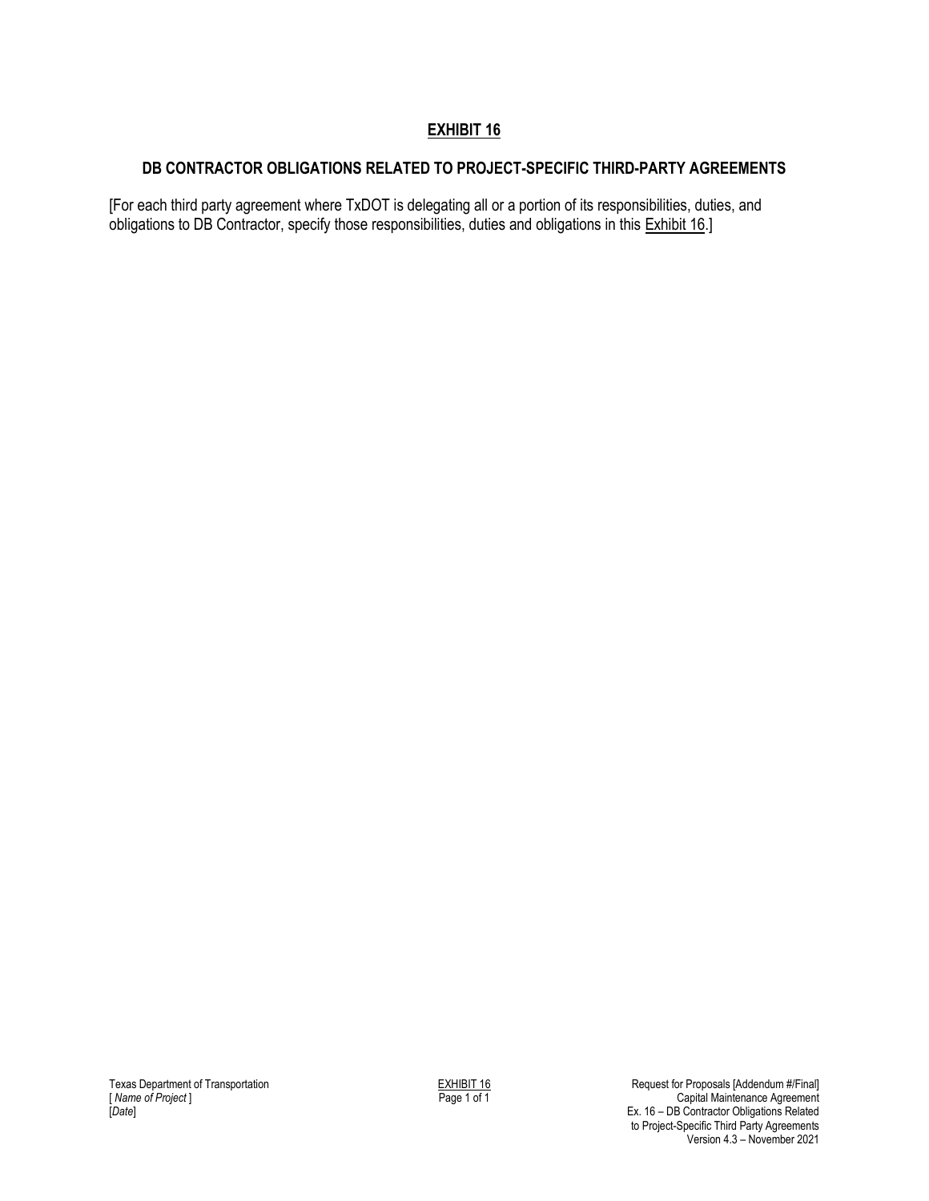# EXHIBIT 16

## DB CONTRACTOR OBLIGATIONS RELATED TO PROJECT-SPECIFIC THIRD-PARTY AGREEMENTS

[For each third party agreement where TxDOT is delegating all or a portion of its responsibilities, duties, and obligations to DB Contractor, specify those responsibilities, duties and obligations in this Exhibit 16.]